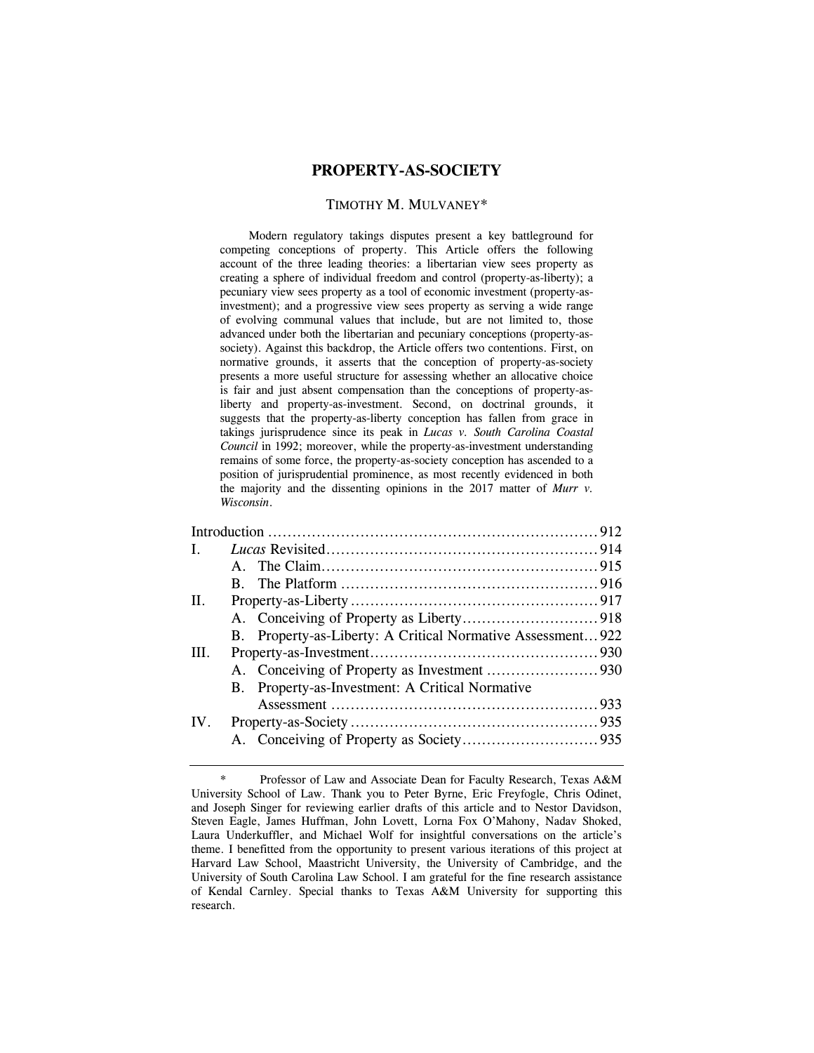# PROPERTY-AS-SOCIETY

TIMOTHY M. MULVANEY*

Modern regulatory takings disputes present a key battleground for competing conceptions of property. This Article offers the following account of the three leading theories: a libertarian view sees property as creating a sphere of individual freedom and control (property-as-liberty); a pecuniary view sees property as a tool of economic investment (property-as-investment); and a progressive view sees property as serving a wide range of evolving communal values that include, but are not limited to, those advanced under both the libertarian and pecuniary conceptions (property-as-society). Against this backdrop, the Article offers two contentions. First, on normative grounds, it asserts that the conception of property-as-society presents a more useful structure for assessing whether an allocative choice is fair and just absent compensation than the conceptions of property-as-liberty and property-as-investment. Second, on doctrinal grounds, it suggests that the property-as-liberty conception has fallen from grace in takings jurisprudence since its peak in *Lucas v. South Carolina Coastal Council* in 1992; moreover, while the property-as-investment understanding remains of some force, the property-as-society conception has ascended to a position of jurisprudential prominence, as most recently evidenced in both the majority and the dissenting opinions in the 2017 matter of *Murr v. Wisconsin*.

| | | |
|---|---|---|
| Introduction | | 912 |
| I. | *Lucas* Revisited | 914 |
| | A. The Claim | 915 |
| | B. The Platform | 916 |
| II. | Property-as-Liberty | 917 |
| | A. Conceiving of Property as Liberty | 918 |
| | B. Property-as-Liberty: A Critical Normative Assessment | 922 |
| III. | Property-as-Investment | 930 |
| | A. Conceiving of Property as Investment | 930 |
| | B. Property-as-Investment: A Critical Normative Assessment | 933 |
| IV. | Property-as-Society | 935 |
| | A. Conceiving of Property as Society | 935 |

\* Professor of Law and Associate Dean for Faculty Research, Texas A&M University School of Law. Thank you to Peter Byrne, Eric Freyfogle, Chris Odinet, and Joseph Singer for reviewing earlier drafts of this article and to Nestor Davidson, Steven Eagle, James Huffman, John Lovett, Lorna Fox O'Mahony, Nadav Shoked, Laura Underkuffler, and Michael Wolf for insightful conversations on the article's theme. I benefitted from the opportunity to present various iterations of this project at Harvard Law School, Maastricht University, the University of Cambridge, and the University of South Carolina Law School. I am grateful for the fine research assistance of Kendal Carnley. Special thanks to Texas A&M University for supporting this research.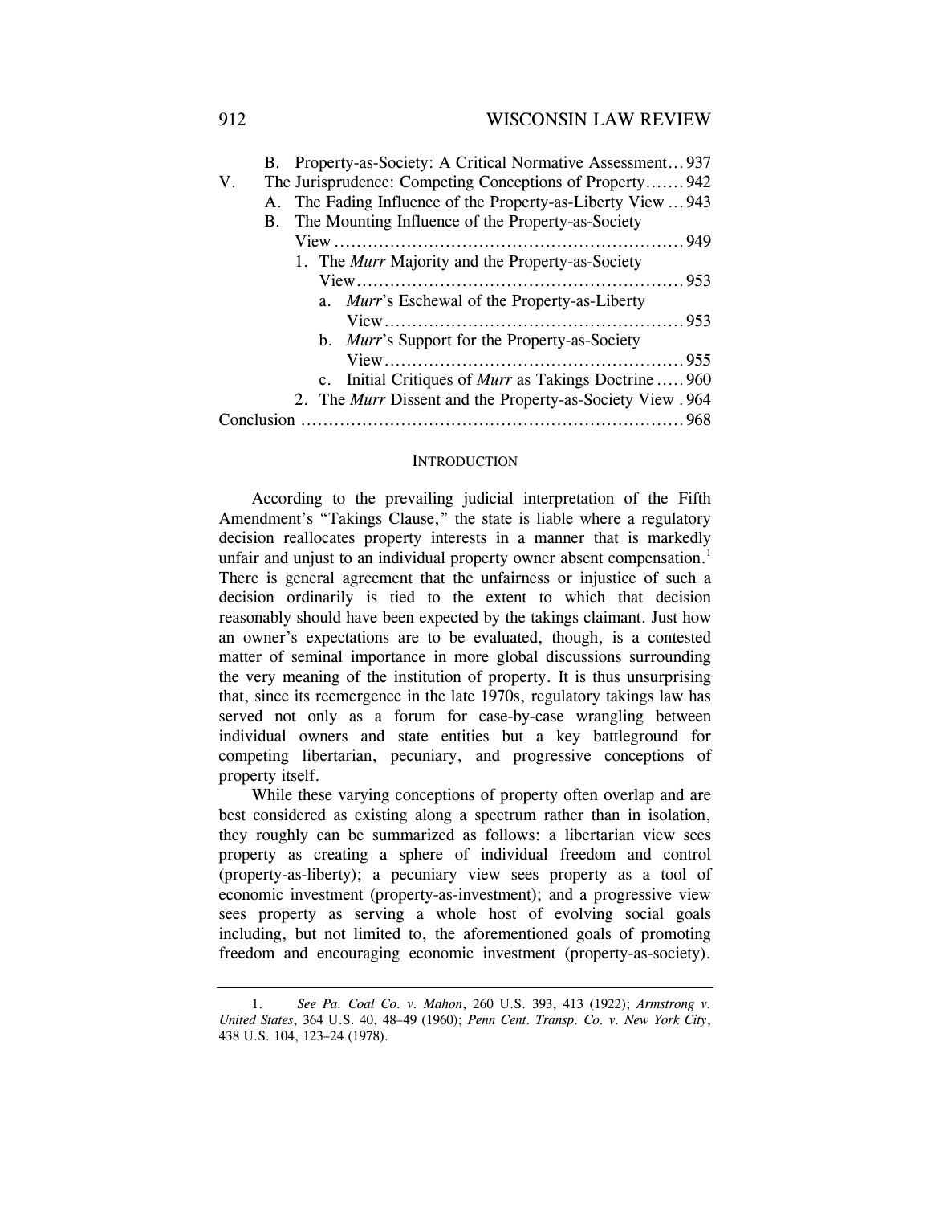B. Property-as-Society: A Critical Normative Assessment... 937

V. The Jurisprudence: Competing Conceptions of Property....... 942

A. The Fading Influence of the Property-as-Liberty View ... 943

B. The Mounting Influence of the Property-as-Society View ... 949

1. The *Murr* Majority and the Property-as-Society View ... 953

a. *Murr*'s Eschewal of the Property-as-Liberty View ... 953

b. *Murr*'s Support for the Property-as-Society View ... 955

c. Initial Critiques of *Murr* as Takings Doctrine ..... 960

2. The *Murr* Dissent and the Property-as-Society View . 964

Conclusion ... 968

## INTRODUCTION

According to the prevailing judicial interpretation of the Fifth Amendment's "Takings Clause," the state is liable where a regulatory decision reallocates property interests in a manner that is markedly unfair and unjust to an individual property owner absent compensation.[1] There is general agreement that the unfairness or injustice of such a decision ordinarily is tied to the extent to which that decision reasonably should have been expected by the takings claimant. Just how an owner's expectations are to be evaluated, though, is a contested matter of seminal importance in more global discussions surrounding the very meaning of the institution of property. It is thus unsurprising that, since its reemergence in the late 1970s, regulatory takings law has served not only as a forum for case-by-case wrangling between individual owners and state entities but a key battleground for competing libertarian, pecuniary, and progressive conceptions of property itself.

While these varying conceptions of property often overlap and are best considered as existing along a spectrum rather than in isolation, they roughly can be summarized as follows: a libertarian view sees property as creating a sphere of individual freedom and control (property-as-liberty); a pecuniary view sees property as a tool of economic investment (property-as-investment); and a progressive view sees property as serving a whole host of evolving social goals including, but not limited to, the aforementioned goals of promoting freedom and encouraging economic investment (property-as-society).

1. *See Pa. Coal Co. v. Mahon*, 260 U.S. 393, 413 (1922); *Armstrong v. United States*, 364 U.S. 40, 48–49 (1960); *Penn Cent. Transp. Co. v. New York City*, 438 U.S. 104, 123–24 (1978).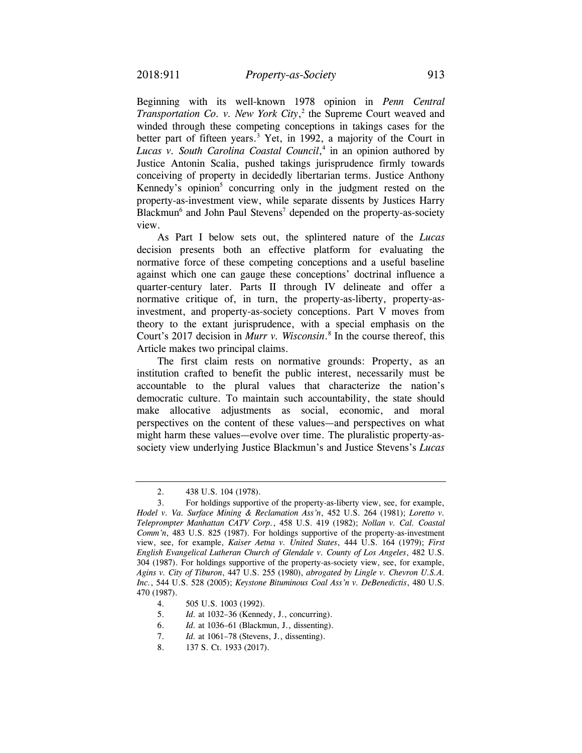Beginning with its well-known 1978 opinion in *Penn Central Transportation Co. v. New York City*,[2] the Supreme Court weaved and winded through these competing conceptions in takings cases for the better part of fifteen years.[3] Yet, in 1992, a majority of the Court in *Lucas v. South Carolina Coastal Council*,[4] in an opinion authored by Justice Antonin Scalia, pushed takings jurisprudence firmly towards conceiving of property in decidedly libertarian terms. Justice Anthony Kennedy's opinion[5] concurring only in the judgment rested on the property-as-investment view, while separate dissents by Justices Harry Blackmun[6] and John Paul Stevens[7] depended on the property-as-society view.

As Part I below sets out, the splintered nature of the *Lucas* decision presents both an effective platform for evaluating the normative force of these competing conceptions and a useful baseline against which one can gauge these conceptions' doctrinal influence a quarter-century later. Parts II through IV delineate and offer a normative critique of, in turn, the property-as-liberty, property-as-investment, and property-as-society conceptions. Part V moves from theory to the extant jurisprudence, with a special emphasis on the Court's 2017 decision in *Murr v. Wisconsin*.[8] In the course thereof, this Article makes two principal claims.

The first claim rests on normative grounds: Property, as an institution crafted to benefit the public interest, necessarily must be accountable to the plural values that characterize the nation's democratic culture. To maintain such accountability, the state should make allocative adjustments as social, economic, and moral perspectives on the content of these values—and perspectives on what might harm these values—evolve over time. The pluralistic property-as-society view underlying Justice Blackmun's and Justice Stevens's *Lucas*

---

2. 438 U.S. 104 (1978).

3. For holdings supportive of the property-as-liberty view, see, for example, *Hodel v. Va. Surface Mining & Reclamation Ass'n*, 452 U.S. 264 (1981); *Loretto v. Teleprompter Manhattan CATV Corp.*, 458 U.S. 419 (1982); *Nollan v. Cal. Coastal Comm'n*, 483 U.S. 825 (1987). For holdings supportive of the property-as-investment view, see, for example, *Kaiser Aetna v. United States*, 444 U.S. 164 (1979); *First English Evangelical Lutheran Church of Glendale v. County of Los Angeles*, 482 U.S. 304 (1987). For holdings supportive of the property-as-society view, see, for example, *Agins v. City of Tiburon*, 447 U.S. 255 (1980), *abrogated by Lingle v. Chevron U.S.A. Inc.*, 544 U.S. 528 (2005); *Keystone Bituminous Coal Ass'n v. DeBenedictis*, 480 U.S. 470 (1987).

4. 505 U.S. 1003 (1992).

5. *Id.* at 1032–36 (Kennedy, J., concurring).

6. *Id.* at 1036–61 (Blackmun, J., dissenting).

7. *Id.* at 1061–78 (Stevens, J., dissenting).

8. 137 S. Ct. 1933 (2017).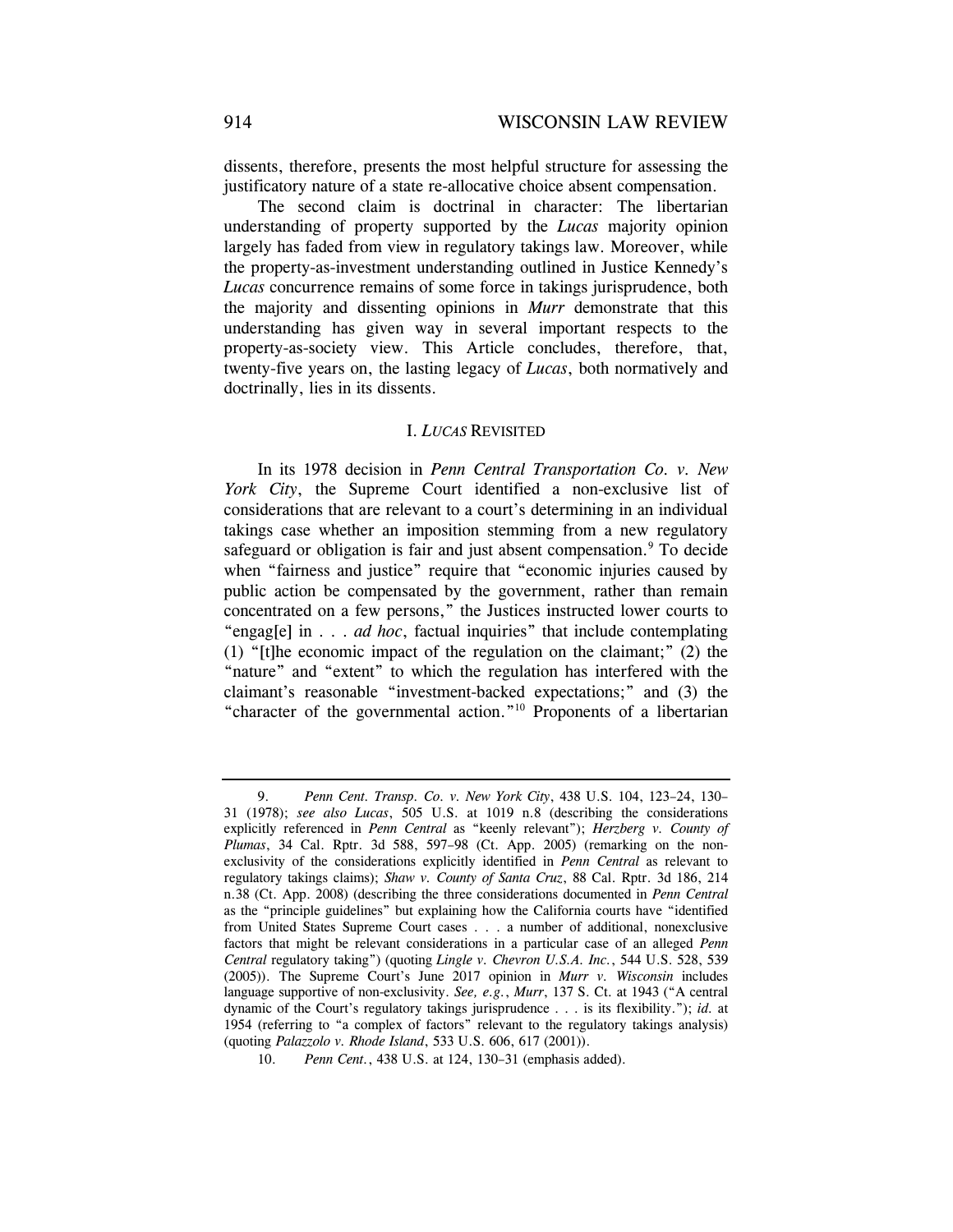dissents, therefore, presents the most helpful structure for assessing the justificatory nature of a state re-allocative choice absent compensation.

The second claim is doctrinal in character: The libertarian understanding of property supported by the *Lucas* majority opinion largely has faded from view in regulatory takings law. Moreover, while the property-as-investment understanding outlined in Justice Kennedy's *Lucas* concurrence remains of some force in takings jurisprudence, both the majority and dissenting opinions in *Murr* demonstrate that this understanding has given way in several important respects to the property-as-society view. This Article concludes, therefore, that, twenty-five years on, the lasting legacy of *Lucas*, both normatively and doctrinally, lies in its dissents.

## I. *LUCAS* REVISITED

In its 1978 decision in *Penn Central Transportation Co. v. New York City*, the Supreme Court identified a non-exclusive list of considerations that are relevant to a court's determining in an individual takings case whether an imposition stemming from a new regulatory safeguard or obligation is fair and just absent compensation.[9] To decide when "fairness and justice" require that "economic injuries caused by public action be compensated by the government, rather than remain concentrated on a few persons," the Justices instructed lower courts to "engag[e] in . . . *ad hoc*, factual inquiries" that include contemplating (1) "[t]he economic impact of the regulation on the claimant;" (2) the "nature" and "extent" to which the regulation has interfered with the claimant's reasonable "investment-backed expectations;" and (3) the "character of the governmental action."[10] Proponents of a libertarian

---

9. *Penn Cent. Transp. Co. v. New York City*, 438 U.S. 104, 123–24, 130–31 (1978); *see also Lucas*, 505 U.S. at 1019 n.8 (describing the considerations explicitly referenced in *Penn Central* as "keenly relevant"); *Herzberg v. County of Plumas*, 34 Cal. Rptr. 3d 588, 597–98 (Ct. App. 2005) (remarking on the non-exclusivity of the considerations explicitly identified in *Penn Central* as relevant to regulatory takings claims); *Shaw v. County of Santa Cruz*, 88 Cal. Rptr. 3d 186, 214 n.38 (Ct. App. 2008) (describing the three considerations documented in *Penn Central* as the "principle guidelines" but explaining how the California courts have "identified from United States Supreme Court cases . . . a number of additional, nonexclusive factors that might be relevant considerations in a particular case of an alleged *Penn Central* regulatory taking") (quoting *Lingle v. Chevron U.S.A. Inc.*, 544 U.S. 528, 539 (2005)). The Supreme Court's June 2017 opinion in *Murr v. Wisconsin* includes language supportive of non-exclusivity. *See, e.g.*, *Murr*, 137 S. Ct. at 1943 ("A central dynamic of the Court's regulatory takings jurisprudence . . . is its flexibility."); *id.* at 1954 (referring to "a complex of factors" relevant to the regulatory takings analysis) (quoting *Palazzolo v. Rhode Island*, 533 U.S. 606, 617 (2001)).

10. *Penn Cent.*, 438 U.S. at 124, 130–31 (emphasis added).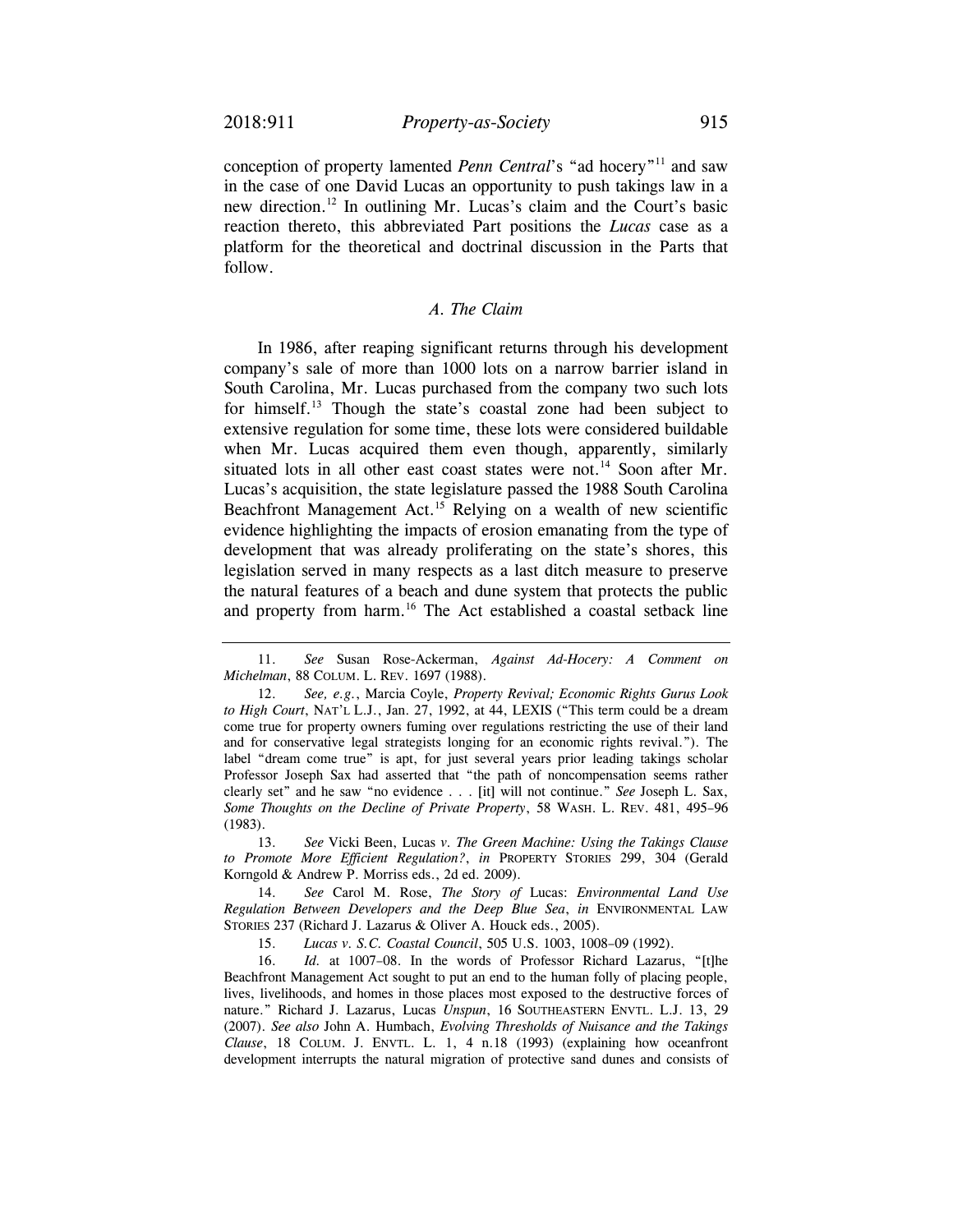conception of property lamented *Penn Central*'s "ad hocery"[11] and saw in the case of one David Lucas an opportunity to push takings law in a new direction.[12] In outlining Mr. Lucas's claim and the Court's basic reaction thereto, this abbreviated Part positions the *Lucas* case as a platform for the theoretical and doctrinal discussion in the Parts that follow.

### *A. The Claim*

In 1986, after reaping significant returns through his development company's sale of more than 1000 lots on a narrow barrier island in South Carolina, Mr. Lucas purchased from the company two such lots for himself.[13] Though the state's coastal zone had been subject to extensive regulation for some time, these lots were considered buildable when Mr. Lucas acquired them even though, apparently, similarly situated lots in all other east coast states were not.[14] Soon after Mr. Lucas's acquisition, the state legislature passed the 1988 South Carolina Beachfront Management Act.[15] Relying on a wealth of new scientific evidence highlighting the impacts of erosion emanating from the type of development that was already proliferating on the state's shores, this legislation served in many respects as a last ditch measure to preserve the natural features of a beach and dune system that protects the public and property from harm.[16] The Act established a coastal setback line

---

11. *See* Susan Rose-Ackerman, *Against Ad-Hocery: A Comment on Michelman*, 88 COLUM. L. REV. 1697 (1988).

12. *See, e.g.*, Marcia Coyle, *Property Revival; Economic Rights Gurus Look to High Court*, NAT'L L.J., Jan. 27, 1992, at 44, LEXIS ("This term could be a dream come true for property owners fuming over regulations restricting the use of their land and for conservative legal strategists longing for an economic rights revival."). The label "dream come true" is apt, for just several years prior leading takings scholar Professor Joseph Sax had asserted that "the path of noncompensation seems rather clearly set" and he saw "no evidence . . . [it] will not continue." *See* Joseph L. Sax, *Some Thoughts on the Decline of Private Property*, 58 WASH. L. REV. 481, 495–96 (1983).

13. *See* Vicki Been, Lucas *v. The Green Machine: Using the Takings Clause to Promote More Efficient Regulation?*, *in* PROPERTY STORIES 299, 304 (Gerald Korngold & Andrew P. Morriss eds., 2d ed. 2009).

14. *See* Carol M. Rose, *The Story of* Lucas*: Environmental Land Use Regulation Between Developers and the Deep Blue Sea*, *in* ENVIRONMENTAL LAW STORIES 237 (Richard J. Lazarus & Oliver A. Houck eds., 2005).

15. *Lucas v. S.C. Coastal Council*, 505 U.S. 1003, 1008–09 (1992).

16. *Id.* at 1007–08. In the words of Professor Richard Lazarus, "[t]he Beachfront Management Act sought to put an end to the human folly of placing people, lives, livelihoods, and homes in those places most exposed to the destructive forces of nature." Richard J. Lazarus, Lucas *Unspun*, 16 SOUTHEASTERN ENVTL. L.J. 13, 29 (2007). *See also* John A. Humbach, *Evolving Thresholds of Nuisance and the Takings Clause*, 18 COLUM. J. ENVTL. L. 1, 4 n.18 (1993) (explaining how oceanfront development interrupts the natural migration of protective sand dunes and consists of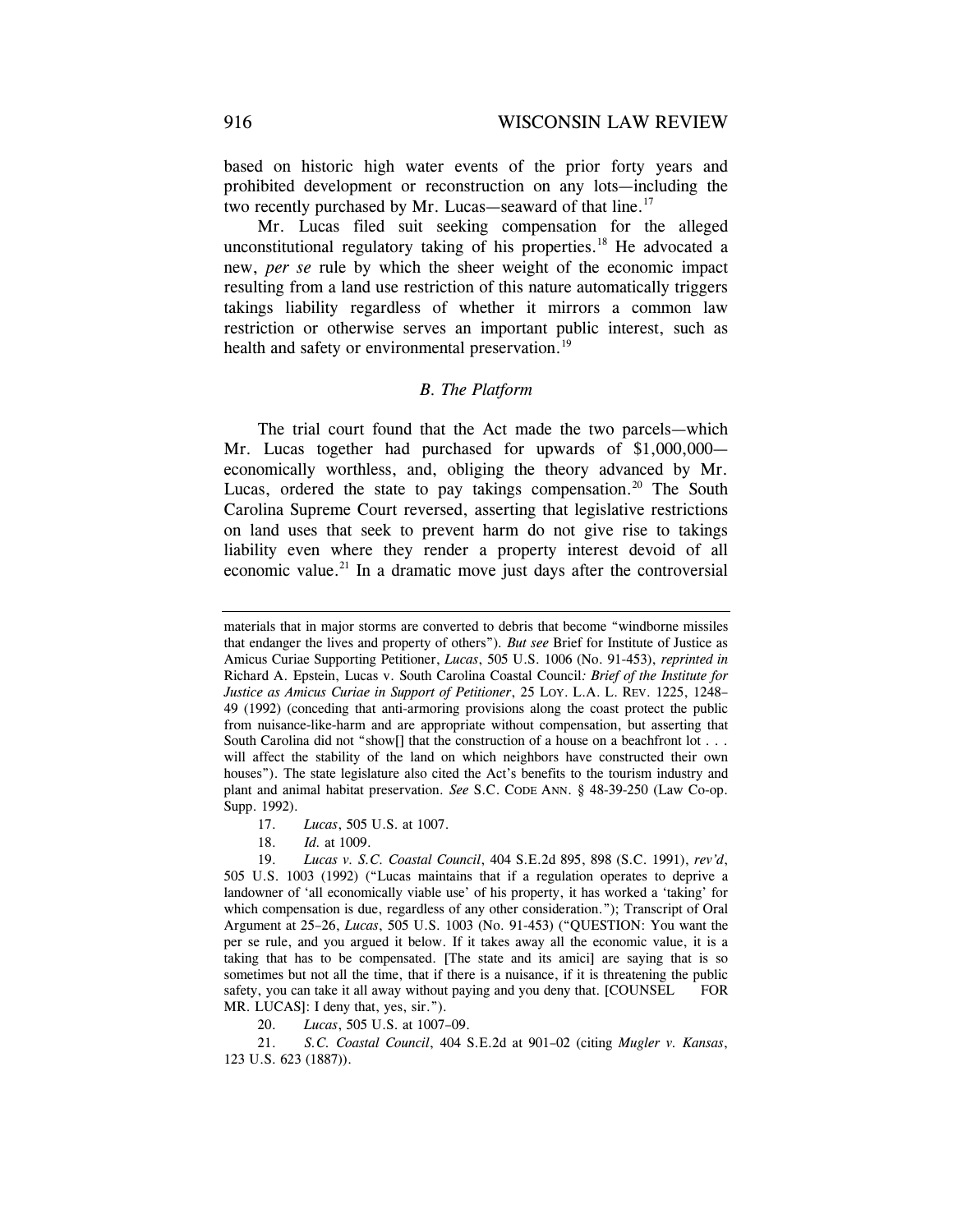based on historic high water events of the prior forty years and prohibited development or reconstruction on any lots—including the two recently purchased by Mr. Lucas—seaward of that line.[17]

Mr. Lucas filed suit seeking compensation for the alleged unconstitutional regulatory taking of his properties.[18] He advocated a new, *per se* rule by which the sheer weight of the economic impact resulting from a land use restriction of this nature automatically triggers takings liability regardless of whether it mirrors a common law restriction or otherwise serves an important public interest, such as health and safety or environmental preservation.[19]

### *B. The Platform*

The trial court found that the Act made the two parcels—which Mr. Lucas together had purchased for upwards of $1,000,000—economically worthless, and, obliging the theory advanced by Mr. Lucas, ordered the state to pay takings compensation.[20] The South Carolina Supreme Court reversed, asserting that legislative restrictions on land uses that seek to prevent harm do not give rise to takings liability even where they render a property interest devoid of all economic value.[21] In a dramatic move just days after the controversial

---

materials that in major storms are converted to debris that become "windborne missiles that endanger the lives and property of others"). *But see* Brief for Institute of Justice as Amicus Curiae Supporting Petitioner, *Lucas*, 505 U.S. 1006 (No. 91-453), *reprinted in* Richard A. Epstein, Lucas v. South Carolina Coastal Council*: Brief of the Institute for Justice as Amicus Curiae in Support of Petitioner*, 25 LOY. L.A. L. REV. 1225, 1248–49 (1992) (conceding that anti-armoring provisions along the coast protect the public from nuisance-like-harm and are appropriate without compensation, but asserting that South Carolina did not "show[] that the construction of a house on a beachfront lot . . . will affect the stability of the land on which neighbors have constructed their own houses"). The state legislature also cited the Act's benefits to the tourism industry and plant and animal habitat preservation. *See* S.C. CODE ANN. § 48-39-250 (Law Co-op. Supp. 1992).

17. *Lucas*, 505 U.S. at 1007.

18. *Id.* at 1009.

19. *Lucas v. S.C. Coastal Council*, 404 S.E.2d 895, 898 (S.C. 1991), *rev'd*, 505 U.S. 1003 (1992) ("Lucas maintains that if a regulation operates to deprive a landowner of 'all economically viable use' of his property, it has worked a 'taking' for which compensation is due, regardless of any other consideration."); Transcript of Oral Argument at 25–26, *Lucas*, 505 U.S. 1003 (No. 91-453) ("QUESTION: You want the per se rule, and you argued it below. If it takes away all the economic value, it is a taking that has to be compensated. [The state and its amici] are saying that is so sometimes but not all the time, that if there is a nuisance, if it is threatening the public safety, you can take it all away without paying and you deny that. [COUNSEL FOR MR. LUCAS]: I deny that, yes, sir.").

20. *Lucas*, 505 U.S. at 1007–09.

21. *S.C. Coastal Council*, 404 S.E.2d at 901–02 (citing *Mugler v. Kansas*, 123 U.S. 623 (1887)).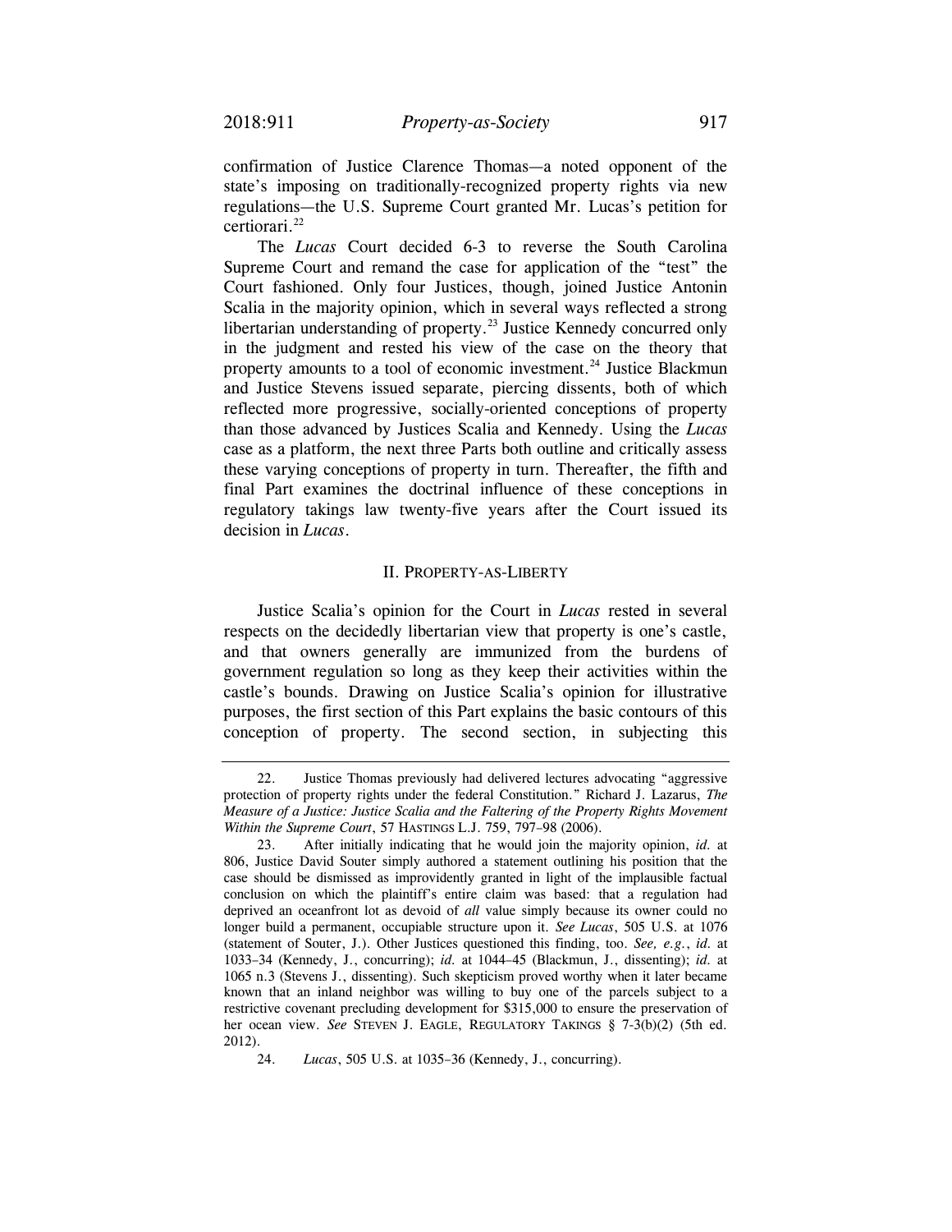confirmation of Justice Clarence Thomas—a noted opponent of the state's imposing on traditionally-recognized property rights via new regulations—the U.S. Supreme Court granted Mr. Lucas's petition for certiorari.[22]

The *Lucas* Court decided 6-3 to reverse the South Carolina Supreme Court and remand the case for application of the "test" the Court fashioned. Only four Justices, though, joined Justice Antonin Scalia in the majority opinion, which in several ways reflected a strong libertarian understanding of property.[23] Justice Kennedy concurred only in the judgment and rested his view of the case on the theory that property amounts to a tool of economic investment.[24] Justice Blackmun and Justice Stevens issued separate, piercing dissents, both of which reflected more progressive, socially-oriented conceptions of property than those advanced by Justices Scalia and Kennedy. Using the *Lucas* case as a platform, the next three Parts both outline and critically assess these varying conceptions of property in turn. Thereafter, the fifth and final Part examines the doctrinal influence of these conceptions in regulatory takings law twenty-five years after the Court issued its decision in *Lucas*.

## II. PROPERTY-AS-LIBERTY

Justice Scalia's opinion for the Court in *Lucas* rested in several respects on the decidedly libertarian view that property is one's castle, and that owners generally are immunized from the burdens of government regulation so long as they keep their activities within the castle's bounds. Drawing on Justice Scalia's opinion for illustrative purposes, the first section of this Part explains the basic contours of this conception of property. The second section, in subjecting this

---

22. Justice Thomas previously had delivered lectures advocating "aggressive protection of property rights under the federal Constitution." Richard J. Lazarus, *The Measure of a Justice: Justice Scalia and the Faltering of the Property Rights Movement Within the Supreme Court*, 57 HASTINGS L.J. 759, 797–98 (2006).

23. After initially indicating that he would join the majority opinion, *id.* at 806, Justice David Souter simply authored a statement outlining his position that the case should be dismissed as improvidently granted in light of the implausible factual conclusion on which the plaintiff's entire claim was based: that a regulation had deprived an oceanfront lot as devoid of *all* value simply because its owner could no longer build a permanent, occupiable structure upon it. *See Lucas*, 505 U.S. at 1076 (statement of Souter, J.). Other Justices questioned this finding, too. *See, e.g.*, *id.* at 1033–34 (Kennedy, J., concurring); *id.* at 1044–45 (Blackmun, J., dissenting); *id.* at 1065 n.3 (Stevens J., dissenting). Such skepticism proved worthy when it later became known that an inland neighbor was willing to buy one of the parcels subject to a restrictive covenant precluding development for $315,000 to ensure the preservation of her ocean view. *See* STEVEN J. EAGLE, REGULATORY TAKINGS § 7-3(b)(2) (5th ed. 2012).

24. *Lucas*, 505 U.S. at 1035–36 (Kennedy, J., concurring).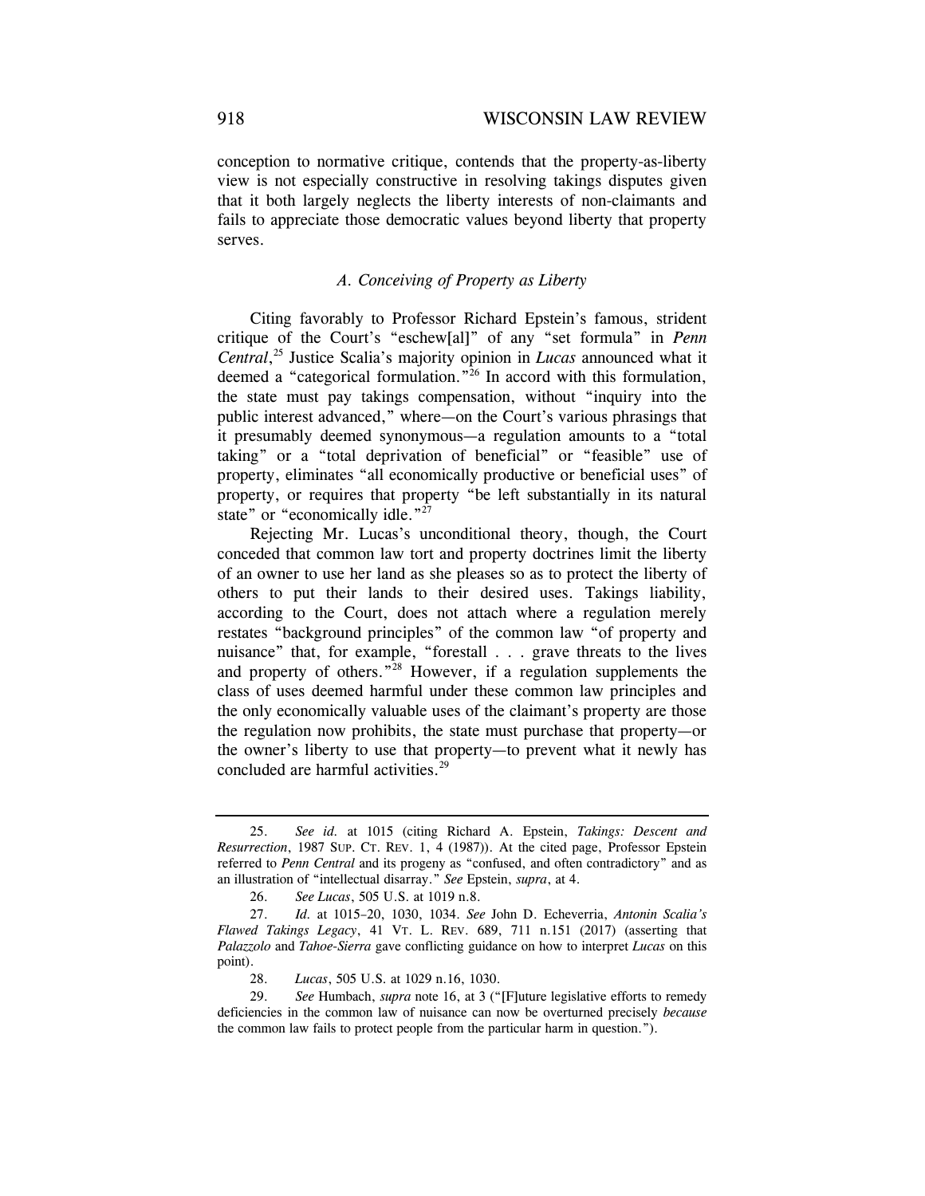conception to normative critique, contends that the property-as-liberty view is not especially constructive in resolving takings disputes given that it both largely neglects the liberty interests of non-claimants and fails to appreciate those democratic values beyond liberty that property serves.

### *A. Conceiving of Property as Liberty*

Citing favorably to Professor Richard Epstein's famous, strident critique of the Court's "eschew[al]" of any "set formula" in *Penn Central*,[25] Justice Scalia's majority opinion in *Lucas* announced what it deemed a "categorical formulation."[26] In accord with this formulation, the state must pay takings compensation, without "inquiry into the public interest advanced," where—on the Court's various phrasings that it presumably deemed synonymous—a regulation amounts to a "total taking" or a "total deprivation of beneficial" or "feasible" use of property, eliminates "all economically productive or beneficial uses" of property, or requires that property "be left substantially in its natural state" or "economically idle."[27]

Rejecting Mr. Lucas's unconditional theory, though, the Court conceded that common law tort and property doctrines limit the liberty of an owner to use her land as she pleases so as to protect the liberty of others to put their lands to their desired uses. Takings liability, according to the Court, does not attach where a regulation merely restates "background principles" of the common law "of property and nuisance" that, for example, "forestall . . . grave threats to the lives and property of others."[28] However, if a regulation supplements the class of uses deemed harmful under these common law principles and the only economically valuable uses of the claimant's property are those the regulation now prohibits, the state must purchase that property—or the owner's liberty to use that property—to prevent what it newly has concluded are harmful activities.[29]

---

25. *See id.* at 1015 (citing Richard A. Epstein, *Takings: Descent and Resurrection*, 1987 SUP. CT. REV. 1, 4 (1987)). At the cited page, Professor Epstein referred to *Penn Central* and its progeny as "confused, and often contradictory" and as an illustration of "intellectual disarray." *See* Epstein, *supra*, at 4.

26. *See Lucas*, 505 U.S. at 1019 n.8.

27. *Id.* at 1015–20, 1030, 1034. *See* John D. Echeverria, *Antonin Scalia's Flawed Takings Legacy*, 41 VT. L. REV. 689, 711 n.151 (2017) (asserting that *Palazzolo* and *Tahoe-Sierra* gave conflicting guidance on how to interpret *Lucas* on this point).

28. *Lucas*, 505 U.S. at 1029 n.16, 1030.

29. *See* Humbach, *supra* note 16, at 3 ("[F]uture legislative efforts to remedy deficiencies in the common law of nuisance can now be overturned precisely *because* the common law fails to protect people from the particular harm in question.").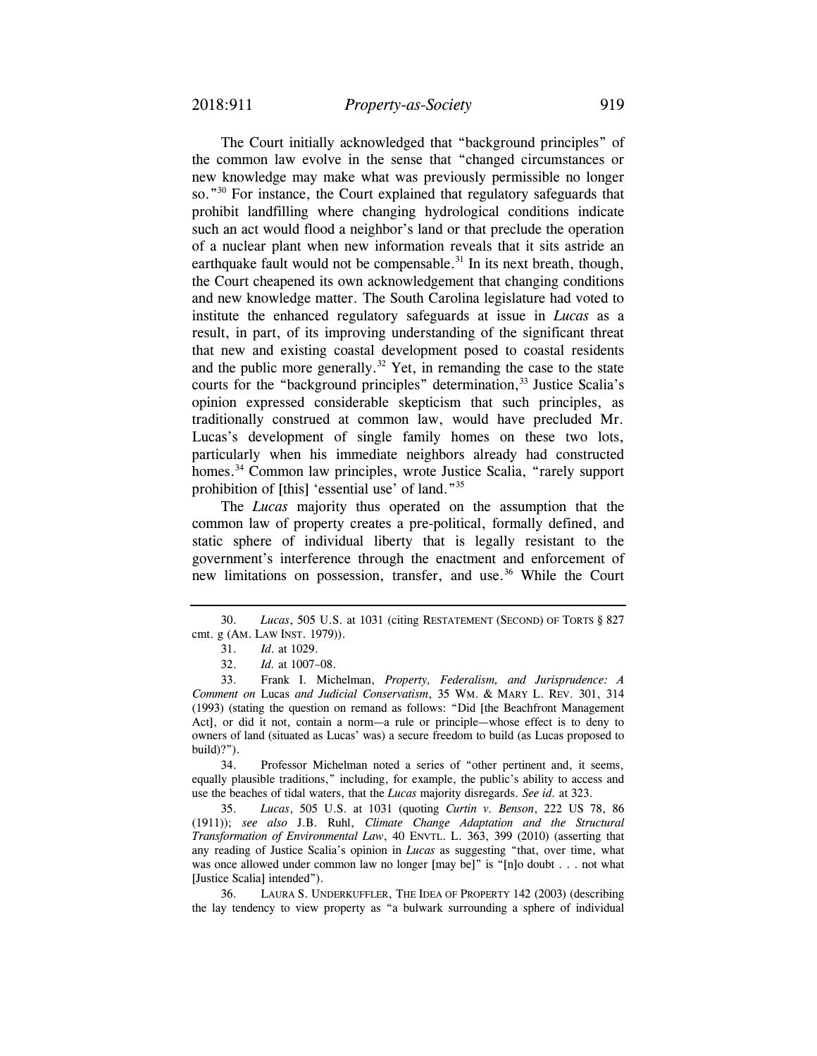The Court initially acknowledged that "background principles" of the common law evolve in the sense that "changed circumstances or new knowledge may make what was previously permissible no longer so."[30] For instance, the Court explained that regulatory safeguards that prohibit landfilling where changing hydrological conditions indicate such an act would flood a neighbor's land or that preclude the operation of a nuclear plant when new information reveals that it sits astride an earthquake fault would not be compensable.[31] In its next breath, though, the Court cheapened its own acknowledgement that changing conditions and new knowledge matter. The South Carolina legislature had voted to institute the enhanced regulatory safeguards at issue in *Lucas* as a result, in part, of its improving understanding of the significant threat that new and existing coastal development posed to coastal residents and the public more generally.[32] Yet, in remanding the case to the state courts for the "background principles" determination,[33] Justice Scalia's opinion expressed considerable skepticism that such principles, as traditionally construed at common law, would have precluded Mr. Lucas's development of single family homes on these two lots, particularly when his immediate neighbors already had constructed homes.[34] Common law principles, wrote Justice Scalia, "rarely support prohibition of [this] 'essential use' of land."[35]

The *Lucas* majority thus operated on the assumption that the common law of property creates a pre-political, formally defined, and static sphere of individual liberty that is legally resistant to the government's interference through the enactment and enforcement of new limitations on possession, transfer, and use.[36] While the Court

---

30. *Lucas*, 505 U.S. at 1031 (citing RESTATEMENT (SECOND) OF TORTS § 827 cmt. g (AM. LAW INST. 1979)).

31. *Id.* at 1029.

32. *Id.* at 1007–08.

33. Frank I. Michelman, *Property, Federalism, and Jurisprudence: A Comment on* Lucas *and Judicial Conservatism*, 35 WM. & MARY L. REV. 301, 314 (1993) (stating the question on remand as follows: "Did [the Beachfront Management Act], or did it not, contain a norm—a rule or principle—whose effect is to deny to owners of land (situated as Lucas' was) a secure freedom to build (as Lucas proposed to build)?").

34. Professor Michelman noted a series of "other pertinent and, it seems, equally plausible traditions," including, for example, the public's ability to access and use the beaches of tidal waters, that the *Lucas* majority disregards. *See id.* at 323.

35. *Lucas*, 505 U.S. at 1031 (quoting *Curtin v. Benson*, 222 US 78, 86 (1911)); *see also* J.B. Ruhl, *Climate Change Adaptation and the Structural Transformation of Environmental Law*, 40 ENVTL. L. 363, 399 (2010) (asserting that any reading of Justice Scalia's opinion in *Lucas* as suggesting "that, over time, what was once allowed under common law no longer [may be]" is "[n]o doubt . . . not what [Justice Scalia] intended").

36. LAURA S. UNDERKUFFLER, THE IDEA OF PROPERTY 142 (2003) (describing the lay tendency to view property as "a bulwark surrounding a sphere of individual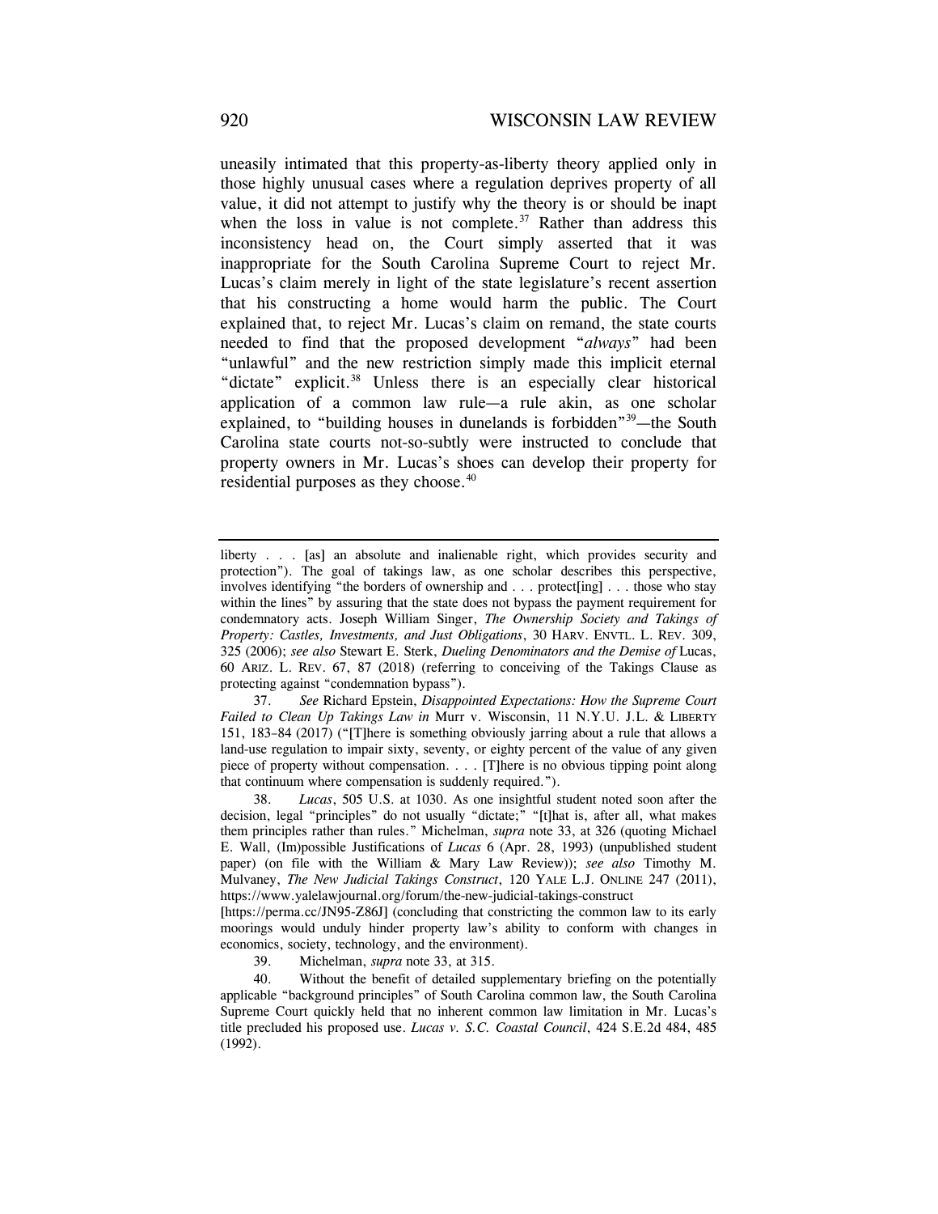uneasily intimated that this property-as-liberty theory applied only in those highly unusual cases where a regulation deprives property of all value, it did not attempt to justify why the theory is or should be inapt when the loss in value is not complete.[37] Rather than address this inconsistency head on, the Court simply asserted that it was inappropriate for the South Carolina Supreme Court to reject Mr. Lucas's claim merely in light of the state legislature's recent assertion that his constructing a home would harm the public. The Court explained that, to reject Mr. Lucas's claim on remand, the state courts needed to find that the proposed development "*always*" had been "unlawful" and the new restriction simply made this implicit eternal "dictate" explicit.[38] Unless there is an especially clear historical application of a common law rule—a rule akin, as one scholar explained, to "building houses in dunelands is forbidden"[39]—the South Carolina state courts not-so-subtly were instructed to conclude that property owners in Mr. Lucas's shoes can develop their property for residential purposes as they choose.[40]

---

liberty . . . [as] an absolute and inalienable right, which provides security and protection"). The goal of takings law, as one scholar describes this perspective, involves identifying "the borders of ownership and . . . protect[ing] . . . those who stay within the lines" by assuring that the state does not bypass the payment requirement for condemnatory acts. Joseph William Singer, *The Ownership Society and Takings of Property: Castles, Investments, and Just Obligations*, 30 HARV. ENVTL. L. REV. 309, 325 (2006); *see also* Stewart E. Sterk, *Dueling Denominators and the Demise of* Lucas, 60 ARIZ. L. REV. 67, 87 (2018) (referring to conceiving of the Takings Clause as protecting against "condemnation bypass").

37. *See* Richard Epstein, *Disappointed Expectations: How the Supreme Court Failed to Clean Up Takings Law in* Murr v. Wisconsin, 11 N.Y.U. J.L. & LIBERTY 151, 183–84 (2017) ("[T]here is something obviously jarring about a rule that allows a land-use regulation to impair sixty, seventy, or eighty percent of the value of any given piece of property without compensation. . . . [T]here is no obvious tipping point along that continuum where compensation is suddenly required.").

38. *Lucas*, 505 U.S. at 1030. As one insightful student noted soon after the decision, legal "principles" do not usually "dictate;" "[t]hat is, after all, what makes them principles rather than rules." Michelman, *supra* note 33, at 326 (quoting Michael E. Wall, (Im)possible Justifications of *Lucas* 6 (Apr. 28, 1993) (unpublished student paper) (on file with the William & Mary Law Review)); *see also* Timothy M. Mulvaney, *The New Judicial Takings Construct*, 120 YALE L.J. ONLINE 247 (2011), https://www.yalelawjournal.org/forum/the-new-judicial-takings-construct [https://perma.cc/JN95-Z86J] (concluding that constricting the common law to its early moorings would unduly hinder property law's ability to conform with changes in economics, society, technology, and the environment).

39. Michelman, *supra* note 33, at 315.

40. Without the benefit of detailed supplementary briefing on the potentially applicable "background principles" of South Carolina common law, the South Carolina Supreme Court quickly held that no inherent common law limitation in Mr. Lucas's title precluded his proposed use. *Lucas v. S.C. Coastal Council*, 424 S.E.2d 484, 485 (1992).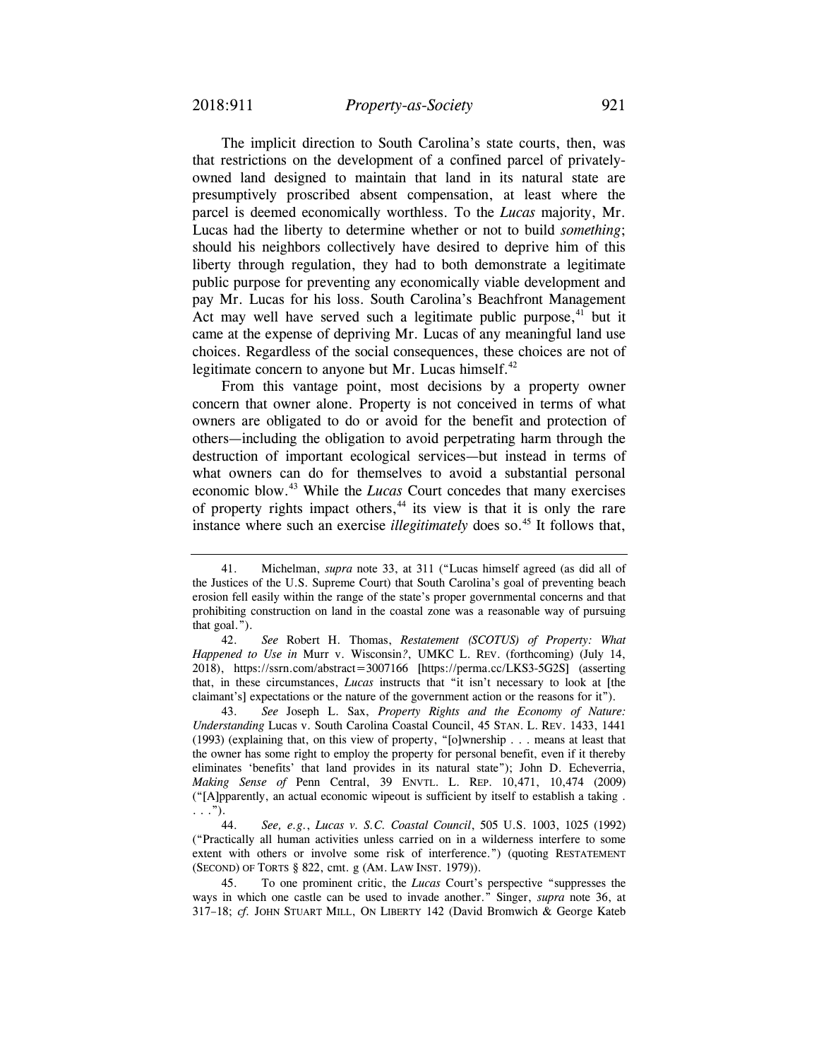The implicit direction to South Carolina's state courts, then, was that restrictions on the development of a confined parcel of privately-owned land designed to maintain that land in its natural state are presumptively proscribed absent compensation, at least where the parcel is deemed economically worthless. To the *Lucas* majority, Mr. Lucas had the liberty to determine whether or not to build *something*; should his neighbors collectively have desired to deprive him of this liberty through regulation, they had to both demonstrate a legitimate public purpose for preventing any economically viable development and pay Mr. Lucas for his loss. South Carolina's Beachfront Management Act may well have served such a legitimate public purpose,[41] but it came at the expense of depriving Mr. Lucas of any meaningful land use choices. Regardless of the social consequences, these choices are not of legitimate concern to anyone but Mr. Lucas himself.[42]

From this vantage point, most decisions by a property owner concern that owner alone. Property is not conceived in terms of what owners are obligated to do or avoid for the benefit and protection of others—including the obligation to avoid perpetrating harm through the destruction of important ecological services—but instead in terms of what owners can do for themselves to avoid a substantial personal economic blow.[43] While the *Lucas* Court concedes that many exercises of property rights impact others,[44] its view is that it is only the rare instance where such an exercise *illegitimately* does so.[45] It follows that,

---

41. Michelman, *supra* note 33, at 311 ("Lucas himself agreed (as did all of the Justices of the U.S. Supreme Court) that South Carolina's goal of preventing beach erosion fell easily within the range of the state's proper governmental concerns and that prohibiting construction on land in the coastal zone was a reasonable way of pursuing that goal.").

42. *See* Robert H. Thomas, *Restatement (SCOTUS) of Property: What Happened to Use in* Murr v. Wisconsin*?*, UMKC L. REV. (forthcoming) (July 14, 2018), https://ssrn.com/abstract=3007166 [https://perma.cc/LKS3-5G2S] (asserting that, in these circumstances, *Lucas* instructs that "it isn't necessary to look at [the claimant's] expectations or the nature of the government action or the reasons for it").

43. *See* Joseph L. Sax, *Property Rights and the Economy of Nature: Understanding* Lucas v. South Carolina Coastal Council, 45 STAN. L. REV. 1433, 1441 (1993) (explaining that, on this view of property, "[o]wnership . . . means at least that the owner has some right to employ the property for personal benefit, even if it thereby eliminates 'benefits' that land provides in its natural state"); John D. Echeverria, *Making Sense of* Penn Central, 39 ENVTL. L. REP. 10,471, 10,474 (2009) ("[A]pparently, an actual economic wipeout is sufficient by itself to establish a taking . . . .").

44. *See, e.g.*, *Lucas v. S.C. Coastal Council*, 505 U.S. 1003, 1025 (1992) ("Practically all human activities unless carried on in a wilderness interfere to some extent with others or involve some risk of interference.") (quoting RESTATEMENT (SECOND) OF TORTS § 822, cmt. g (AM. LAW INST. 1979)).

45. To one prominent critic, the *Lucas* Court's perspective "suppresses the ways in which one castle can be used to invade another." Singer, *supra* note 36, at 317–18; *cf.* JOHN STUART MILL, ON LIBERTY 142 (David Bromwich & George Kateb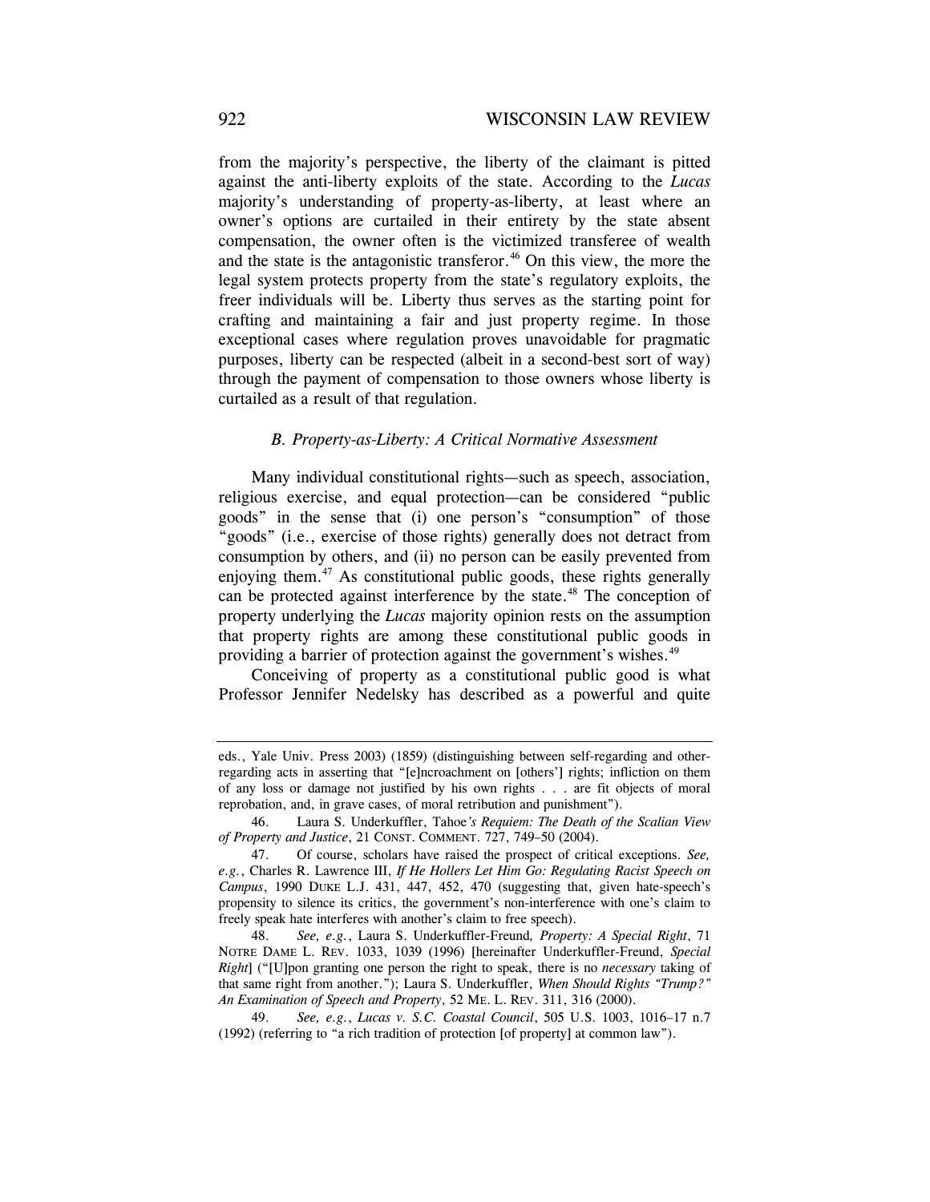from the majority's perspective, the liberty of the claimant is pitted against the anti-liberty exploits of the state. According to the *Lucas* majority's understanding of property-as-liberty, at least where an owner's options are curtailed in their entirety by the state absent compensation, the owner often is the victimized transferee of wealth and the state is the antagonistic transferor.[46] On this view, the more the legal system protects property from the state's regulatory exploits, the freer individuals will be. Liberty thus serves as the starting point for crafting and maintaining a fair and just property regime. In those exceptional cases where regulation proves unavoidable for pragmatic purposes, liberty can be respected (albeit in a second-best sort of way) through the payment of compensation to those owners whose liberty is curtailed as a result of that regulation.

### *B. Property-as-Liberty: A Critical Normative Assessment*

Many individual constitutional rights—such as speech, association, religious exercise, and equal protection—can be considered "public goods" in the sense that (i) one person's "consumption" of those "goods" (i.e., exercise of those rights) generally does not detract from consumption by others, and (ii) no person can be easily prevented from enjoying them.[47] As constitutional public goods, these rights generally can be protected against interference by the state.[48] The conception of property underlying the *Lucas* majority opinion rests on the assumption that property rights are among these constitutional public goods in providing a barrier of protection against the government's wishes.[49]

Conceiving of property as a constitutional public good is what Professor Jennifer Nedelsky has described as a powerful and quite

---

eds., Yale Univ. Press 2003) (1859) (distinguishing between self-regarding and other-regarding acts in asserting that "[e]ncroachment on [others'] rights; infliction on them of any loss or damage not justified by his own rights . . . are fit objects of moral reprobation, and, in grave cases, of moral retribution and punishment").

46. Laura S. Underkuffler, Tahoe*'s Requiem: The Death of the Scalian View of Property and Justice*, 21 CONST. COMMENT. 727, 749–50 (2004).

47. Of course, scholars have raised the prospect of critical exceptions. *See, e.g.*, Charles R. Lawrence III, *If He Hollers Let Him Go: Regulating Racist Speech on Campus*, 1990 DUKE L.J. 431, 447, 452, 470 (suggesting that, given hate-speech's propensity to silence its critics, the government's non-interference with one's claim to freely speak hate interferes with another's claim to free speech).

48. *See, e.g.*, Laura S. Underkuffler-Freund*, Property: A Special Right*, 71 NOTRE DAME L. REV. 1033, 1039 (1996) [hereinafter Underkuffler-Freund, *Special Right*] ("[U]pon granting one person the right to speak, there is no *necessary* taking of that same right from another."); Laura S. Underkuffler, *When Should Rights "Trump?" An Examination of Speech and Property*, 52 ME. L. REV. 311, 316 (2000).

49. *See, e.g.*, *Lucas v. S.C. Coastal Council*, 505 U.S. 1003, 1016–17 n.7 (1992) (referring to "a rich tradition of protection [of property] at common law").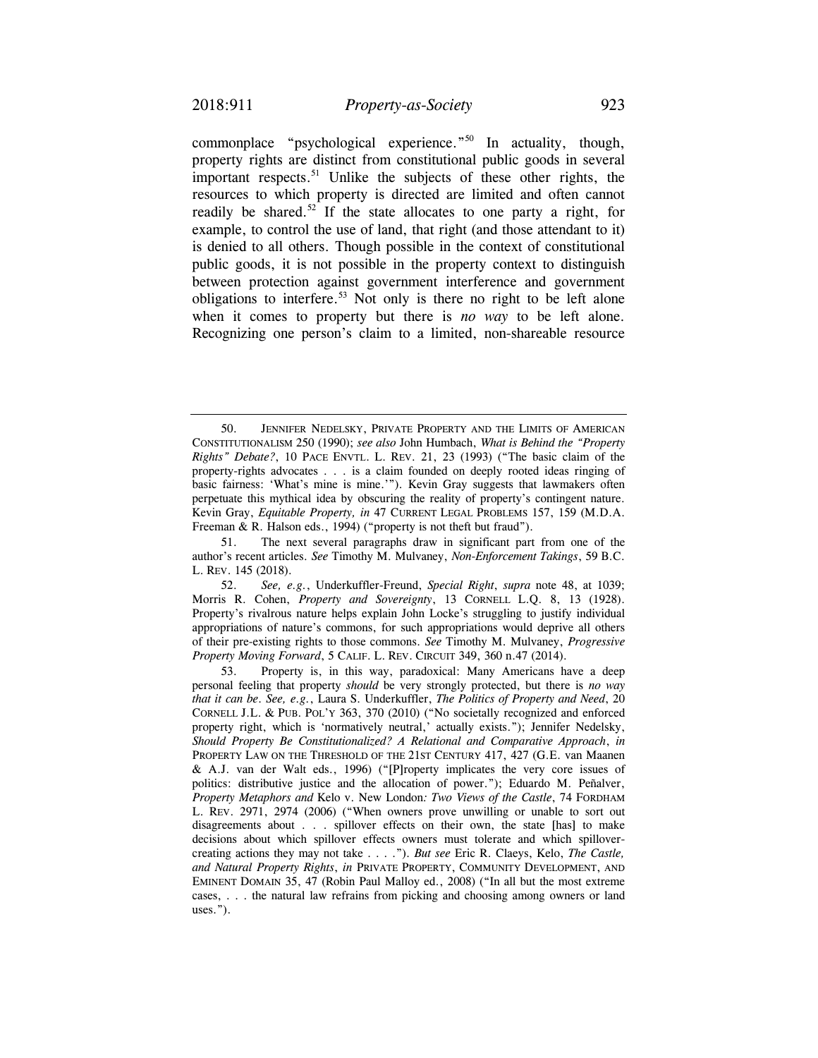commonplace "psychological experience."[50] In actuality, though, property rights are distinct from constitutional public goods in several important respects.[51] Unlike the subjects of these other rights, the resources to which property is directed are limited and often cannot readily be shared.[52] If the state allocates to one party a right, for example, to control the use of land, that right (and those attendant to it) is denied to all others. Though possible in the context of constitutional public goods, it is not possible in the property context to distinguish between protection against government interference and government obligations to interfere.[53] Not only is there no right to be left alone when it comes to property but there is *no way* to be left alone. Recognizing one person's claim to a limited, non-shareable resource

---

50. JENNIFER NEDELSKY, PRIVATE PROPERTY AND THE LIMITS OF AMERICAN CONSTITUTIONALISM 250 (1990); *see also* John Humbach, *What is Behind the "Property Rights" Debate?*, 10 PACE ENVTL. L. REV. 21, 23 (1993) ("The basic claim of the property-rights advocates . . . is a claim founded on deeply rooted ideas ringing of basic fairness: 'What's mine is mine.'"). Kevin Gray suggests that lawmakers often perpetuate this mythical idea by obscuring the reality of property's contingent nature. Kevin Gray, *Equitable Property, in* 47 CURRENT LEGAL PROBLEMS 157, 159 (M.D.A. Freeman & R. Halson eds., 1994) ("property is not theft but fraud").

51. The next several paragraphs draw in significant part from one of the author's recent articles. *See* Timothy M. Mulvaney, *Non-Enforcement Takings*, 59 B.C. L. REV. 145 (2018).

52. *See, e.g.*, Underkuffler-Freund, *Special Right*, *supra* note 48, at 1039; Morris R. Cohen, *Property and Sovereignty*, 13 CORNELL L.Q. 8, 13 (1928). Property's rivalrous nature helps explain John Locke's struggling to justify individual appropriations of nature's commons, for such appropriations would deprive all others of their pre-existing rights to those commons. *See* Timothy M. Mulvaney, *Progressive Property Moving Forward*, 5 CALIF. L. REV. CIRCUIT 349, 360 n.47 (2014).

53. Property is, in this way, paradoxical: Many Americans have a deep personal feeling that property *should* be very strongly protected, but there is *no way that it can be*. *See, e.g.*, Laura S. Underkuffler, *The Politics of Property and Need*, 20 CORNELL J.L. & PUB. POL'Y 363, 370 (2010) ("No societally recognized and enforced property right, which is 'normatively neutral,' actually exists."); Jennifer Nedelsky, *Should Property Be Constitutionalized? A Relational and Comparative Approach*, *in* PROPERTY LAW ON THE THRESHOLD OF THE 21ST CENTURY 417, 427 (G.E. van Maanen & A.J. van der Walt eds., 1996) ("[P]roperty implicates the very core issues of politics: distributive justice and the allocation of power."); Eduardo M. Peñalver, *Property Metaphors and* Kelo v. New London*: Two Views of the Castle*, 74 FORDHAM L. REV. 2971, 2974 (2006) ("When owners prove unwilling or unable to sort out disagreements about . . . spillover effects on their own, the state [has] to make decisions about which spillover effects owners must tolerate and which spillover-creating actions they may not take . . . ."). *But see* Eric R. Claeys, Kelo*, The Castle, and Natural Property Rights*, *in* PRIVATE PROPERTY, COMMUNITY DEVELOPMENT, AND EMINENT DOMAIN 35, 47 (Robin Paul Malloy ed., 2008) ("In all but the most extreme cases, . . . the natural law refrains from picking and choosing among owners or land uses.").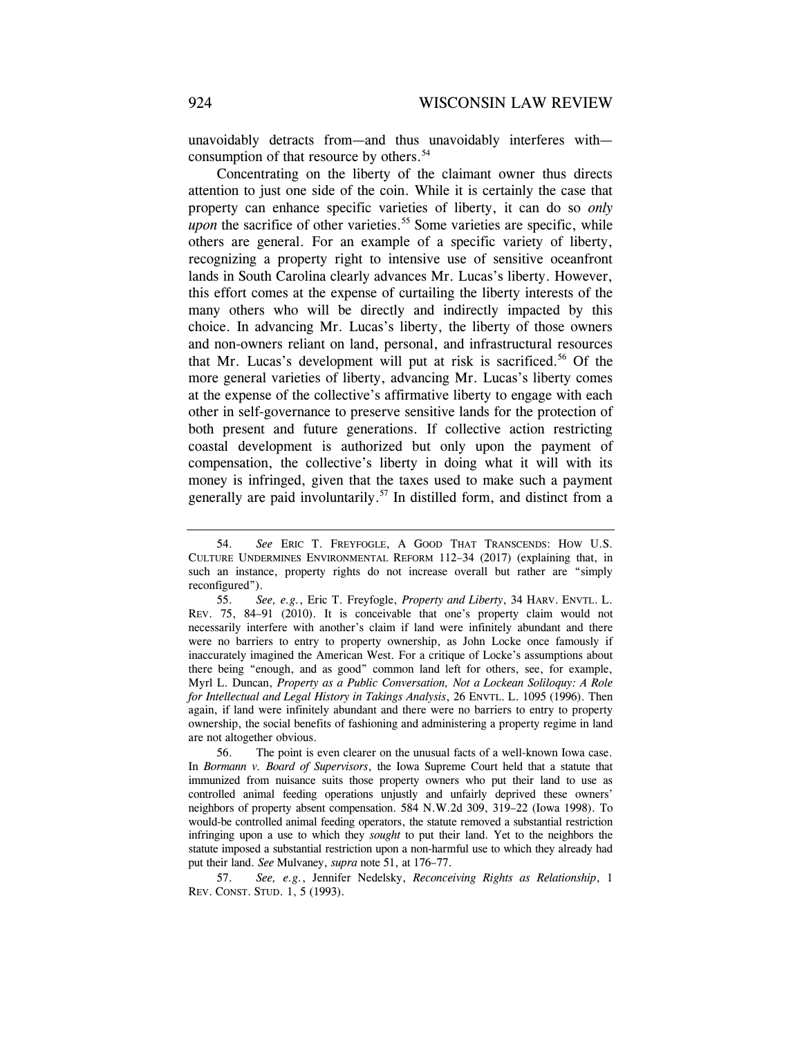unavoidably detracts from—and thus unavoidably interferes with—consumption of that resource by others.[54]

Concentrating on the liberty of the claimant owner thus directs attention to just one side of the coin. While it is certainly the case that property can enhance specific varieties of liberty, it can do so *only upon* the sacrifice of other varieties.[55] Some varieties are specific, while others are general. For an example of a specific variety of liberty, recognizing a property right to intensive use of sensitive oceanfront lands in South Carolina clearly advances Mr. Lucas's liberty. However, this effort comes at the expense of curtailing the liberty interests of the many others who will be directly and indirectly impacted by this choice. In advancing Mr. Lucas's liberty, the liberty of those owners and non-owners reliant on land, personal, and infrastructural resources that Mr. Lucas's development will put at risk is sacrificed.[56] Of the more general varieties of liberty, advancing Mr. Lucas's liberty comes at the expense of the collective's affirmative liberty to engage with each other in self-governance to preserve sensitive lands for the protection of both present and future generations. If collective action restricting coastal development is authorized but only upon the payment of compensation, the collective's liberty in doing what it will with its money is infringed, given that the taxes used to make such a payment generally are paid involuntarily.[57] In distilled form, and distinct from a

---

54. *See* ERIC T. FREYFOGLE, A GOOD THAT TRANSCENDS: HOW U.S. CULTURE UNDERMINES ENVIRONMENTAL REFORM 112–34 (2017) (explaining that, in such an instance, property rights do not increase overall but rather are "simply reconfigured").

55. *See, e.g.*, Eric T. Freyfogle, *Property and Liberty*, 34 HARV. ENVTL. L. REV. 75, 84–91 (2010). It is conceivable that one's property claim would not necessarily interfere with another's claim if land were infinitely abundant and there were no barriers to entry to property ownership, as John Locke once famously if inaccurately imagined the American West. For a critique of Locke's assumptions about there being "enough, and as good" common land left for others, see, for example, Myrl L. Duncan, *Property as a Public Conversation, Not a Lockean Soliloquy: A Role for Intellectual and Legal History in Takings Analysis*, 26 ENVTL. L. 1095 (1996). Then again, if land were infinitely abundant and there were no barriers to entry to property ownership, the social benefits of fashioning and administering a property regime in land are not altogether obvious.

56. The point is even clearer on the unusual facts of a well-known Iowa case. In *Bormann v. Board of Supervisors*, the Iowa Supreme Court held that a statute that immunized from nuisance suits those property owners who put their land to use as controlled animal feeding operations unjustly and unfairly deprived these owners' neighbors of property absent compensation. 584 N.W.2d 309, 319–22 (Iowa 1998). To would-be controlled animal feeding operators, the statute removed a substantial restriction infringing upon a use to which they *sought* to put their land. Yet to the neighbors the statute imposed a substantial restriction upon a non-harmful use to which they already had put their land. *See* Mulvaney, *supra* note 51, at 176–77.

57. *See, e.g.*, Jennifer Nedelsky, *Reconceiving Rights as Relationship*, 1 REV. CONST. STUD. 1, 5 (1993).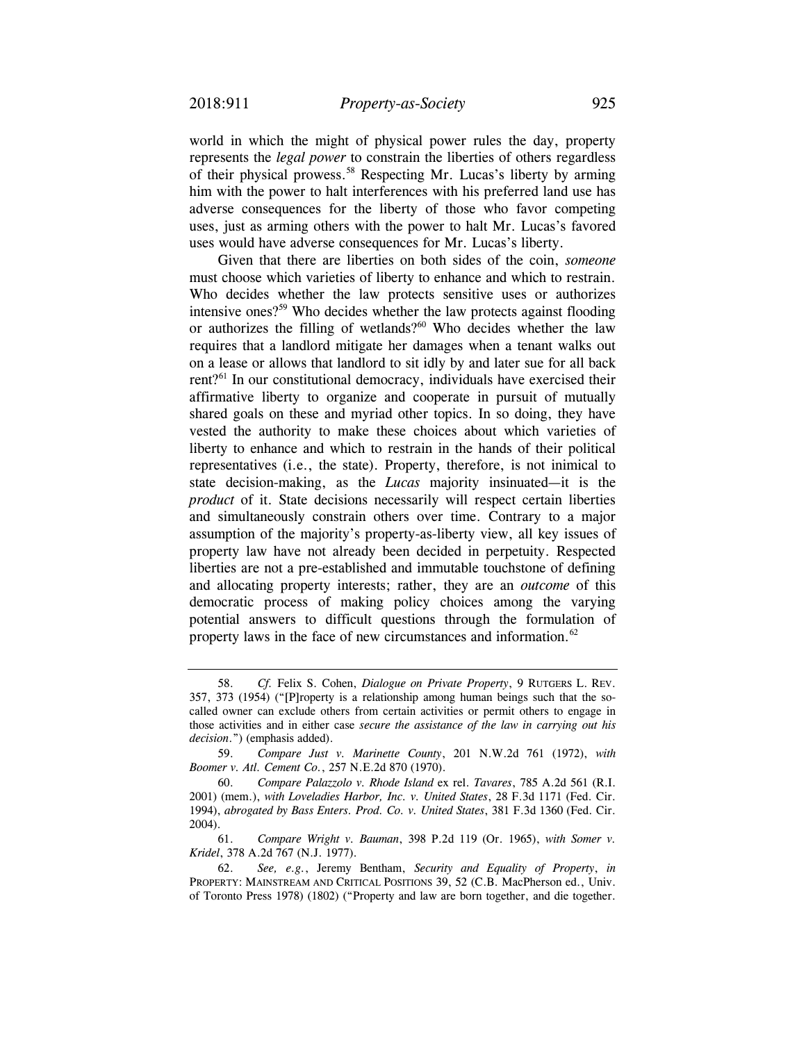world in which the might of physical power rules the day, property represents the *legal power* to constrain the liberties of others regardless of their physical prowess.[58] Respecting Mr. Lucas's liberty by arming him with the power to halt interferences with his preferred land use has adverse consequences for the liberty of those who favor competing uses, just as arming others with the power to halt Mr. Lucas's favored uses would have adverse consequences for Mr. Lucas's liberty.

Given that there are liberties on both sides of the coin, *someone* must choose which varieties of liberty to enhance and which to restrain. Who decides whether the law protects sensitive uses or authorizes intensive ones?[59] Who decides whether the law protects against flooding or authorizes the filling of wetlands?[60] Who decides whether the law requires that a landlord mitigate her damages when a tenant walks out on a lease or allows that landlord to sit idly by and later sue for all back rent?[61] In our constitutional democracy, individuals have exercised their affirmative liberty to organize and cooperate in pursuit of mutually shared goals on these and myriad other topics. In so doing, they have vested the authority to make these choices about which varieties of liberty to enhance and which to restrain in the hands of their political representatives (i.e., the state). Property, therefore, is not inimical to state decision-making, as the *Lucas* majority insinuated—it is the *product* of it. State decisions necessarily will respect certain liberties and simultaneously constrain others over time. Contrary to a major assumption of the majority's property-as-liberty view, all key issues of property law have not already been decided in perpetuity. Respected liberties are not a pre-established and immutable touchstone of defining and allocating property interests; rather, they are an *outcome* of this democratic process of making policy choices among the varying potential answers to difficult questions through the formulation of property laws in the face of new circumstances and information.[62]

---

58. *Cf.* Felix S. Cohen, *Dialogue on Private Property*, 9 RUTGERS L. REV. 357, 373 (1954) ("[P]roperty is a relationship among human beings such that the so-called owner can exclude others from certain activities or permit others to engage in those activities and in either case *secure the assistance of the law in carrying out his decision*.") (emphasis added).

59. *Compare Just v. Marinette County*, 201 N.W.2d 761 (1972), *with Boomer v. Atl. Cement Co.*, 257 N.E.2d 870 (1970).

60. *Compare Palazzolo v. Rhode Island* ex rel. *Tavares*, 785 A.2d 561 (R.I. 2001) (mem.), *with Loveladies Harbor, Inc. v. United States*, 28 F.3d 1171 (Fed. Cir. 1994), *abrogated by Bass Enters. Prod. Co. v. United States*, 381 F.3d 1360 (Fed. Cir. 2004).

61. *Compare Wright v. Bauman*, 398 P.2d 119 (Or. 1965), *with Somer v. Kridel*, 378 A.2d 767 (N.J. 1977).

62. *See, e.g.*, Jeremy Bentham, *Security and Equality of Property*, *in* PROPERTY: MAINSTREAM AND CRITICAL POSITIONS 39, 52 (C.B. MacPherson ed., Univ. of Toronto Press 1978) (1802) ("Property and law are born together, and die together.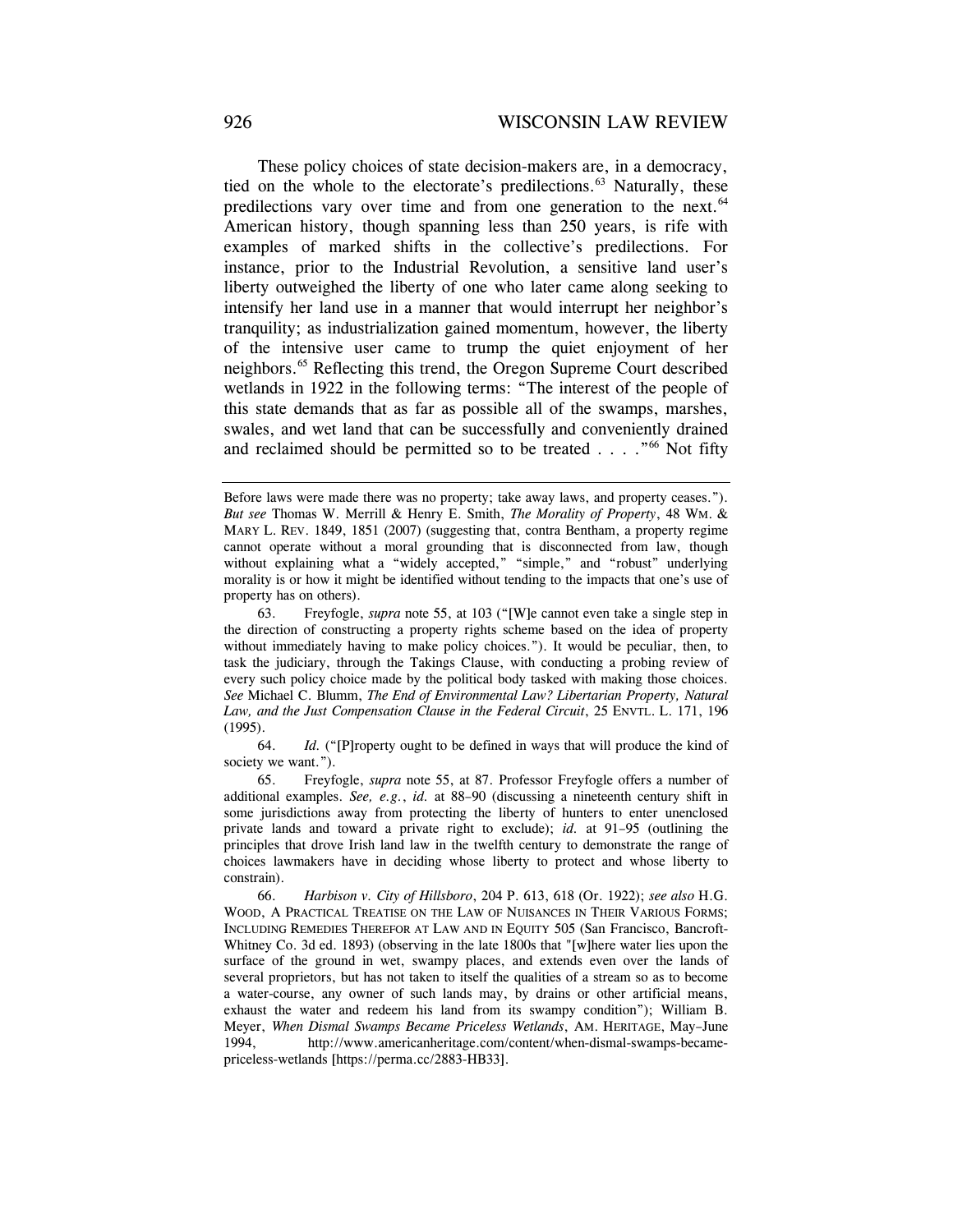These policy choices of state decision-makers are, in a democracy, tied on the whole to the electorate's predilections.[63] Naturally, these predilections vary over time and from one generation to the next.[64] American history, though spanning less than 250 years, is rife with examples of marked shifts in the collective's predilections. For instance, prior to the Industrial Revolution, a sensitive land user's liberty outweighed the liberty of one who later came along seeking to intensify her land use in a manner that would interrupt her neighbor's tranquility; as industrialization gained momentum, however, the liberty of the intensive user came to trump the quiet enjoyment of her neighbors.[65] Reflecting this trend, the Oregon Supreme Court described wetlands in 1922 in the following terms: "The interest of the people of this state demands that as far as possible all of the swamps, marshes, swales, and wet land that can be successfully and conveniently drained and reclaimed should be permitted so to be treated . . . ."[66] Not fifty

---

Before laws were made there was no property; take away laws, and property ceases."). *But see* Thomas W. Merrill & Henry E. Smith, *The Morality of Property*, 48 WM. & MARY L. REV. 1849, 1851 (2007) (suggesting that, contra Bentham, a property regime cannot operate without a moral grounding that is disconnected from law, though without explaining what a "widely accepted," "simple," and "robust" underlying morality is or how it might be identified without tending to the impacts that one's use of property has on others).

63. Freyfogle, *supra* note 55, at 103 ("[W]e cannot even take a single step in the direction of constructing a property rights scheme based on the idea of property without immediately having to make policy choices."). It would be peculiar, then, to task the judiciary, through the Takings Clause, with conducting a probing review of every such policy choice made by the political body tasked with making those choices. *See* Michael C. Blumm, *The End of Environmental Law? Libertarian Property, Natural Law, and the Just Compensation Clause in the Federal Circuit*, 25 ENVTL. L. 171, 196 (1995).

64. *Id.* ("[P]roperty ought to be defined in ways that will produce the kind of society we want.").

65. Freyfogle, *supra* note 55, at 87. Professor Freyfogle offers a number of additional examples. *See, e.g.*, *id.* at 88–90 (discussing a nineteenth century shift in some jurisdictions away from protecting the liberty of hunters to enter unenclosed private lands and toward a private right to exclude); *id.* at 91–95 (outlining the principles that drove Irish land law in the twelfth century to demonstrate the range of choices lawmakers have in deciding whose liberty to protect and whose liberty to constrain).

66. *Harbison v. City of Hillsboro*, 204 P. 613, 618 (Or. 1922); *see also* H.G. WOOD, A PRACTICAL TREATISE ON THE LAW OF NUISANCES IN THEIR VARIOUS FORMS; INCLUDING REMEDIES THEREFOR AT LAW AND IN EQUITY 505 (San Francisco, Bancroft-Whitney Co. 3d ed. 1893) (observing in the late 1800s that "[w]here water lies upon the surface of the ground in wet, swampy places, and extends even over the lands of several proprietors, but has not taken to itself the qualities of a stream so as to become a water-course, any owner of such lands may, by drains or other artificial means, exhaust the water and redeem his land from its swampy condition"); William B. Meyer, *When Dismal Swamps Became Priceless Wetlands*, AM. HERITAGE, May–June 1994, http://www.americanheritage.com/content/when-dismal-swamps-became-priceless-wetlands [https://perma.cc/2883-HB33].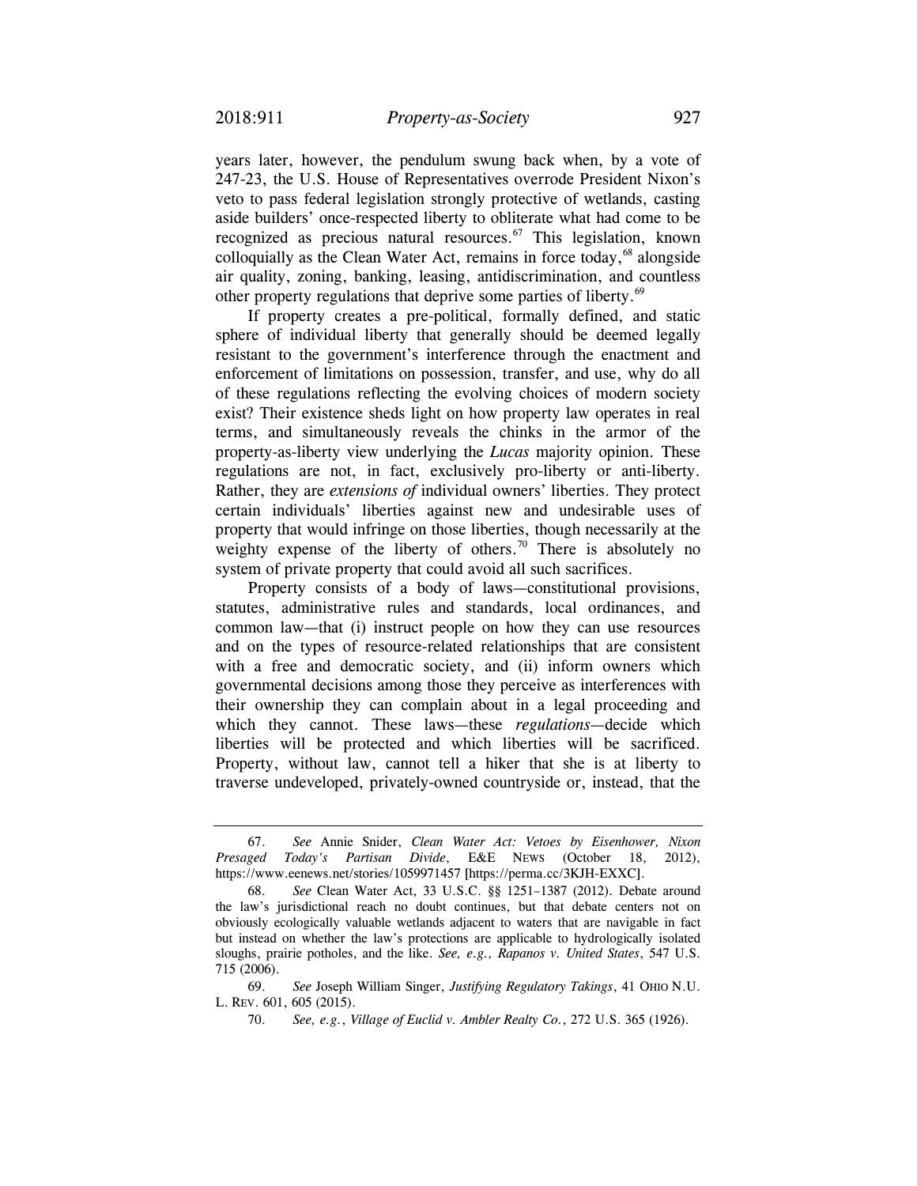years later, however, the pendulum swung back when, by a vote of 247-23, the U.S. House of Representatives overrode President Nixon's veto to pass federal legislation strongly protective of wetlands, casting aside builders' once-respected liberty to obliterate what had come to be recognized as precious natural resources.[67] This legislation, known colloquially as the Clean Water Act, remains in force today,[68] alongside air quality, zoning, banking, leasing, antidiscrimination, and countless other property regulations that deprive some parties of liberty.[69]

If property creates a pre-political, formally defined, and static sphere of individual liberty that generally should be deemed legally resistant to the government's interference through the enactment and enforcement of limitations on possession, transfer, and use, why do all of these regulations reflecting the evolving choices of modern society exist? Their existence sheds light on how property law operates in real terms, and simultaneously reveals the chinks in the armor of the property-as-liberty view underlying the *Lucas* majority opinion. These regulations are not, in fact, exclusively pro-liberty or anti-liberty. Rather, they are *extensions of* individual owners' liberties. They protect certain individuals' liberties against new and undesirable uses of property that would infringe on those liberties, though necessarily at the weighty expense of the liberty of others.[70] There is absolutely no system of private property that could avoid all such sacrifices.

Property consists of a body of laws—constitutional provisions, statutes, administrative rules and standards, local ordinances, and common law—that (i) instruct people on how they can use resources and on the types of resource-related relationships that are consistent with a free and democratic society, and (ii) inform owners which governmental decisions among those they perceive as interferences with their ownership they can complain about in a legal proceeding and which they cannot. These laws—these *regulations*—decide which liberties will be protected and which liberties will be sacrificed. Property, without law, cannot tell a hiker that she is at liberty to traverse undeveloped, privately-owned countryside or, instead, that the

---

67. *See* Annie Snider, *Clean Water Act: Vetoes by Eisenhower, Nixon Presaged Today's Partisan Divide*, E&E NEWS (October 18, 2012), https://www.eenews.net/stories/1059971457 [https://perma.cc/3KJH-EXXC].

68. *See* Clean Water Act, 33 U.S.C. §§ 1251–1387 (2012). Debate around the law's jurisdictional reach no doubt continues, but that debate centers not on obviously ecologically valuable wetlands adjacent to waters that are navigable in fact but instead on whether the law's protections are applicable to hydrologically isolated sloughs, prairie potholes, and the like. *See, e.g.*, *Rapanos v. United States*, 547 U.S. 715 (2006).

69. *See* Joseph William Singer, *Justifying Regulatory Takings*, 41 OHIO N.U. L. REV. 601, 605 (2015).

70. *See, e.g.*, *Village of Euclid v. Ambler Realty Co.*, 272 U.S. 365 (1926).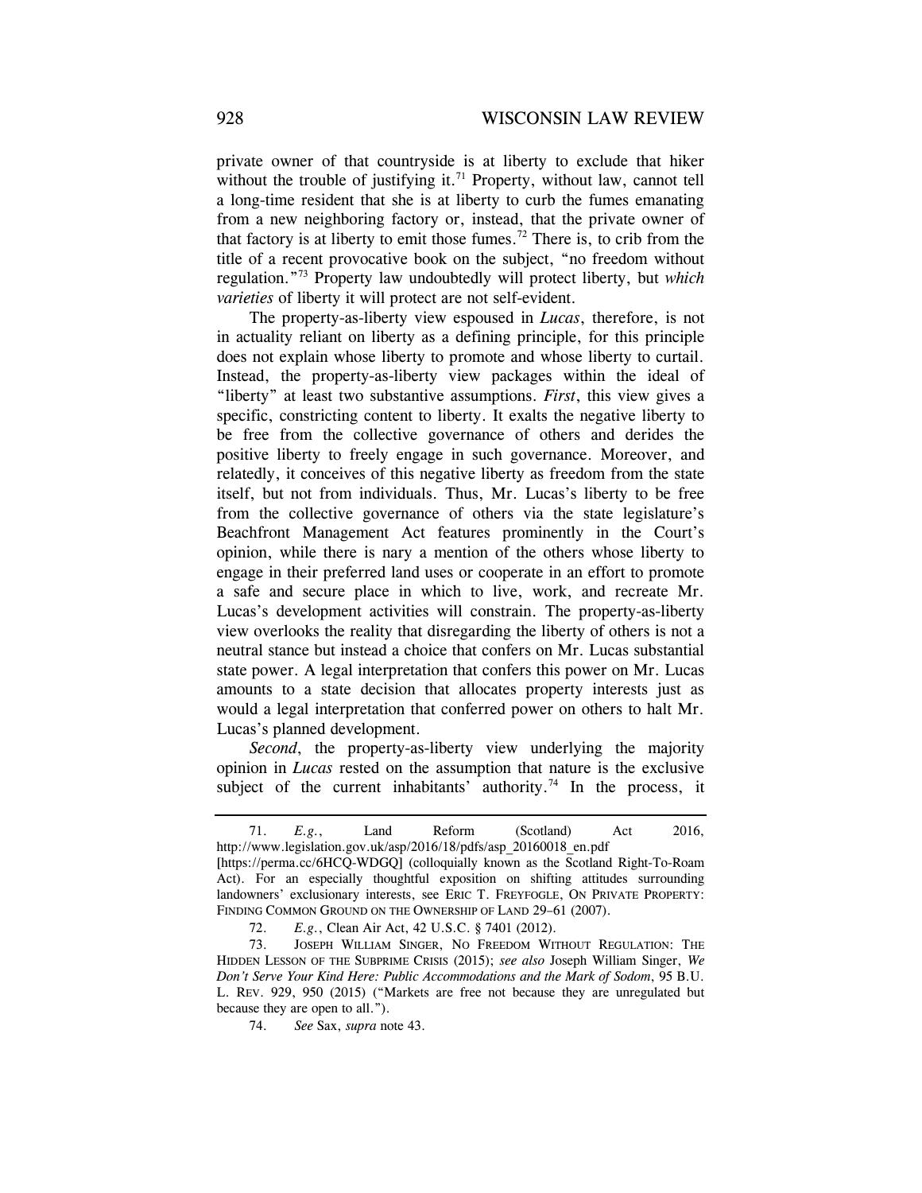private owner of that countryside is at liberty to exclude that hiker without the trouble of justifying it.[71] Property, without law, cannot tell a long-time resident that she is at liberty to curb the fumes emanating from a new neighboring factory or, instead, that the private owner of that factory is at liberty to emit those fumes.[72] There is, to crib from the title of a recent provocative book on the subject, "no freedom without regulation."[73] Property law undoubtedly will protect liberty, but *which varieties* of liberty it will protect are not self-evident.

The property-as-liberty view espoused in *Lucas*, therefore, is not in actuality reliant on liberty as a defining principle, for this principle does not explain whose liberty to promote and whose liberty to curtail. Instead, the property-as-liberty view packages within the ideal of "liberty" at least two substantive assumptions. *First*, this view gives a specific, constricting content to liberty. It exalts the negative liberty to be free from the collective governance of others and derides the positive liberty to freely engage in such governance. Moreover, and relatedly, it conceives of this negative liberty as freedom from the state itself, but not from individuals. Thus, Mr. Lucas's liberty to be free from the collective governance of others via the state legislature's Beachfront Management Act features prominently in the Court's opinion, while there is nary a mention of the others whose liberty to engage in their preferred land uses or cooperate in an effort to promote a safe and secure place in which to live, work, and recreate Mr. Lucas's development activities will constrain. The property-as-liberty view overlooks the reality that disregarding the liberty of others is not a neutral stance but instead a choice that confers on Mr. Lucas substantial state power. A legal interpretation that confers this power on Mr. Lucas amounts to a state decision that allocates property interests just as would a legal interpretation that conferred power on others to halt Mr. Lucas's planned development.

*Second*, the property-as-liberty view underlying the majority opinion in *Lucas* rested on the assumption that nature is the exclusive subject of the current inhabitants' authority.[74] In the process, it

---

71. *E.g.*, Land Reform (Scotland) Act 2016, http://www.legislation.gov.uk/asp/2016/18/pdfs/asp_20160018_en.pdf [https://perma.cc/6HCQ-WDGQ] (colloquially known as the Scotland Right-To-Roam Act). For an especially thoughtful exposition on shifting attitudes surrounding landowners' exclusionary interests, see ERIC T. FREYFOGLE, ON PRIVATE PROPERTY: FINDING COMMON GROUND ON THE OWNERSHIP OF LAND 29–61 (2007).

72. *E.g.*, Clean Air Act, 42 U.S.C. § 7401 (2012).

73. JOSEPH WILLIAM SINGER, NO FREEDOM WITHOUT REGULATION: THE HIDDEN LESSON OF THE SUBPRIME CRISIS (2015); *see also* Joseph William Singer, *We Don't Serve Your Kind Here: Public Accommodations and the Mark of Sodom*, 95 B.U. L. REV. 929, 950 (2015) ("Markets are free not because they are unregulated but because they are open to all.").

74. *See* Sax, *supra* note 43.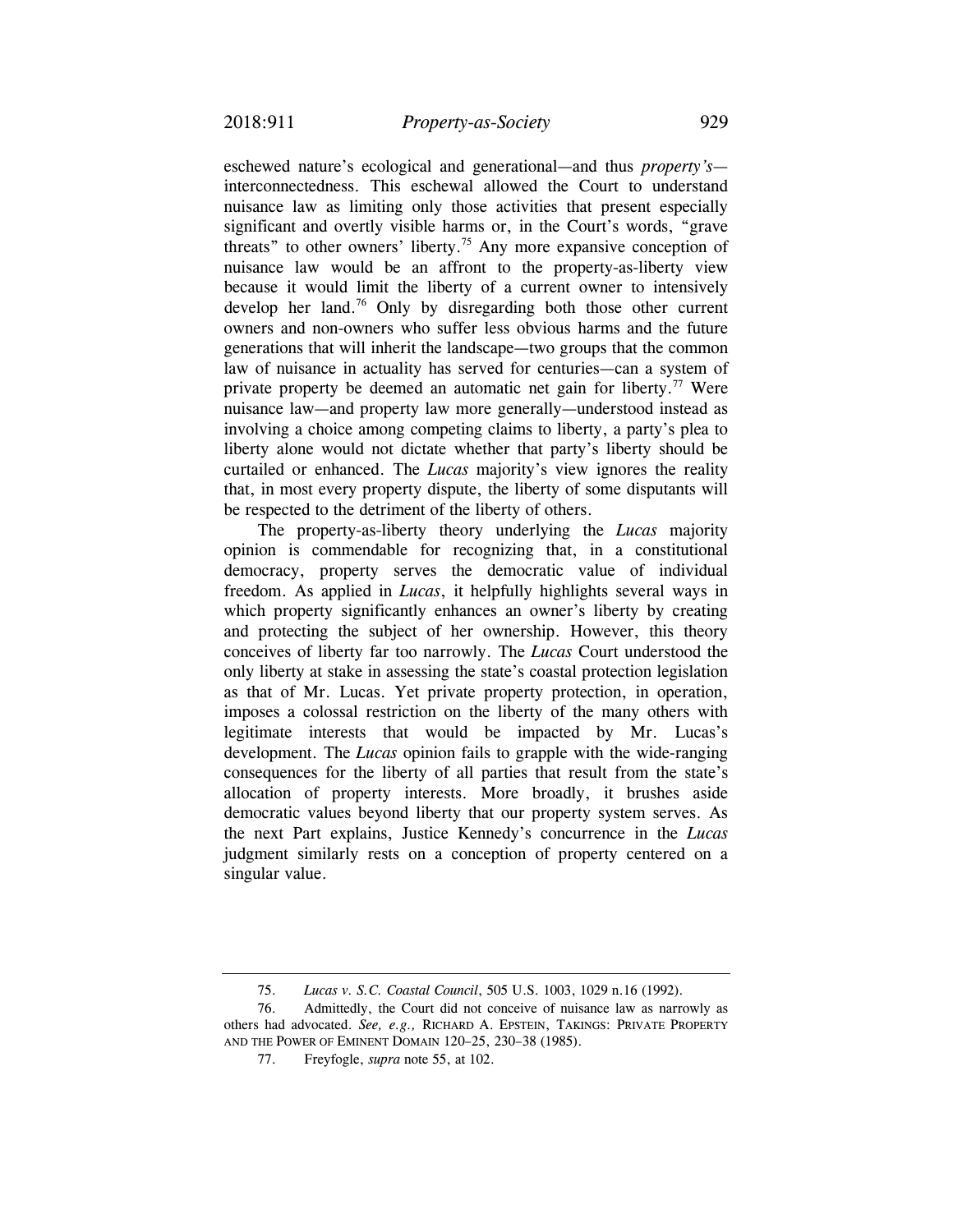eschewed nature's ecological and generational—and thus *property's*—interconnectedness. This eschewal allowed the Court to understand nuisance law as limiting only those activities that present especially significant and overtly visible harms or, in the Court's words, "grave threats" to other owners' liberty.[75] Any more expansive conception of nuisance law would be an affront to the property-as-liberty view because it would limit the liberty of a current owner to intensively develop her land.[76] Only by disregarding both those other current owners and non-owners who suffer less obvious harms and the future generations that will inherit the landscape—two groups that the common law of nuisance in actuality has served for centuries—can a system of private property be deemed an automatic net gain for liberty.[77] Were nuisance law—and property law more generally—understood instead as involving a choice among competing claims to liberty, a party's plea to liberty alone would not dictate whether that party's liberty should be curtailed or enhanced. The *Lucas* majority's view ignores the reality that, in most every property dispute, the liberty of some disputants will be respected to the detriment of the liberty of others.

The property-as-liberty theory underlying the *Lucas* majority opinion is commendable for recognizing that, in a constitutional democracy, property serves the democratic value of individual freedom. As applied in *Lucas*, it helpfully highlights several ways in which property significantly enhances an owner's liberty by creating and protecting the subject of her ownership. However, this theory conceives of liberty far too narrowly. The *Lucas* Court understood the only liberty at stake in assessing the state's coastal protection legislation as that of Mr. Lucas. Yet private property protection, in operation, imposes a colossal restriction on the liberty of the many others with legitimate interests that would be impacted by Mr. Lucas's development. The *Lucas* opinion fails to grapple with the wide-ranging consequences for the liberty of all parties that result from the state's allocation of property interests. More broadly, it brushes aside democratic values beyond liberty that our property system serves. As the next Part explains, Justice Kennedy's concurrence in the *Lucas* judgment similarly rests on a conception of property centered on a singular value.

---

75. *Lucas v. S.C. Coastal Council*, 505 U.S. 1003, 1029 n.16 (1992).

76. Admittedly, the Court did not conceive of nuisance law as narrowly as others had advocated. *See, e.g.,* RICHARD A. EPSTEIN, TAKINGS: PRIVATE PROPERTY AND THE POWER OF EMINENT DOMAIN 120–25, 230–38 (1985).

77. Freyfogle, *supra* note 55, at 102.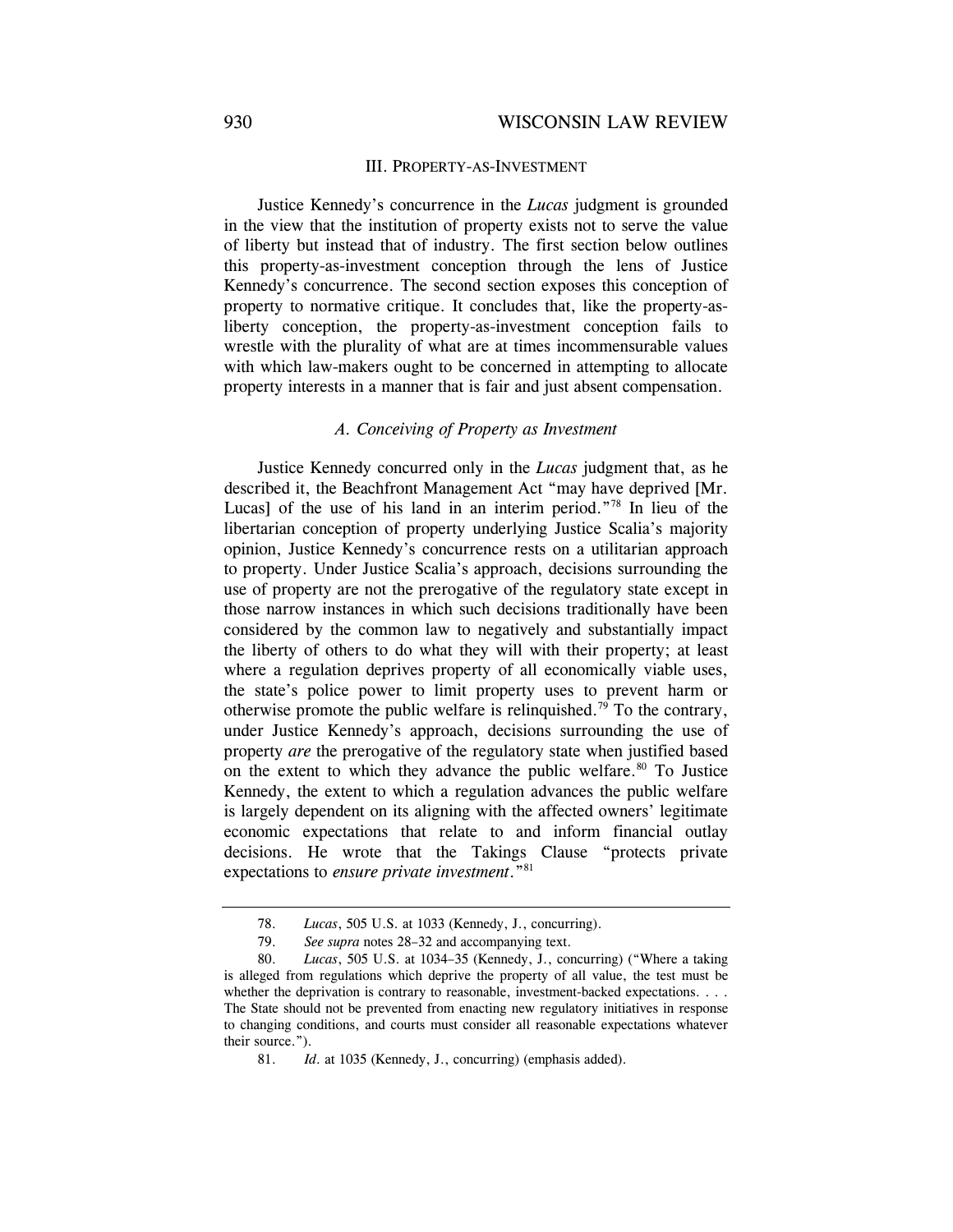## III. Property-as-Investment

Justice Kennedy's concurrence in the *Lucas* judgment is grounded in the view that the institution of property exists not to serve the value of liberty but instead that of industry. The first section below outlines this property-as-investment conception through the lens of Justice Kennedy's concurrence. The second section exposes this conception of property to normative critique. It concludes that, like the property-as-liberty conception, the property-as-investment conception fails to wrestle with the plurality of what are at times incommensurable values with which law-makers ought to be concerned in attempting to allocate property interests in a manner that is fair and just absent compensation.

### *A. Conceiving of Property as Investment*

Justice Kennedy concurred only in the *Lucas* judgment that, as he described it, the Beachfront Management Act "may have deprived [Mr. Lucas] of the use of his land in an interim period."[78] In lieu of the libertarian conception of property underlying Justice Scalia's majority opinion, Justice Kennedy's concurrence rests on a utilitarian approach to property. Under Justice Scalia's approach, decisions surrounding the use of property are not the prerogative of the regulatory state except in those narrow instances in which such decisions traditionally have been considered by the common law to negatively and substantially impact the liberty of others to do what they will with their property; at least where a regulation deprives property of all economically viable uses, the state's police power to limit property uses to prevent harm or otherwise promote the public welfare is relinquished.[79] To the contrary, under Justice Kennedy's approach, decisions surrounding the use of property *are* the prerogative of the regulatory state when justified based on the extent to which they advance the public welfare.[80] To Justice Kennedy, the extent to which a regulation advances the public welfare is largely dependent on its aligning with the affected owners' legitimate economic expectations that relate to and inform financial outlay decisions. He wrote that the Takings Clause "protects private expectations to *ensure private investment*."[81]

---

78. *Lucas*, 505 U.S. at 1033 (Kennedy, J., concurring).

79. *See supra* notes 28–32 and accompanying text.

80. *Lucas*, 505 U.S. at 1034–35 (Kennedy, J., concurring) ("Where a taking is alleged from regulations which deprive the property of all value, the test must be whether the deprivation is contrary to reasonable, investment-backed expectations. . . . The State should not be prevented from enacting new regulatory initiatives in response to changing conditions, and courts must consider all reasonable expectations whatever their source.").

81. *Id.* at 1035 (Kennedy, J., concurring) (emphasis added).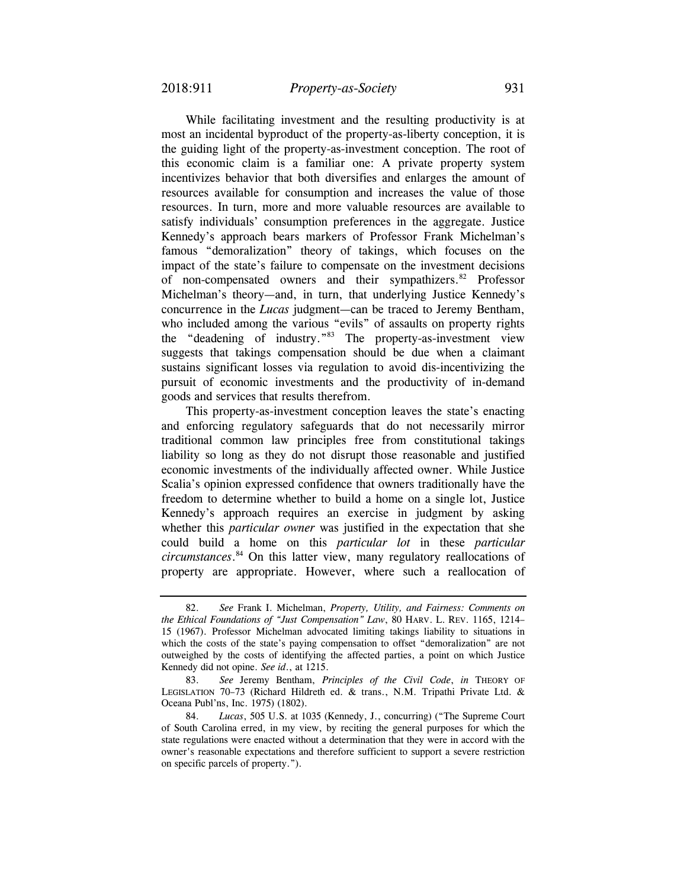While facilitating investment and the resulting productivity is at most an incidental byproduct of the property-as-liberty conception, it is the guiding light of the property-as-investment conception. The root of this economic claim is a familiar one: A private property system incentivizes behavior that both diversifies and enlarges the amount of resources available for consumption and increases the value of those resources. In turn, more and more valuable resources are available to satisfy individuals' consumption preferences in the aggregate. Justice Kennedy's approach bears markers of Professor Frank Michelman's famous "demoralization" theory of takings, which focuses on the impact of the state's failure to compensate on the investment decisions of non-compensated owners and their sympathizers.[82] Professor Michelman's theory—and, in turn, that underlying Justice Kennedy's concurrence in the *Lucas* judgment—can be traced to Jeremy Bentham, who included among the various "evils" of assaults on property rights the "deadening of industry."[83] The property-as-investment view suggests that takings compensation should be due when a claimant sustains significant losses via regulation to avoid dis-incentivizing the pursuit of economic investments and the productivity of in-demand goods and services that results therefrom.

This property-as-investment conception leaves the state's enacting and enforcing regulatory safeguards that do not necessarily mirror traditional common law principles free from constitutional takings liability so long as they do not disrupt those reasonable and justified economic investments of the individually affected owner. While Justice Scalia's opinion expressed confidence that owners traditionally have the freedom to determine whether to build a home on a single lot, Justice Kennedy's approach requires an exercise in judgment by asking whether this *particular owner* was justified in the expectation that she could build a home on this *particular lot* in these *particular circumstances*.[84] On this latter view, many regulatory reallocations of property are appropriate. However, where such a reallocation of

---

82. *See* Frank I. Michelman, *Property, Utility, and Fairness: Comments on the Ethical Foundations of "Just Compensation" Law*, 80 HARV. L. REV. 1165, 1214–15 (1967). Professor Michelman advocated limiting takings liability to situations in which the costs of the state's paying compensation to offset "demoralization" are not outweighed by the costs of identifying the affected parties, a point on which Justice Kennedy did not opine. *See id.*, at 1215.

83. *See* Jeremy Bentham, *Principles of the Civil Code*, *in* THEORY OF LEGISLATION 70–73 (Richard Hildreth ed. & trans., N.M. Tripathi Private Ltd. & Oceana Publ'ns, Inc. 1975) (1802).

84. *Lucas*, 505 U.S. at 1035 (Kennedy, J., concurring) ("The Supreme Court of South Carolina erred, in my view, by reciting the general purposes for which the state regulations were enacted without a determination that they were in accord with the owner's reasonable expectations and therefore sufficient to support a severe restriction on specific parcels of property.").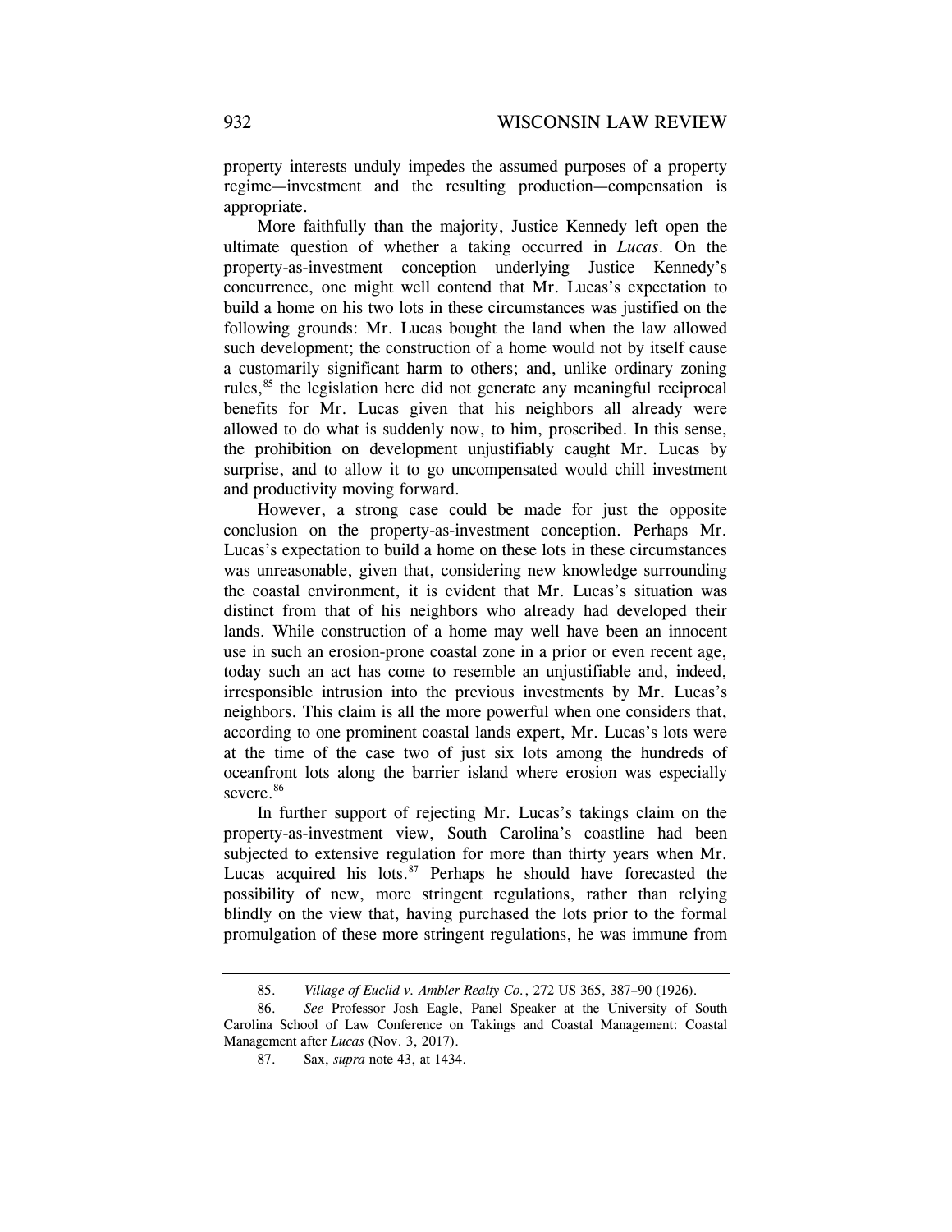property interests unduly impedes the assumed purposes of a property regime—investment and the resulting production—compensation is appropriate.

More faithfully than the majority, Justice Kennedy left open the ultimate question of whether a taking occurred in *Lucas*. On the property-as-investment conception underlying Justice Kennedy's concurrence, one might well contend that Mr. Lucas's expectation to build a home on his two lots in these circumstances was justified on the following grounds: Mr. Lucas bought the land when the law allowed such development; the construction of a home would not by itself cause a customarily significant harm to others; and, unlike ordinary zoning rules,[85] the legislation here did not generate any meaningful reciprocal benefits for Mr. Lucas given that his neighbors all already were allowed to do what is suddenly now, to him, proscribed. In this sense, the prohibition on development unjustifiably caught Mr. Lucas by surprise, and to allow it to go uncompensated would chill investment and productivity moving forward.

However, a strong case could be made for just the opposite conclusion on the property-as-investment conception. Perhaps Mr. Lucas's expectation to build a home on these lots in these circumstances was unreasonable, given that, considering new knowledge surrounding the coastal environment, it is evident that Mr. Lucas's situation was distinct from that of his neighbors who already had developed their lands. While construction of a home may well have been an innocent use in such an erosion-prone coastal zone in a prior or even recent age, today such an act has come to resemble an unjustifiable and, indeed, irresponsible intrusion into the previous investments by Mr. Lucas's neighbors. This claim is all the more powerful when one considers that, according to one prominent coastal lands expert, Mr. Lucas's lots were at the time of the case two of just six lots among the hundreds of oceanfront lots along the barrier island where erosion was especially severe.[86]

In further support of rejecting Mr. Lucas's takings claim on the property-as-investment view, South Carolina's coastline had been subjected to extensive regulation for more than thirty years when Mr. Lucas acquired his lots.[87] Perhaps he should have forecasted the possibility of new, more stringent regulations, rather than relying blindly on the view that, having purchased the lots prior to the formal promulgation of these more stringent regulations, he was immune from

---

85. *Village of Euclid v. Ambler Realty Co.*, 272 US 365, 387–90 (1926).

86. *See* Professor Josh Eagle, Panel Speaker at the University of South Carolina School of Law Conference on Takings and Coastal Management: Coastal Management after *Lucas* (Nov. 3, 2017).

87. Sax, *supra* note 43, at 1434.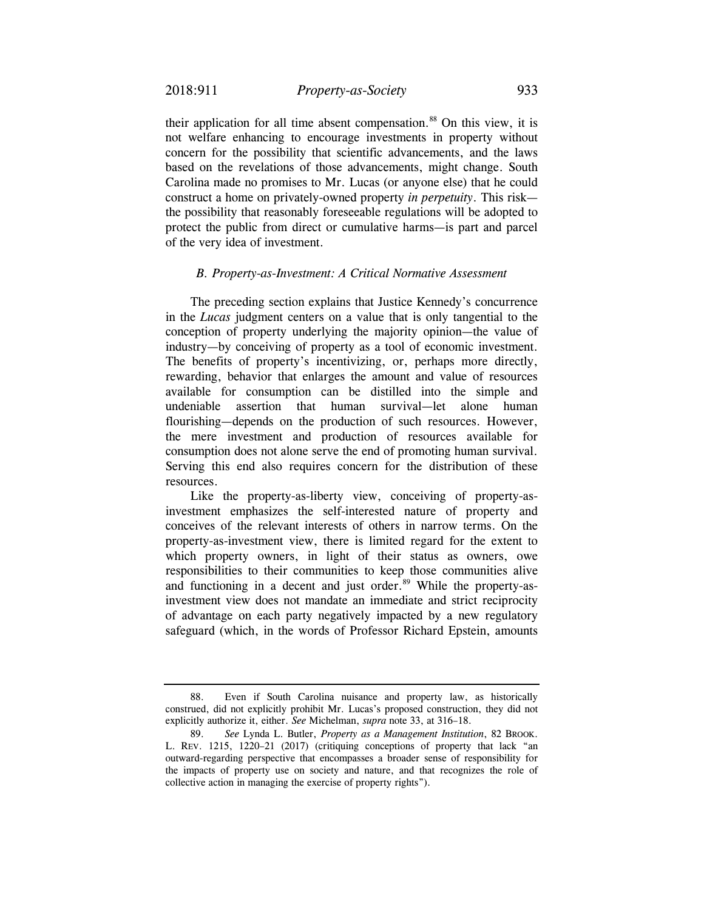their application for all time absent compensation.[88] On this view, it is not welfare enhancing to encourage investments in property without concern for the possibility that scientific advancements, and the laws based on the revelations of those advancements, might change. South Carolina made no promises to Mr. Lucas (or anyone else) that he could construct a home on privately-owned property *in perpetuity*. This risk—the possibility that reasonably foreseeable regulations will be adopted to protect the public from direct or cumulative harms—is part and parcel of the very idea of investment.

### *B. Property-as-Investment: A Critical Normative Assessment*

The preceding section explains that Justice Kennedy's concurrence in the *Lucas* judgment centers on a value that is only tangential to the conception of property underlying the majority opinion—the value of industry—by conceiving of property as a tool of economic investment. The benefits of property's incentivizing, or, perhaps more directly, rewarding, behavior that enlarges the amount and value of resources available for consumption can be distilled into the simple and undeniable assertion that human survival—let alone human flourishing—depends on the production of such resources. However, the mere investment and production of resources available for consumption does not alone serve the end of promoting human survival. Serving this end also requires concern for the distribution of these resources.

Like the property-as-liberty view, conceiving of property-as-investment emphasizes the self-interested nature of property and conceives of the relevant interests of others in narrow terms. On the property-as-investment view, there is limited regard for the extent to which property owners, in light of their status as owners, owe responsibilities to their communities to keep those communities alive and functioning in a decent and just order.[89] While the property-as-investment view does not mandate an immediate and strict reciprocity of advantage on each party negatively impacted by a new regulatory safeguard (which, in the words of Professor Richard Epstein, amounts

---

88. Even if South Carolina nuisance and property law, as historically construed, did not explicitly prohibit Mr. Lucas's proposed construction, they did not explicitly authorize it, either. *See* Michelman, *supra* note 33, at 316–18.

89. *See* Lynda L. Butler, *Property as a Management Institution*, 82 BROOK. L. REV. 1215, 1220–21 (2017) (critiquing conceptions of property that lack "an outward-regarding perspective that encompasses a broader sense of responsibility for the impacts of property use on society and nature, and that recognizes the role of collective action in managing the exercise of property rights").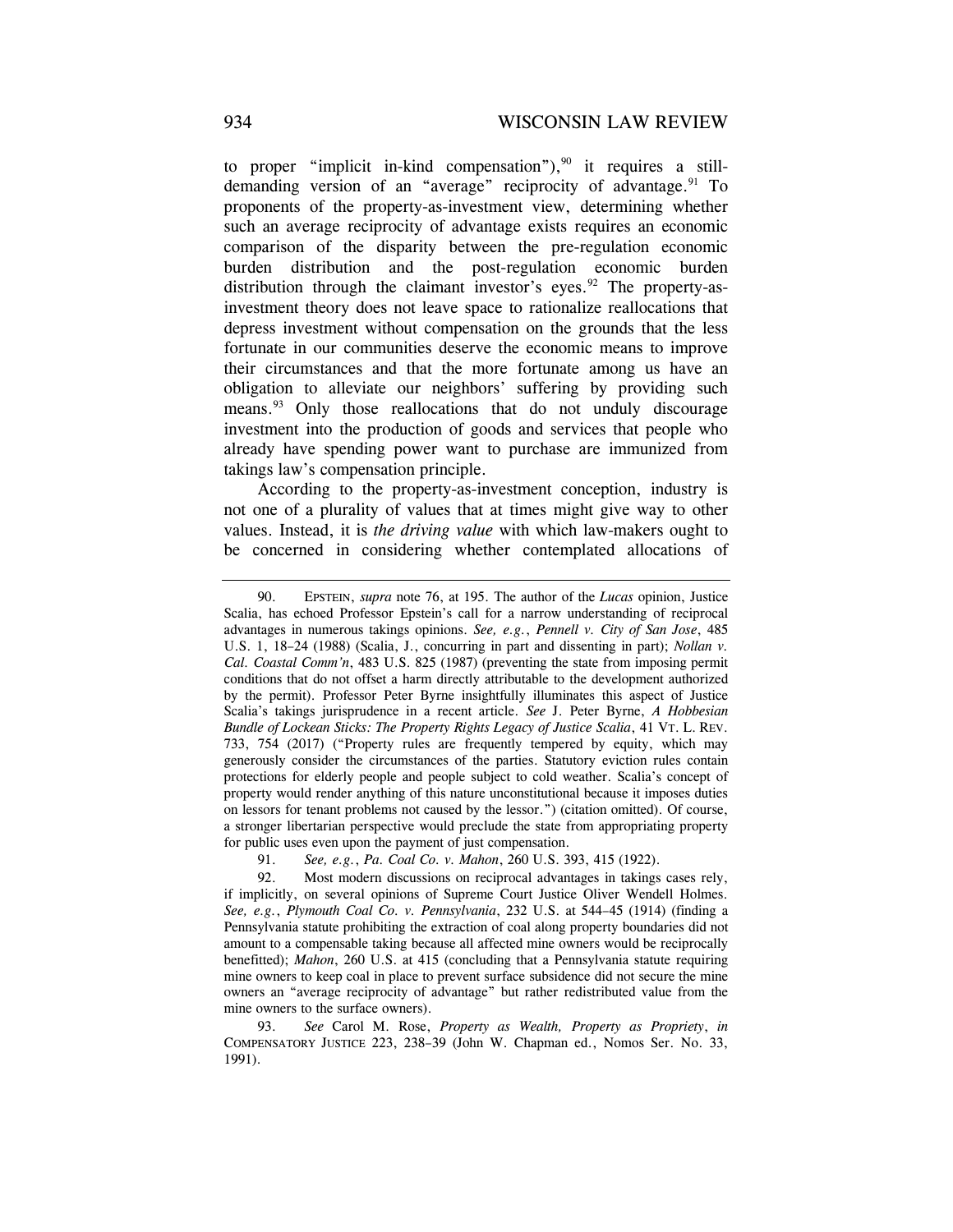to proper "implicit in-kind compensation"),[90] it requires a still-demanding version of an "average" reciprocity of advantage.[91] To proponents of the property-as-investment view, determining whether such an average reciprocity of advantage exists requires an economic comparison of the disparity between the pre-regulation economic burden distribution and the post-regulation economic burden distribution through the claimant investor's eyes.[92] The property-as-investment theory does not leave space to rationalize reallocations that depress investment without compensation on the grounds that the less fortunate in our communities deserve the economic means to improve their circumstances and that the more fortunate among us have an obligation to alleviate our neighbors' suffering by providing such means.[93] Only those reallocations that do not unduly discourage investment into the production of goods and services that people who already have spending power want to purchase are immunized from takings law's compensation principle.

According to the property-as-investment conception, industry is not one of a plurality of values that at times might give way to other values. Instead, it is *the driving value* with which law-makers ought to be concerned in considering whether contemplated allocations of

---

90. EPSTEIN, *supra* note 76, at 195. The author of the *Lucas* opinion, Justice Scalia, has echoed Professor Epstein's call for a narrow understanding of reciprocal advantages in numerous takings opinions. *See, e.g.*, *Pennell v. City of San Jose*, 485 U.S. 1, 18–24 (1988) (Scalia, J., concurring in part and dissenting in part); *Nollan v. Cal. Coastal Comm'n*, 483 U.S. 825 (1987) (preventing the state from imposing permit conditions that do not offset a harm directly attributable to the development authorized by the permit). Professor Peter Byrne insightfully illuminates this aspect of Justice Scalia's takings jurisprudence in a recent article. *See* J. Peter Byrne, *A Hobbesian Bundle of Lockean Sticks: The Property Rights Legacy of Justice Scalia*, 41 VT. L. REV. 733, 754 (2017) ("Property rules are frequently tempered by equity, which may generously consider the circumstances of the parties. Statutory eviction rules contain protections for elderly people and people subject to cold weather. Scalia's concept of property would render anything of this nature unconstitutional because it imposes duties on lessors for tenant problems not caused by the lessor.") (citation omitted). Of course, a stronger libertarian perspective would preclude the state from appropriating property for public uses even upon the payment of just compensation.

91. *See, e.g.*, *Pa. Coal Co. v. Mahon*, 260 U.S. 393, 415 (1922).

92. Most modern discussions on reciprocal advantages in takings cases rely, if implicitly, on several opinions of Supreme Court Justice Oliver Wendell Holmes. *See, e.g.*, *Plymouth Coal Co. v. Pennsylvania*, 232 U.S. at 544–45 (1914) (finding a Pennsylvania statute prohibiting the extraction of coal along property boundaries did not amount to a compensable taking because all affected mine owners would be reciprocally benefitted); *Mahon*, 260 U.S. at 415 (concluding that a Pennsylvania statute requiring mine owners to keep coal in place to prevent surface subsidence did not secure the mine owners an "average reciprocity of advantage" but rather redistributed value from the mine owners to the surface owners).

93. *See* Carol M. Rose, *Property as Wealth, Property as Propriety*, *in* COMPENSATORY JUSTICE 223, 238–39 (John W. Chapman ed., Nomos Ser. No. 33, 1991).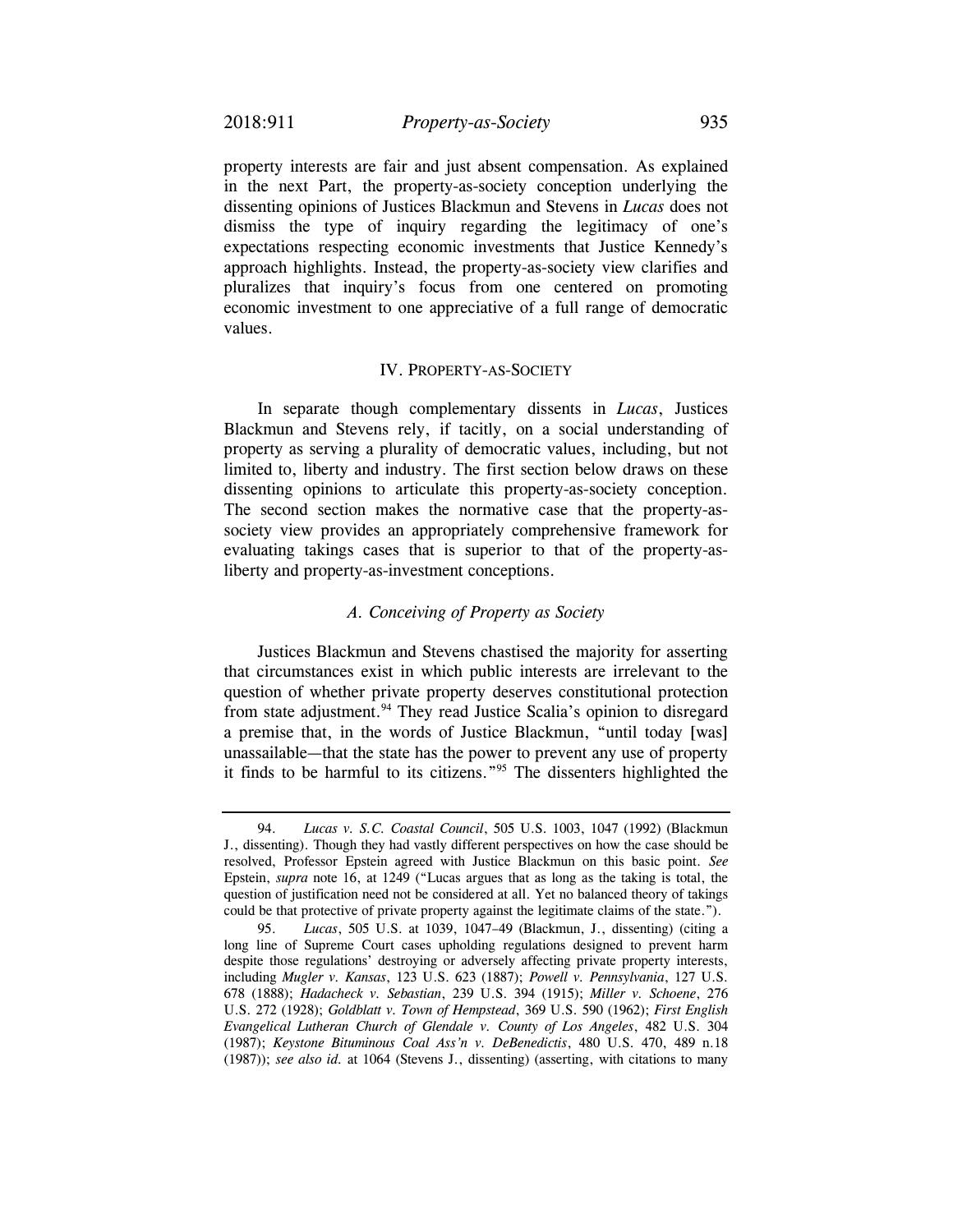property interests are fair and just absent compensation. As explained in the next Part, the property-as-society conception underlying the dissenting opinions of Justices Blackmun and Stevens in *Lucas* does not dismiss the type of inquiry regarding the legitimacy of one's expectations respecting economic investments that Justice Kennedy's approach highlights. Instead, the property-as-society view clarifies and pluralizes that inquiry's focus from one centered on promoting economic investment to one appreciative of a full range of democratic values.

## IV. PROPERTY-AS-SOCIETY

In separate though complementary dissents in *Lucas*, Justices Blackmun and Stevens rely, if tacitly, on a social understanding of property as serving a plurality of democratic values, including, but not limited to, liberty and industry. The first section below draws on these dissenting opinions to articulate this property-as-society conception. The second section makes the normative case that the property-as-society view provides an appropriately comprehensive framework for evaluating takings cases that is superior to that of the property-as-liberty and property-as-investment conceptions.

### *A. Conceiving of Property as Society*

Justices Blackmun and Stevens chastised the majority for asserting that circumstances exist in which public interests are irrelevant to the question of whether private property deserves constitutional protection from state adjustment.[94] They read Justice Scalia's opinion to disregard a premise that, in the words of Justice Blackmun, "until today [was] unassailable—that the state has the power to prevent any use of property it finds to be harmful to its citizens."[95] The dissenters highlighted the

---

94. *Lucas v. S.C. Coastal Council*, 505 U.S. 1003, 1047 (1992) (Blackmun J., dissenting). Though they had vastly different perspectives on how the case should be resolved, Professor Epstein agreed with Justice Blackmun on this basic point. *See* Epstein, *supra* note 16, at 1249 ("Lucas argues that as long as the taking is total, the question of justification need not be considered at all. Yet no balanced theory of takings could be that protective of private property against the legitimate claims of the state.").

95. *Lucas*, 505 U.S. at 1039, 1047–49 (Blackmun, J., dissenting) (citing a long line of Supreme Court cases upholding regulations designed to prevent harm despite those regulations' destroying or adversely affecting private property interests, including *Mugler v. Kansas*, 123 U.S. 623 (1887); *Powell v. Pennsylvania*, 127 U.S. 678 (1888); *Hadacheck v. Sebastian*, 239 U.S. 394 (1915); *Miller v. Schoene*, 276 U.S. 272 (1928); *Goldblatt v. Town of Hempstead*, 369 U.S. 590 (1962); *First English Evangelical Lutheran Church of Glendale v. County of Los Angeles*, 482 U.S. 304 (1987); *Keystone Bituminous Coal Ass'n v. DeBenedictis*, 480 U.S. 470, 489 n.18 (1987)); *see also id.* at 1064 (Stevens J., dissenting) (asserting, with citations to many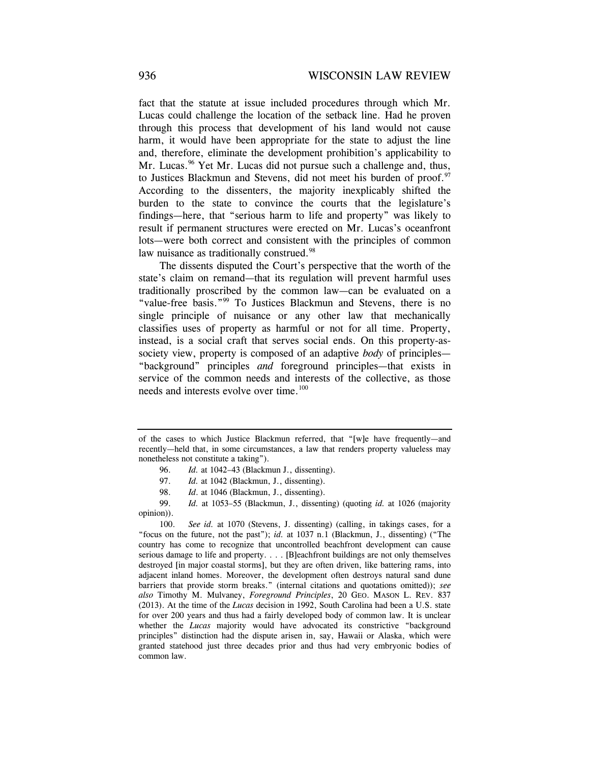fact that the statute at issue included procedures through which Mr. Lucas could challenge the location of the setback line. Had he proven through this process that development of his land would not cause harm, it would have been appropriate for the state to adjust the line and, therefore, eliminate the development prohibition's applicability to Mr. Lucas.[96] Yet Mr. Lucas did not pursue such a challenge and, thus, to Justices Blackmun and Stevens, did not meet his burden of proof.[97] According to the dissenters, the majority inexplicably shifted the burden to the state to convince the courts that the legislature's findings—here, that "serious harm to life and property" was likely to result if permanent structures were erected on Mr. Lucas's oceanfront lots—were both correct and consistent with the principles of common law nuisance as traditionally construed.[98]

The dissents disputed the Court's perspective that the worth of the state's claim on remand—that its regulation will prevent harmful uses traditionally proscribed by the common law—can be evaluated on a "value-free basis."[99] To Justices Blackmun and Stevens, there is no single principle of nuisance or any other law that mechanically classifies uses of property as harmful or not for all time. Property, instead, is a social craft that serves social ends. On this property-as-society view, property is composed of an adaptive *body* of principles—"background" principles *and* foreground principles—that exists in service of the common needs and interests of the collective, as those needs and interests evolve over time.[100]

---

of the cases to which Justice Blackmun referred, that "[w]e have frequently—and recently—held that, in some circumstances, a law that renders property valueless may nonetheless not constitute a taking").

96. *Id.* at 1042–43 (Blackmun J., dissenting).

97. *Id.* at 1042 (Blackmun, J., dissenting).

98. *Id.* at 1046 (Blackmun, J., dissenting).

99. *Id.* at 1053–55 (Blackmun, J., dissenting) (quoting *id.* at 1026 (majority opinion)).

100. *See id.* at 1070 (Stevens, J. dissenting) (calling, in takings cases, for a "focus on the future, not the past"); *id.* at 1037 n.1 (Blackmun, J., dissenting) ("The country has come to recognize that uncontrolled beachfront development can cause serious damage to life and property. . . . [B]eachfront buildings are not only themselves destroyed [in major coastal storms], but they are often driven, like battering rams, into adjacent inland homes. Moreover, the development often destroys natural sand dune barriers that provide storm breaks." (internal citations and quotations omitted)); *see also* Timothy M. Mulvaney, *Foreground Principles*, 20 GEO. MASON L. REV. 837 (2013). At the time of the *Lucas* decision in 1992, South Carolina had been a U.S. state for over 200 years and thus had a fairly developed body of common law. It is unclear whether the *Lucas* majority would have advocated its constrictive "background principles" distinction had the dispute arisen in, say, Hawaii or Alaska, which were granted statehood just three decades prior and thus had very embryonic bodies of common law.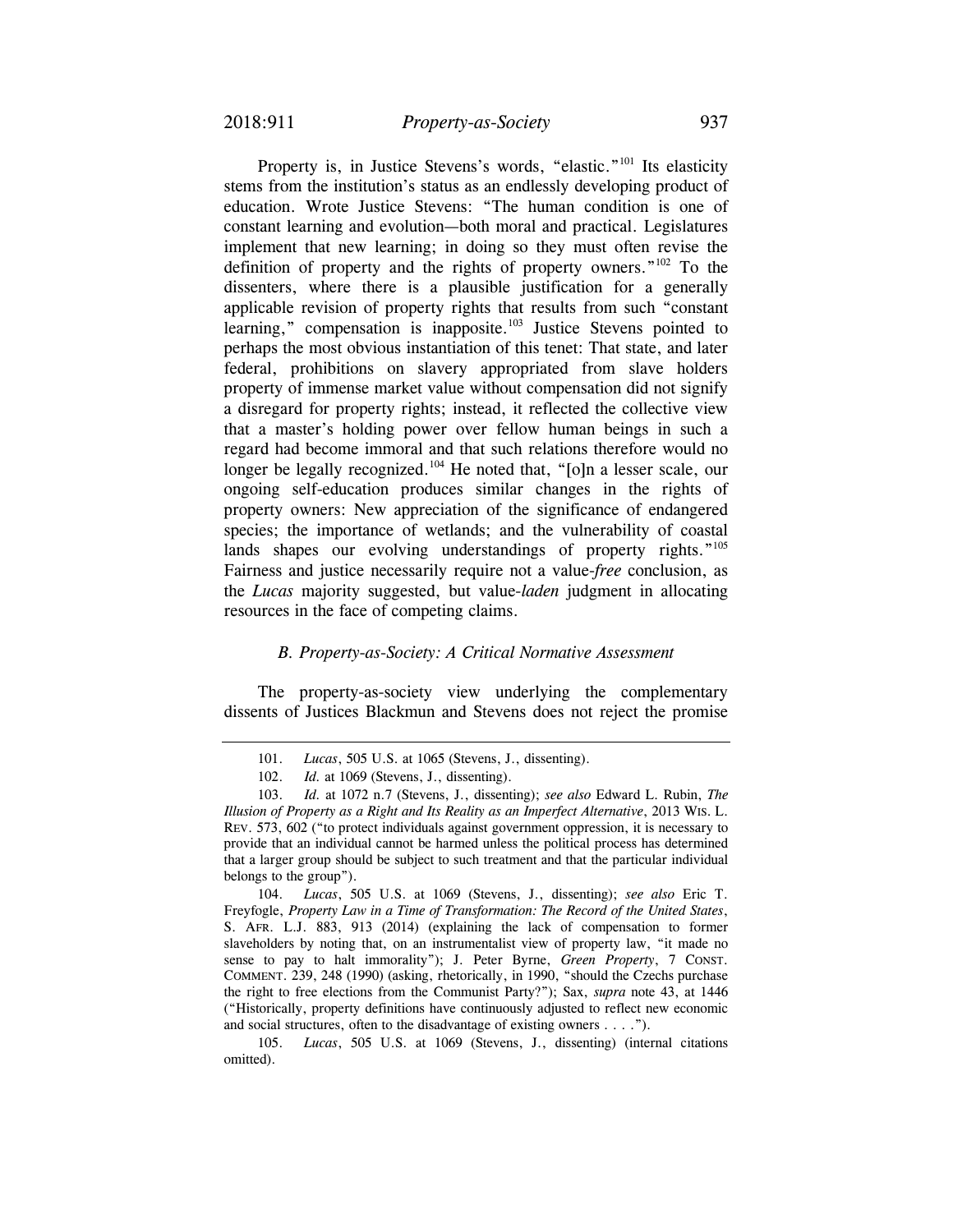Property is, in Justice Stevens's words, "elastic."[101] Its elasticity stems from the institution's status as an endlessly developing product of education. Wrote Justice Stevens: "The human condition is one of constant learning and evolution—both moral and practical. Legislatures implement that new learning; in doing so they must often revise the definition of property and the rights of property owners."[102] To the dissenters, where there is a plausible justification for a generally applicable revision of property rights that results from such "constant learning," compensation is inapposite.[103] Justice Stevens pointed to perhaps the most obvious instantiation of this tenet: That state, and later federal, prohibitions on slavery appropriated from slave holders property of immense market value without compensation did not signify a disregard for property rights; instead, it reflected the collective view that a master's holding power over fellow human beings in such a regard had become immoral and that such relations therefore would no longer be legally recognized.[104] He noted that, "[o]n a lesser scale, our ongoing self-education produces similar changes in the rights of property owners: New appreciation of the significance of endangered species; the importance of wetlands; and the vulnerability of coastal lands shapes our evolving understandings of property rights."[105] Fairness and justice necessarily require not a value-*free* conclusion, as the *Lucas* majority suggested, but value-*laden* judgment in allocating resources in the face of competing claims.

### *B. Property-as-Society: A Critical Normative Assessment*

The property-as-society view underlying the complementary dissents of Justices Blackmun and Stevens does not reject the promise

---

101. *Lucas*, 505 U.S. at 1065 (Stevens, J., dissenting).

102. *Id.* at 1069 (Stevens, J., dissenting).

103. *Id.* at 1072 n.7 (Stevens, J., dissenting); *see also* Edward L. Rubin, *The Illusion of Property as a Right and Its Reality as an Imperfect Alternative*, 2013 WIS. L. REV. 573, 602 ("to protect individuals against government oppression, it is necessary to provide that an individual cannot be harmed unless the political process has determined that a larger group should be subject to such treatment and that the particular individual belongs to the group").

104. *Lucas*, 505 U.S. at 1069 (Stevens, J., dissenting); *see also* Eric T. Freyfogle, *Property Law in a Time of Transformation: The Record of the United States*, S. AFR. L.J. 883, 913 (2014) (explaining the lack of compensation to former slaveholders by noting that, on an instrumentalist view of property law, "it made no sense to pay to halt immorality"); J. Peter Byrne, *Green Property*, 7 CONST. COMMENT. 239, 248 (1990) (asking, rhetorically, in 1990, "should the Czechs purchase the right to free elections from the Communist Party?"); Sax, *supra* note 43, at 1446 ("Historically, property definitions have continuously adjusted to reflect new economic and social structures, often to the disadvantage of existing owners . . . .").

105. *Lucas*, 505 U.S. at 1069 (Stevens, J., dissenting) (internal citations omitted).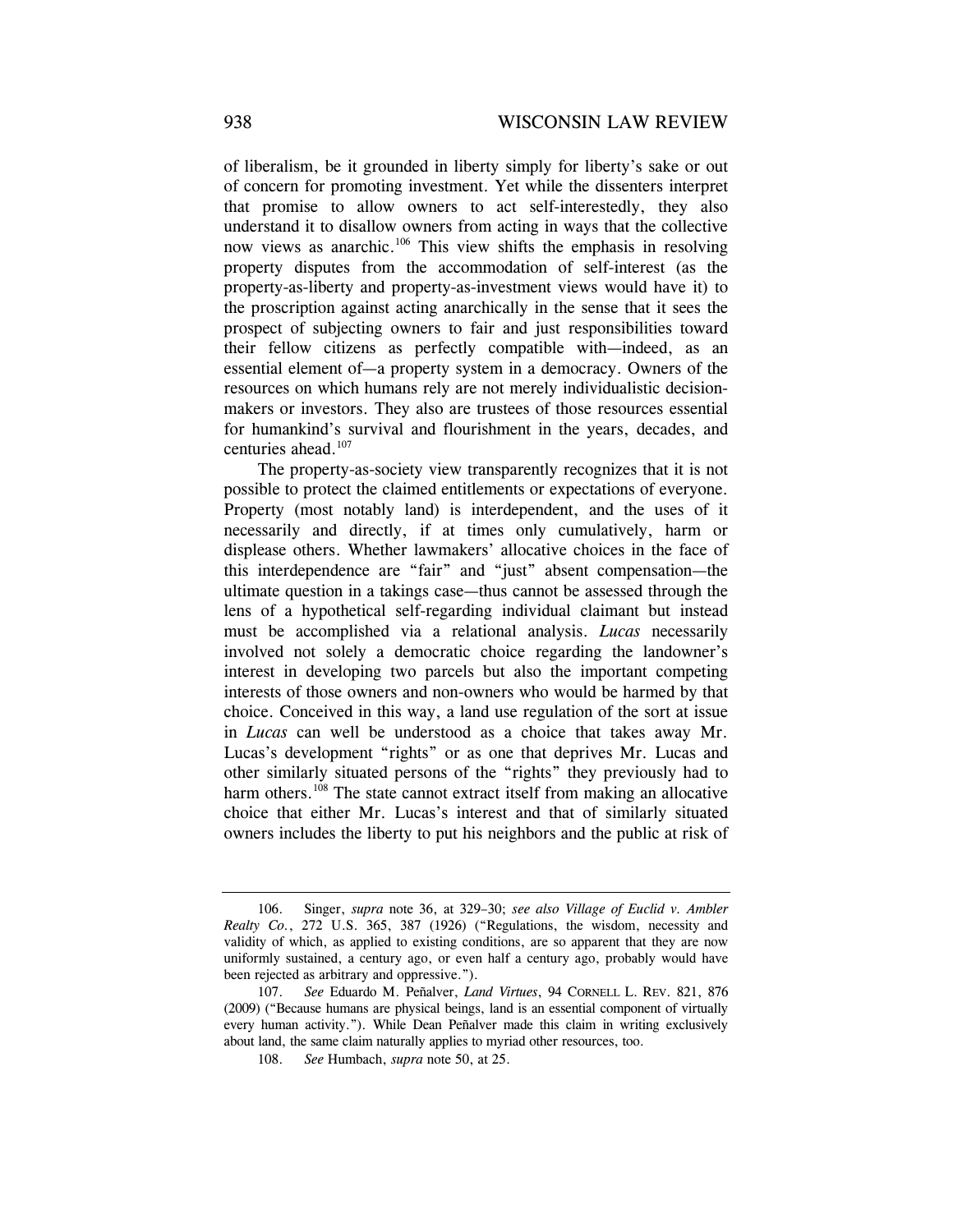of liberalism, be it grounded in liberty simply for liberty's sake or out of concern for promoting investment. Yet while the dissenters interpret that promise to allow owners to act self-interestedly, they also understand it to disallow owners from acting in ways that the collective now views as anarchic.[106] This view shifts the emphasis in resolving property disputes from the accommodation of self-interest (as the property-as-liberty and property-as-investment views would have it) to the proscription against acting anarchically in the sense that it sees the prospect of subjecting owners to fair and just responsibilities toward their fellow citizens as perfectly compatible with—indeed, as an essential element of—a property system in a democracy. Owners of the resources on which humans rely are not merely individualistic decision-makers or investors. They also are trustees of those resources essential for humankind's survival and flourishment in the years, decades, and centuries ahead.[107]

The property-as-society view transparently recognizes that it is not possible to protect the claimed entitlements or expectations of everyone. Property (most notably land) is interdependent, and the uses of it necessarily and directly, if at times only cumulatively, harm or displease others. Whether lawmakers' allocative choices in the face of this interdependence are "fair" and "just" absent compensation—the ultimate question in a takings case—thus cannot be assessed through the lens of a hypothetical self-regarding individual claimant but instead must be accomplished via a relational analysis. *Lucas* necessarily involved not solely a democratic choice regarding the landowner's interest in developing two parcels but also the important competing interests of those owners and non-owners who would be harmed by that choice. Conceived in this way, a land use regulation of the sort at issue in *Lucas* can well be understood as a choice that takes away Mr. Lucas's development "rights" or as one that deprives Mr. Lucas and other similarly situated persons of the "rights" they previously had to harm others.[108] The state cannot extract itself from making an allocative choice that either Mr. Lucas's interest and that of similarly situated owners includes the liberty to put his neighbors and the public at risk of

---

106. Singer, *supra* note 36, at 329–30; *see also Village of Euclid v. Ambler Realty Co.*, 272 U.S. 365, 387 (1926) ("Regulations, the wisdom, necessity and validity of which, as applied to existing conditions, are so apparent that they are now uniformly sustained, a century ago, or even half a century ago, probably would have been rejected as arbitrary and oppressive.").

107. *See* Eduardo M. Peñalver, *Land Virtues*, 94 CORNELL L. REV. 821, 876 (2009) ("Because humans are physical beings, land is an essential component of virtually every human activity."). While Dean Peñalver made this claim in writing exclusively about land, the same claim naturally applies to myriad other resources, too.

108. *See* Humbach, *supra* note 50, at 25.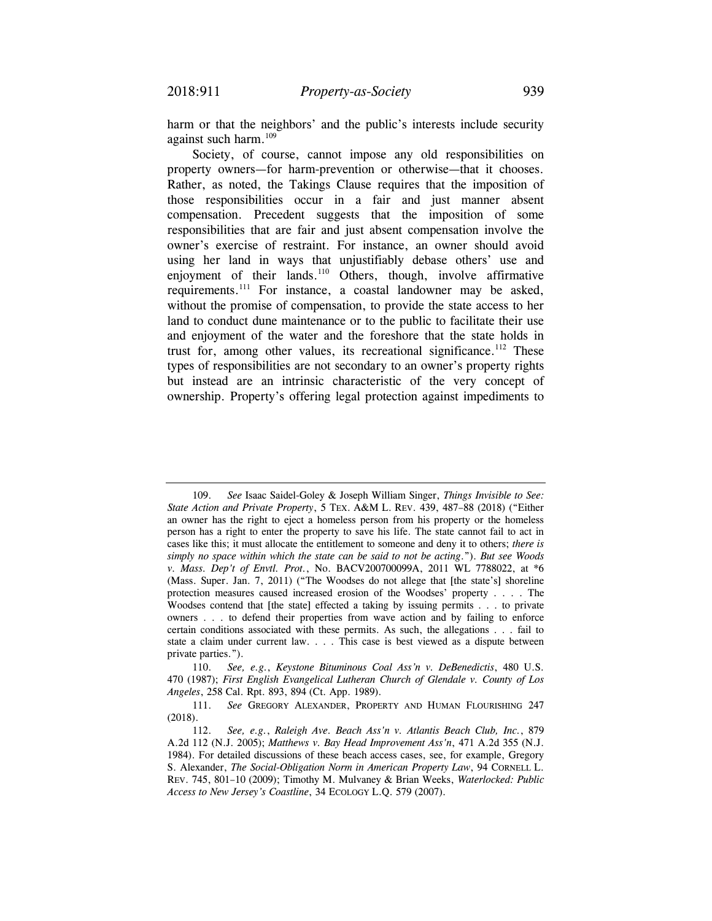harm or that the neighbors' and the public's interests include security against such harm.[109]

Society, of course, cannot impose any old responsibilities on property owners—for harm-prevention or otherwise—that it chooses. Rather, as noted, the Takings Clause requires that the imposition of those responsibilities occur in a fair and just manner absent compensation. Precedent suggests that the imposition of some responsibilities that are fair and just absent compensation involve the owner's exercise of restraint. For instance, an owner should avoid using her land in ways that unjustifiably debase others' use and enjoyment of their lands.[110] Others, though, involve affirmative requirements.[111] For instance, a coastal landowner may be asked, without the promise of compensation, to provide the state access to her land to conduct dune maintenance or to the public to facilitate their use and enjoyment of the water and the foreshore that the state holds in trust for, among other values, its recreational significance.[112] These types of responsibilities are not secondary to an owner's property rights but instead are an intrinsic characteristic of the very concept of ownership. Property's offering legal protection against impediments to

---

109. *See* Isaac Saidel-Goley & Joseph William Singer, *Things Invisible to See: State Action and Private Property*, 5 TEX. A&M L. REV. 439, 487–88 (2018) ("Either an owner has the right to eject a homeless person from his property or the homeless person has a right to enter the property to save his life. The state cannot fail to act in cases like this; it must allocate the entitlement to someone and deny it to others; *there is simply no space within which the state can be said to not be acting*."). *But see Woods v. Mass. Dep't of Envtl. Prot.*, No. BACV200700099A, 2011 WL 7788022, at *6 (Mass. Super. Jan. 7, 2011) ("The Woodses do not allege that [the state's] shoreline protection measures caused increased erosion of the Woodses' property . . . . The Woodses contend that [the state] effected a taking by issuing permits . . . to private owners . . . to defend their properties from wave action and by failing to enforce certain conditions associated with these permits. As such, the allegations . . . fail to state a claim under current law. . . . This case is best viewed as a dispute between private parties.").

110. *See, e.g.*, *Keystone Bituminous Coal Ass'n v. DeBenedictis*, 480 U.S. 470 (1987); *First English Evangelical Lutheran Church of Glendale v. County of Los Angeles*, 258 Cal. Rpt. 893, 894 (Ct. App. 1989).

111. *See* GREGORY ALEXANDER, PROPERTY AND HUMAN FLOURISHING 247 (2018).

112. *See, e.g.*, *Raleigh Ave. Beach Ass'n v. Atlantis Beach Club, Inc.*, 879 A.2d 112 (N.J. 2005); *Matthews v. Bay Head Improvement Ass'n*, 471 A.2d 355 (N.J. 1984). For detailed discussions of these beach access cases, see, for example, Gregory S. Alexander, *The Social-Obligation Norm in American Property Law*, 94 CORNELL L. REV. 745, 801–10 (2009); Timothy M. Mulvaney & Brian Weeks, *Waterlocked: Public Access to New Jersey's Coastline*, 34 ECOLOGY L.Q. 579 (2007).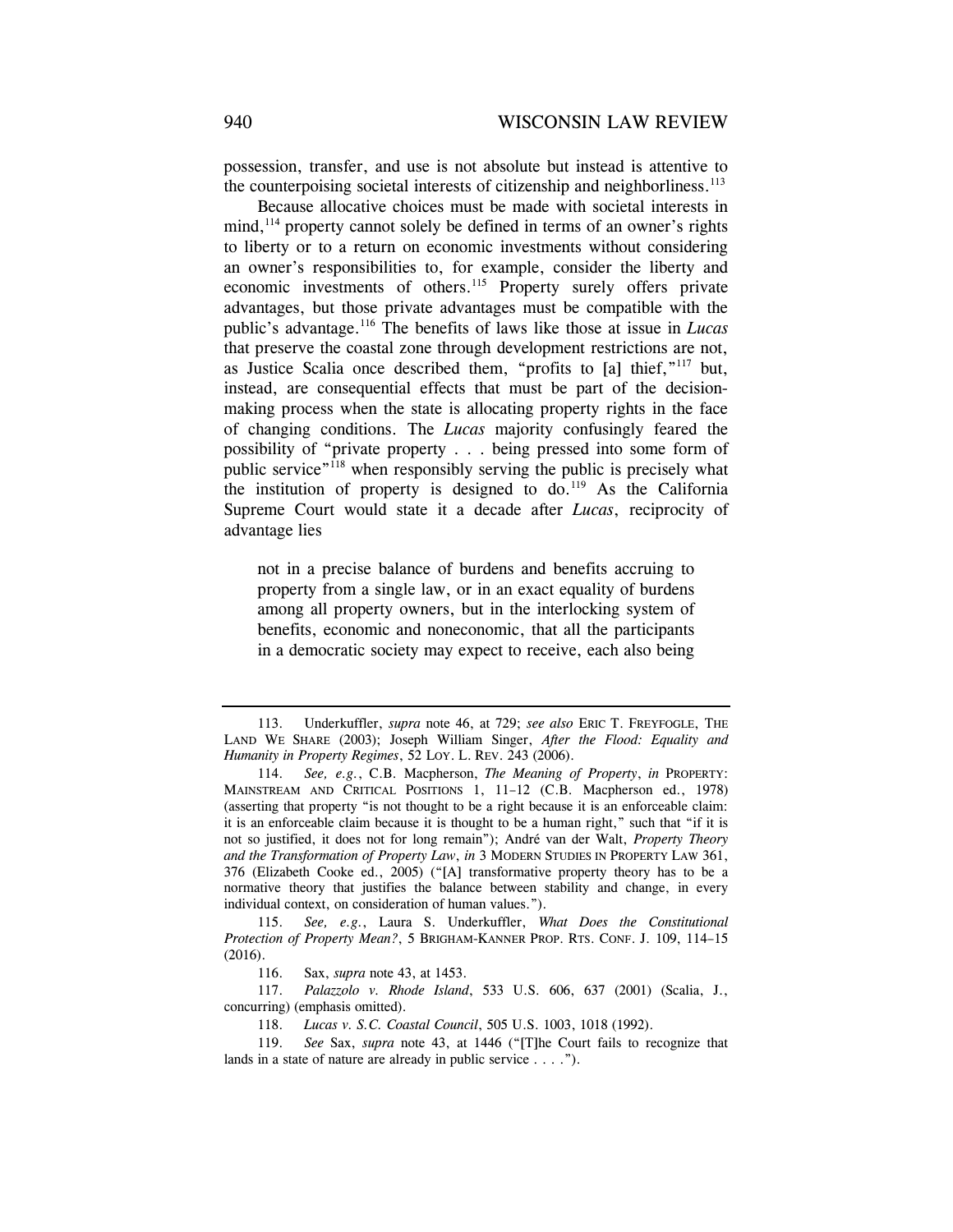possession, transfer, and use is not absolute but instead is attentive to the counterpoising societal interests of citizenship and neighborliness.[113]

Because allocative choices must be made with societal interests in mind,[114] property cannot solely be defined in terms of an owner's rights to liberty or to a return on economic investments without considering an owner's responsibilities to, for example, consider the liberty and economic investments of others.[115] Property surely offers private advantages, but those private advantages must be compatible with the public's advantage.[116] The benefits of laws like those at issue in *Lucas* that preserve the coastal zone through development restrictions are not, as Justice Scalia once described them, "profits to [a] thief,"[117] but, instead, are consequential effects that must be part of the decision-making process when the state is allocating property rights in the face of changing conditions. The *Lucas* majority confusingly feared the possibility of "private property . . . being pressed into some form of public service"[118] when responsibly serving the public is precisely what the institution of property is designed to do.[119] As the California Supreme Court would state it a decade after *Lucas*, reciprocity of advantage lies

> not in a precise balance of burdens and benefits accruing to property from a single law, or in an exact equality of burdens among all property owners, but in the interlocking system of benefits, economic and noneconomic, that all the participants in a democratic society may expect to receive, each also being

---

113. Underkuffler, *supra* note 46, at 729; *see also* ERIC T. FREYFOGLE, THE LAND WE SHARE (2003); Joseph William Singer, *After the Flood: Equality and Humanity in Property Regimes*, 52 LOY. L. REV. 243 (2006).

114. *See, e.g.*, C.B. Macpherson, *The Meaning of Property*, *in* PROPERTY: MAINSTREAM AND CRITICAL POSITIONS 1, 11–12 (C.B. Macpherson ed., 1978) (asserting that property "is not thought to be a right because it is an enforceable claim: it is an enforceable claim because it is thought to be a human right," such that "if it is not so justified, it does not for long remain"); André van der Walt, *Property Theory and the Transformation of Property Law*, *in* 3 MODERN STUDIES IN PROPERTY LAW 361, 376 (Elizabeth Cooke ed., 2005) ("[A] transformative property theory has to be a normative theory that justifies the balance between stability and change, in every individual context, on consideration of human values.").

115. *See, e.g.*, Laura S. Underkuffler, *What Does the Constitutional Protection of Property Mean?*, 5 BRIGHAM-KANNER PROP. RTS. CONF. J. 109, 114–15 (2016).

116. Sax, *supra* note 43, at 1453.

117. *Palazzolo v. Rhode Island*, 533 U.S. 606, 637 (2001) (Scalia, J., concurring) (emphasis omitted).

118. *Lucas v. S.C. Coastal Council*, 505 U.S. 1003, 1018 (1992).

119. *See* Sax, *supra* note 43, at 1446 ("[T]he Court fails to recognize that lands in a state of nature are already in public service . . . .").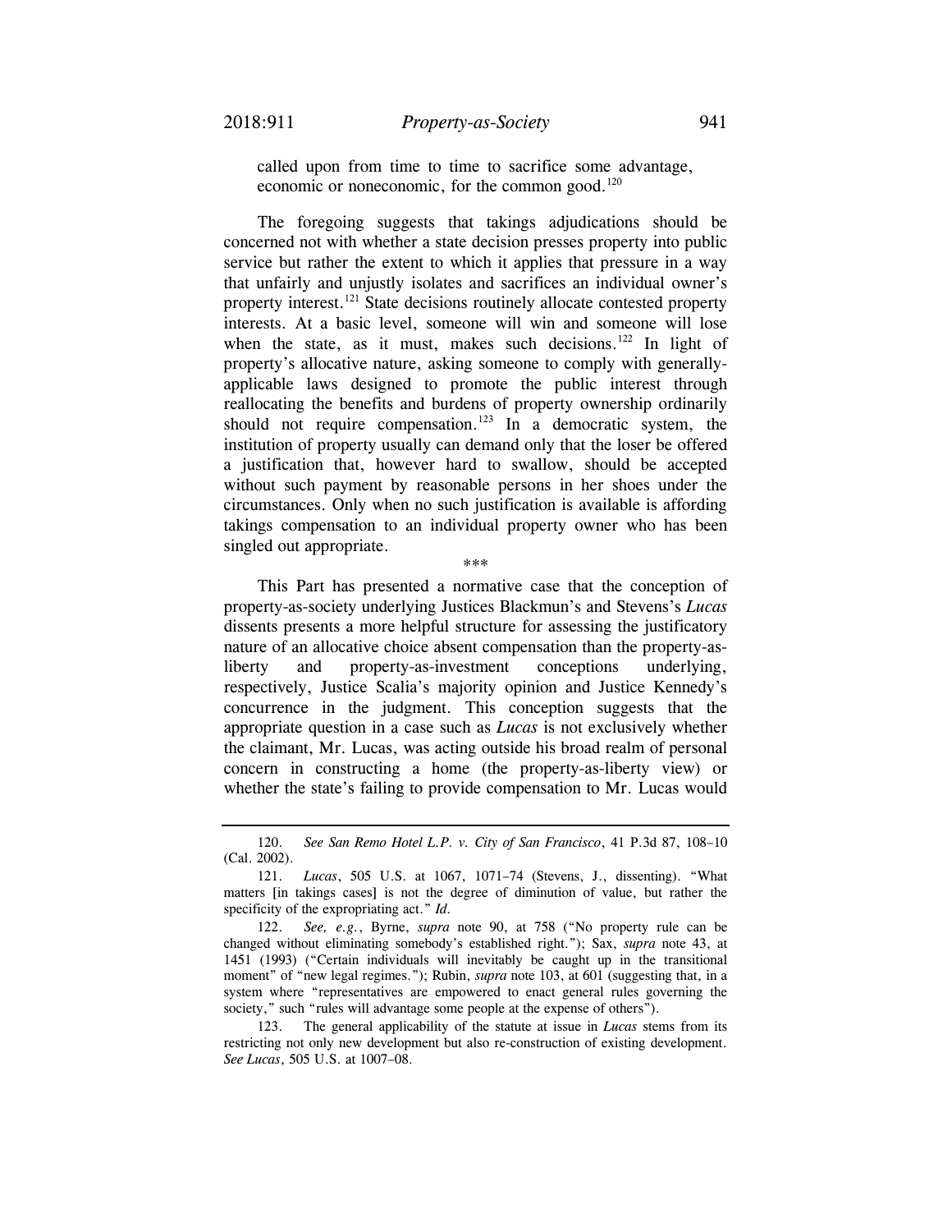called upon from time to time to sacrifice some advantage, economic or noneconomic, for the common good.[120]

The foregoing suggests that takings adjudications should be concerned not with whether a state decision presses property into public service but rather the extent to which it applies that pressure in a way that unfairly and unjustly isolates and sacrifices an individual owner's property interest.[121] State decisions routinely allocate contested property interests. At a basic level, someone will win and someone will lose when the state, as it must, makes such decisions.[122] In light of property's allocative nature, asking someone to comply with generally-applicable laws designed to promote the public interest through reallocating the benefits and burdens of property ownership ordinarily should not require compensation.[123] In a democratic system, the institution of property usually can demand only that the loser be offered a justification that, however hard to swallow, should be accepted without such payment by reasonable persons in her shoes under the circumstances. Only when no such justification is available is affording takings compensation to an individual property owner who has been singled out appropriate.

\*\*\*

This Part has presented a normative case that the conception of property-as-society underlying Justices Blackmun's and Stevens's *Lucas* dissents presents a more helpful structure for assessing the justificatory nature of an allocative choice absent compensation than the property-as-liberty and property-as-investment conceptions underlying, respectively, Justice Scalia's majority opinion and Justice Kennedy's concurrence in the judgment. This conception suggests that the appropriate question in a case such as *Lucas* is not exclusively whether the claimant, Mr. Lucas, was acting outside his broad realm of personal concern in constructing a home (the property-as-liberty view) or whether the state's failing to provide compensation to Mr. Lucas would

---

120. *See San Remo Hotel L.P. v. City of San Francisco*, 41 P.3d 87, 108–10 (Cal. 2002).

121. *Lucas*, 505 U.S. at 1067, 1071–74 (Stevens, J., dissenting). "What matters [in takings cases] is not the degree of diminution of value, but rather the specificity of the expropriating act." *Id.*

122. *See, e.g.*, Byrne, *supra* note 90, at 758 ("No property rule can be changed without eliminating somebody's established right."); Sax, *supra* note 43, at 1451 (1993) ("Certain individuals will inevitably be caught up in the transitional moment" of "new legal regimes."); Rubin, *supra* note 103, at 601 (suggesting that, in a system where "representatives are empowered to enact general rules governing the society," such "rules will advantage some people at the expense of others").

123. The general applicability of the statute at issue in *Lucas* stems from its restricting not only new development but also re-construction of existing development. *See Lucas*, 505 U.S. at 1007–08.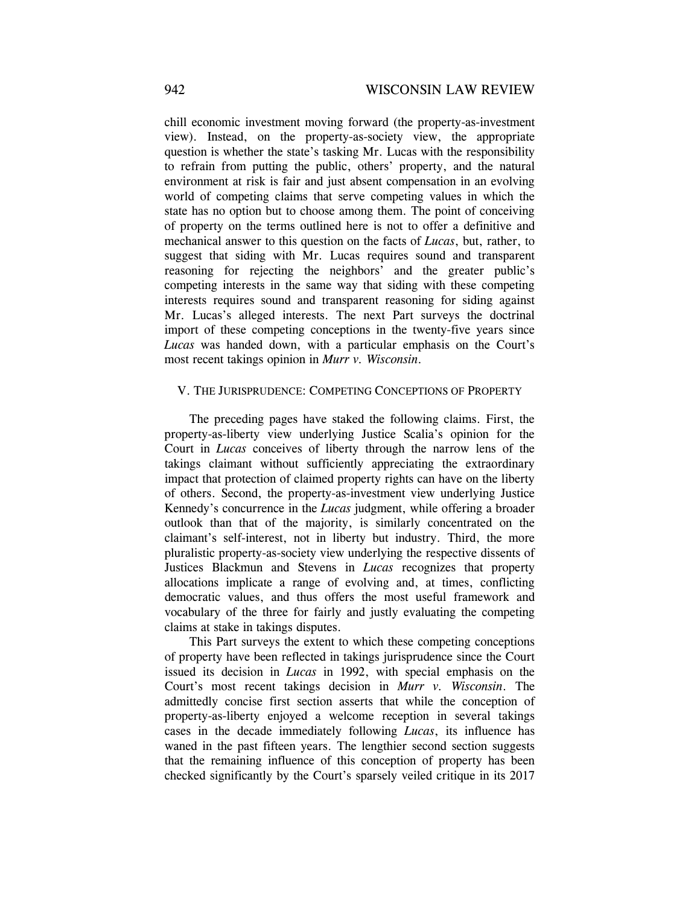chill economic investment moving forward (the property-as-investment view). Instead, on the property-as-society view, the appropriate question is whether the state's tasking Mr. Lucas with the responsibility to refrain from putting the public, others' property, and the natural environment at risk is fair and just absent compensation in an evolving world of competing claims that serve competing values in which the state has no option but to choose among them. The point of conceiving of property on the terms outlined here is not to offer a definitive and mechanical answer to this question on the facts of *Lucas*, but, rather, to suggest that siding with Mr. Lucas requires sound and transparent reasoning for rejecting the neighbors' and the greater public's competing interests in the same way that siding with these competing interests requires sound and transparent reasoning for siding against Mr. Lucas's alleged interests. The next Part surveys the doctrinal import of these competing conceptions in the twenty-five years since *Lucas* was handed down, with a particular emphasis on the Court's most recent takings opinion in *Murr v. Wisconsin*.

## V. The Jurisprudence: Competing Conceptions of Property

The preceding pages have staked the following claims. First, the property-as-liberty view underlying Justice Scalia's opinion for the Court in *Lucas* conceives of liberty through the narrow lens of the takings claimant without sufficiently appreciating the extraordinary impact that protection of claimed property rights can have on the liberty of others. Second, the property-as-investment view underlying Justice Kennedy's concurrence in the *Lucas* judgment, while offering a broader outlook than that of the majority, is similarly concentrated on the claimant's self-interest, not in liberty but industry. Third, the more pluralistic property-as-society view underlying the respective dissents of Justices Blackmun and Stevens in *Lucas* recognizes that property allocations implicate a range of evolving and, at times, conflicting democratic values, and thus offers the most useful framework and vocabulary of the three for fairly and justly evaluating the competing claims at stake in takings disputes.

This Part surveys the extent to which these competing conceptions of property have been reflected in takings jurisprudence since the Court issued its decision in *Lucas* in 1992, with special emphasis on the Court's most recent takings decision in *Murr v. Wisconsin*. The admittedly concise first section asserts that while the conception of property-as-liberty enjoyed a welcome reception in several takings cases in the decade immediately following *Lucas*, its influence has waned in the past fifteen years. The lengthier second section suggests that the remaining influence of this conception of property has been checked significantly by the Court's sparsely veiled critique in its 2017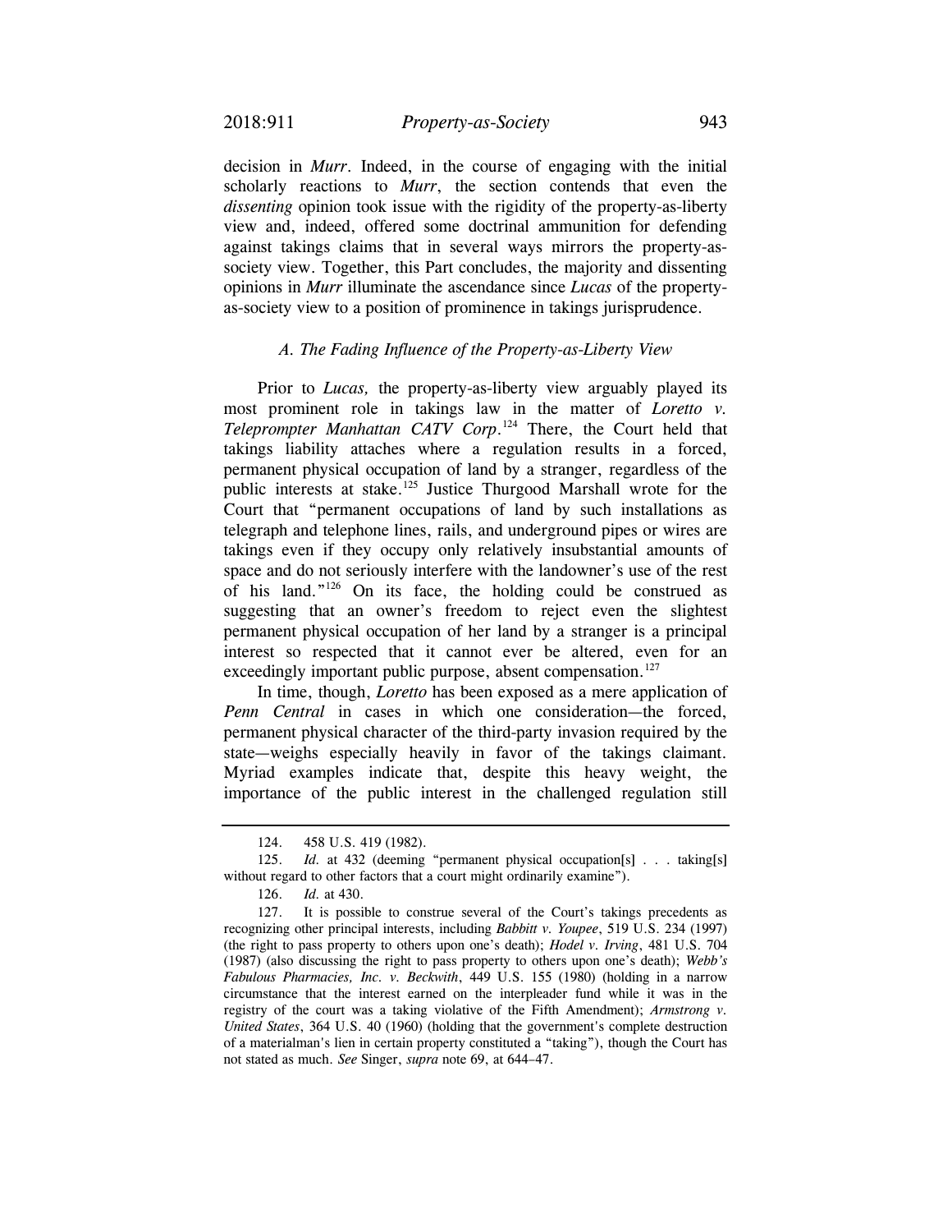decision in *Murr*. Indeed, in the course of engaging with the initial scholarly reactions to *Murr*, the section contends that even the *dissenting* opinion took issue with the rigidity of the property-as-liberty view and, indeed, offered some doctrinal ammunition for defending against takings claims that in several ways mirrors the property-as-society view. Together, this Part concludes, the majority and dissenting opinions in *Murr* illuminate the ascendance since *Lucas* of the property-as-society view to a position of prominence in takings jurisprudence.

### *A. The Fading Influence of the Property-as-Liberty View*

Prior to *Lucas,* the property-as-liberty view arguably played its most prominent role in takings law in the matter of *Loretto v. Teleprompter Manhattan CATV Corp*.[124] There, the Court held that takings liability attaches where a regulation results in a forced, permanent physical occupation of land by a stranger, regardless of the public interests at stake.[125] Justice Thurgood Marshall wrote for the Court that "permanent occupations of land by such installations as telegraph and telephone lines, rails, and underground pipes or wires are takings even if they occupy only relatively insubstantial amounts of space and do not seriously interfere with the landowner's use of the rest of his land."[126] On its face, the holding could be construed as suggesting that an owner's freedom to reject even the slightest permanent physical occupation of her land by a stranger is a principal interest so respected that it cannot ever be altered, even for an exceedingly important public purpose, absent compensation.[127]

In time, though, *Loretto* has been exposed as a mere application of *Penn Central* in cases in which one consideration—the forced, permanent physical character of the third-party invasion required by the state—weighs especially heavily in favor of the takings claimant. Myriad examples indicate that, despite this heavy weight, the importance of the public interest in the challenged regulation still

---

124. 458 U.S. 419 (1982).

125. *Id.* at 432 (deeming "permanent physical occupation[s] . . . taking[s] without regard to other factors that a court might ordinarily examine").

126. *Id.* at 430.

127. It is possible to construe several of the Court's takings precedents as recognizing other principal interests, including *Babbitt v. Youpee*, 519 U.S. 234 (1997) (the right to pass property to others upon one's death); *Hodel v. Irving*, 481 U.S. 704 (1987) (also discussing the right to pass property to others upon one's death); *Webb's Fabulous Pharmacies, Inc. v. Beckwith*, 449 U.S. 155 (1980) (holding in a narrow circumstance that the interest earned on the interpleader fund while it was in the registry of the court was a taking violative of the Fifth Amendment); *Armstrong v. United States*, 364 U.S. 40 (1960) (holding that the government's complete destruction of a materialman's lien in certain property constituted a "taking"), though the Court has not stated as much. *See* Singer, *supra* note 69, at 644–47.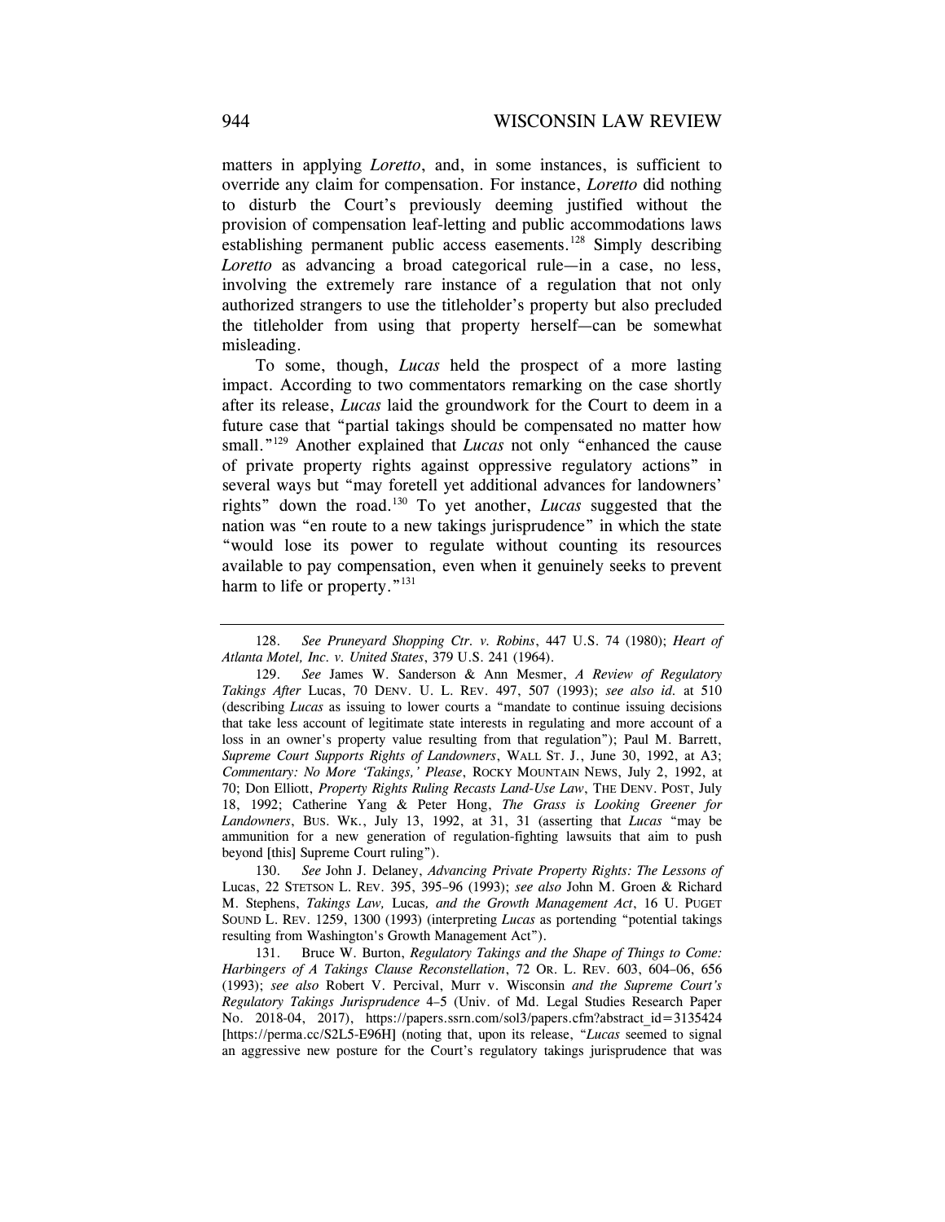matters in applying *Loretto*, and, in some instances, is sufficient to override any claim for compensation. For instance, *Loretto* did nothing to disturb the Court's previously deeming justified without the provision of compensation leaf-letting and public accommodations laws establishing permanent public access easements.[128] Simply describing *Loretto* as advancing a broad categorical rule—in a case, no less, involving the extremely rare instance of a regulation that not only authorized strangers to use the titleholder's property but also precluded the titleholder from using that property herself—can be somewhat misleading.

To some, though, *Lucas* held the prospect of a more lasting impact. According to two commentators remarking on the case shortly after its release, *Lucas* laid the groundwork for the Court to deem in a future case that "partial takings should be compensated no matter how small."[129] Another explained that *Lucas* not only "enhanced the cause of private property rights against oppressive regulatory actions" in several ways but "may foretell yet additional advances for landowners' rights" down the road.[130] To yet another, *Lucas* suggested that the nation was "en route to a new takings jurisprudence" in which the state "would lose its power to regulate without counting its resources available to pay compensation, even when it genuinely seeks to prevent harm to life or property."[131]

---

128. *See Pruneyard Shopping Ctr. v. Robins*, 447 U.S. 74 (1980); *Heart of Atlanta Motel, Inc. v. United States*, 379 U.S. 241 (1964).

129. *See* James W. Sanderson & Ann Mesmer, *A Review of Regulatory Takings After* Lucas, 70 DENV. U. L. REV. 497, 507 (1993); *see also id.* at 510 (describing *Lucas* as issuing to lower courts a "mandate to continue issuing decisions that take less account of legitimate state interests in regulating and more account of a loss in an owner's property value resulting from that regulation"); Paul M. Barrett, *Supreme Court Supports Rights of Landowners*, WALL ST. J., June 30, 1992, at A3; *Commentary: No More 'Takings,' Please*, ROCKY MOUNTAIN NEWS, July 2, 1992, at 70; Don Elliott, *Property Rights Ruling Recasts Land-Use Law*, THE DENV. POST, July 18, 1992; Catherine Yang & Peter Hong, *The Grass is Looking Greener for Landowners*, BUS. WK., July 13, 1992, at 31, 31 (asserting that *Lucas* "may be ammunition for a new generation of regulation-fighting lawsuits that aim to push beyond [this] Supreme Court ruling").

130. *See* John J. Delaney, *Advancing Private Property Rights: The Lessons of* Lucas, 22 STETSON L. REV. 395, 395–96 (1993); *see also* John M. Groen & Richard M. Stephens, *Takings Law,* Lucas*, and the Growth Management Act*, 16 U. PUGET SOUND L. REV. 1259, 1300 (1993) (interpreting *Lucas* as portending "potential takings resulting from Washington's Growth Management Act").

131. Bruce W. Burton, *Regulatory Takings and the Shape of Things to Come: Harbingers of A Takings Clause Reconstellation*, 72 OR. L. REV. 603, 604–06, 656 (1993); *see also* Robert V. Percival, Murr v. Wisconsin *and the Supreme Court's Regulatory Takings Jurisprudence* 4–5 (Univ. of Md. Legal Studies Research Paper No. 2018-04, 2017), https://papers.ssrn.com/sol3/papers.cfm?abstract_id=3135424 [https://perma.cc/S2L5-E96H] (noting that, upon its release, "*Lucas* seemed to signal an aggressive new posture for the Court's regulatory takings jurisprudence that was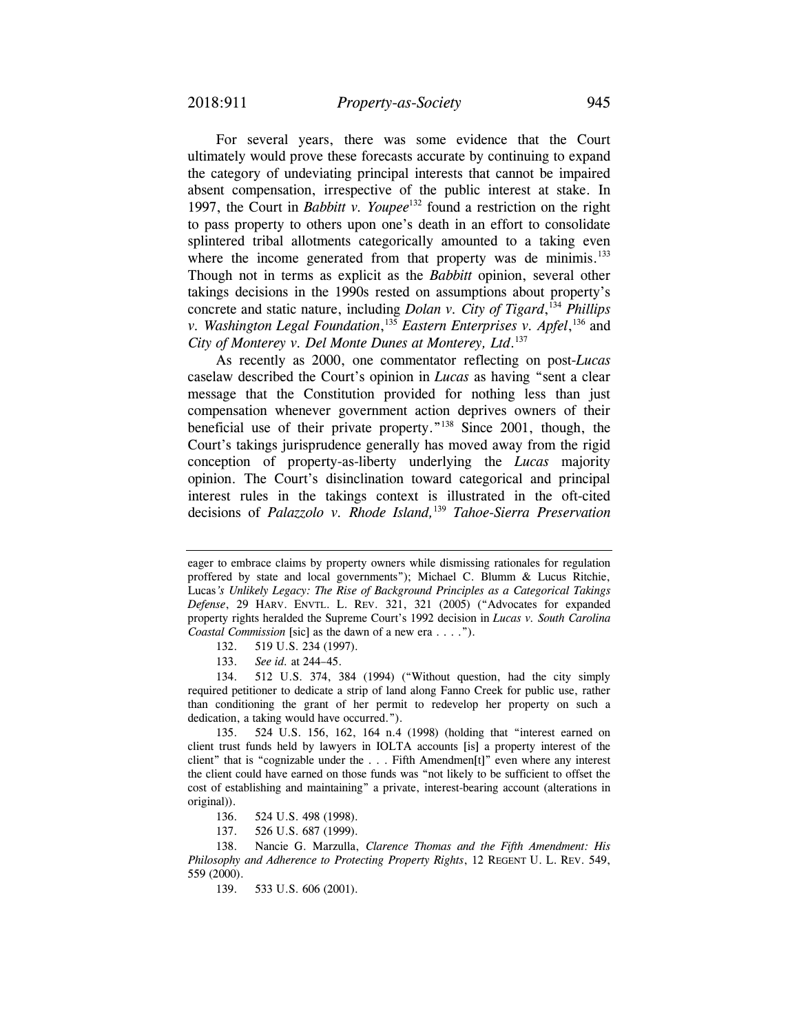For several years, there was some evidence that the Court ultimately would prove these forecasts accurate by continuing to expand the category of undeviating principal interests that cannot be impaired absent compensation, irrespective of the public interest at stake. In 1997, the Court in *Babbitt v. Youpee*[132] found a restriction on the right to pass property to others upon one's death in an effort to consolidate splintered tribal allotments categorically amounted to a taking even where the income generated from that property was de minimis.[133] Though not in terms as explicit as the *Babbitt* opinion, several other takings decisions in the 1990s rested on assumptions about property's concrete and static nature, including *Dolan v. City of Tigard*,[134] *Phillips v. Washington Legal Foundation*,[135] *Eastern Enterprises v. Apfel*,[136] and *City of Monterey v. Del Monte Dunes at Monterey, Ltd.*[137]

As recently as 2000, one commentator reflecting on post-*Lucas* caselaw described the Court's opinion in *Lucas* as having "sent a clear message that the Constitution provided for nothing less than just compensation whenever government action deprives owners of their beneficial use of their private property."[138] Since 2001, though, the Court's takings jurisprudence generally has moved away from the rigid conception of property-as-liberty underlying the *Lucas* majority opinion. The Court's disinclination toward categorical and principal interest rules in the takings context is illustrated in the oft-cited decisions of *Palazzolo v. Rhode Island,*[139] *Tahoe-Sierra Preservation*

---

eager to embrace claims by property owners while dismissing rationales for regulation proffered by state and local governments"); Michael C. Blumm & Lucus Ritchie, Lucas*'s Unlikely Legacy: The Rise of Background Principles as a Categorical Takings Defense*, 29 HARV. ENVTL. L. REV. 321, 321 (2005) ("Advocates for expanded property rights heralded the Supreme Court's 1992 decision in *Lucas v. South Carolina Coastal Commission* [sic] as the dawn of a new era . . . .").

132. 519 U.S. 234 (1997).

133. *See id.* at 244–45.

134. 512 U.S. 374, 384 (1994) ("Without question, had the city simply required petitioner to dedicate a strip of land along Fanno Creek for public use, rather than conditioning the grant of her permit to redevelop her property on such a dedication, a taking would have occurred.").

135. 524 U.S. 156, 162, 164 n.4 (1998) (holding that "interest earned on client trust funds held by lawyers in IOLTA accounts [is] a property interest of the client" that is "cognizable under the . . . Fifth Amendmen[t]" even where any interest the client could have earned on those funds was "not likely to be sufficient to offset the cost of establishing and maintaining" a private, interest-bearing account (alterations in original)).

136. 524 U.S. 498 (1998).

137. 526 U.S. 687 (1999).

138. Nancie G. Marzulla, *Clarence Thomas and the Fifth Amendment: His Philosophy and Adherence to Protecting Property Rights*, 12 REGENT U. L. REV. 549, 559 (2000).

139. 533 U.S. 606 (2001).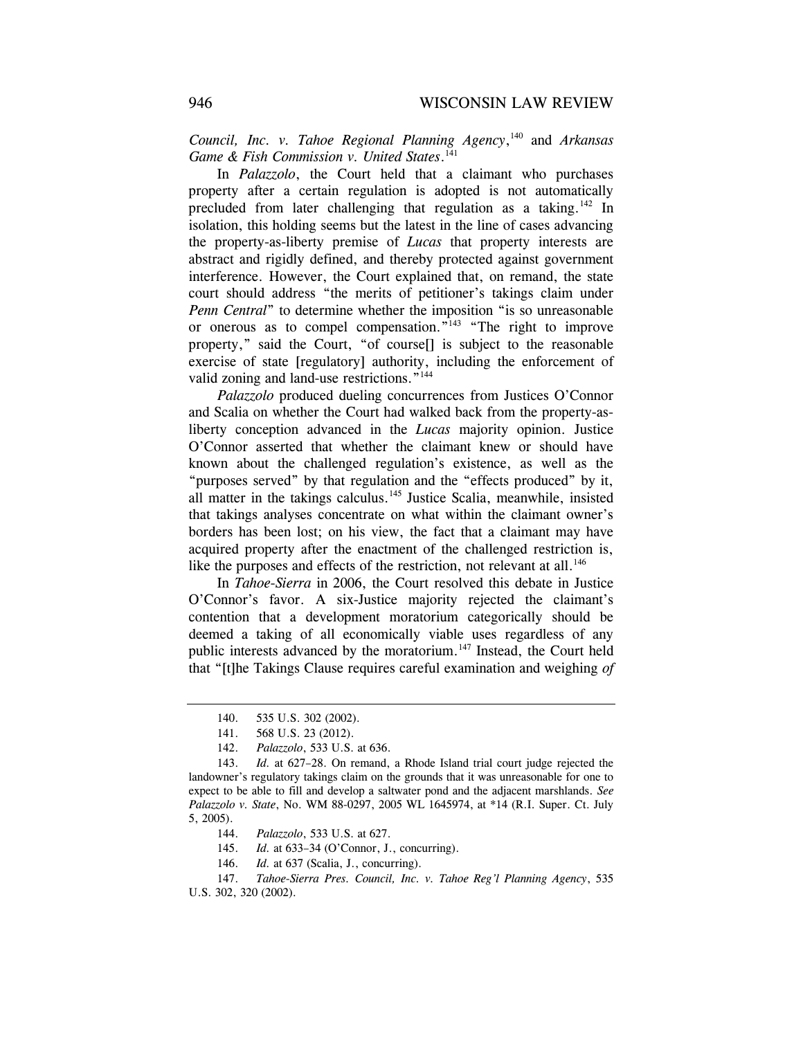*Council, Inc. v. Tahoe Regional Planning Agency*,[140] and *Arkansas Game & Fish Commission v. United States*.[141]

In *Palazzolo*, the Court held that a claimant who purchases property after a certain regulation is adopted is not automatically precluded from later challenging that regulation as a taking.[142] In isolation, this holding seems but the latest in the line of cases advancing the property-as-liberty premise of *Lucas* that property interests are abstract and rigidly defined, and thereby protected against government interference. However, the Court explained that, on remand, the state court should address "the merits of petitioner's takings claim under *Penn Central*" to determine whether the imposition "is so unreasonable or onerous as to compel compensation."[143] "The right to improve property," said the Court, "of course[] is subject to the reasonable exercise of state [regulatory] authority, including the enforcement of valid zoning and land-use restrictions."[144]

*Palazzolo* produced dueling concurrences from Justices O'Connor and Scalia on whether the Court had walked back from the property-as-liberty conception advanced in the *Lucas* majority opinion. Justice O'Connor asserted that whether the claimant knew or should have known about the challenged regulation's existence, as well as the "purposes served" by that regulation and the "effects produced" by it, all matter in the takings calculus.[145] Justice Scalia, meanwhile, insisted that takings analyses concentrate on what within the claimant owner's borders has been lost; on his view, the fact that a claimant may have acquired property after the enactment of the challenged restriction is, like the purposes and effects of the restriction, not relevant at all.[146]

In *Tahoe-Sierra* in 2006, the Court resolved this debate in Justice O'Connor's favor. A six-Justice majority rejected the claimant's contention that a development moratorium categorically should be deemed a taking of all economically viable uses regardless of any public interests advanced by the moratorium.[147] Instead, the Court held that "[t]he Takings Clause requires careful examination and weighing *of*

---

140. 535 U.S. 302 (2002).

141. 568 U.S. 23 (2012).

142. *Palazzolo*, 533 U.S. at 636.

143. *Id.* at 627–28. On remand, a Rhode Island trial court judge rejected the landowner's regulatory takings claim on the grounds that it was unreasonable for one to expect to be able to fill and develop a saltwater pond and the adjacent marshlands. *See Palazzolo v. State*, No. WM 88-0297, 2005 WL 1645974, at *14 (R.I. Super. Ct. July 5, 2005).

144. *Palazzolo*, 533 U.S. at 627.

145. *Id.* at 633–34 (O'Connor, J., concurring).

146. *Id.* at 637 (Scalia, J., concurring).

147. *Tahoe-Sierra Pres. Council, Inc. v. Tahoe Reg'l Planning Agency*, 535 U.S. 302, 320 (2002).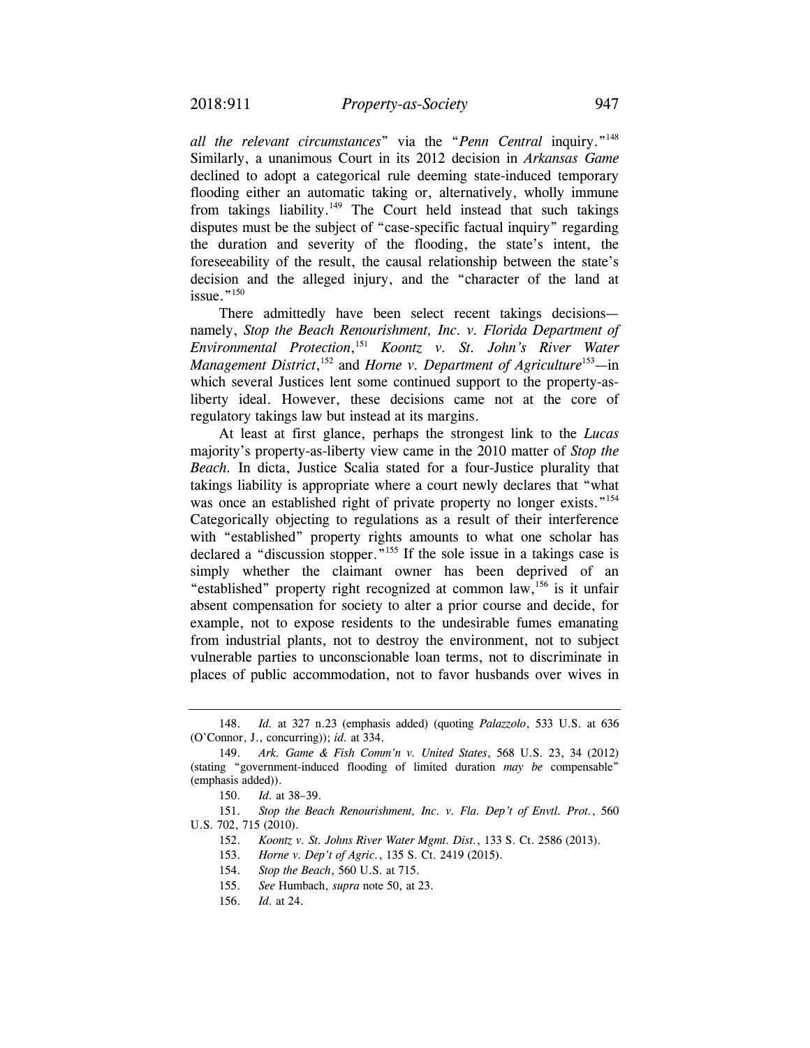*all the relevant circumstances*" via the "*Penn Central* inquiry."[148] Similarly, a unanimous Court in its 2012 decision in *Arkansas Game* declined to adopt a categorical rule deeming state-induced temporary flooding either an automatic taking or, alternatively, wholly immune from takings liability.[149] The Court held instead that such takings disputes must be the subject of "case-specific factual inquiry" regarding the duration and severity of the flooding, the state's intent, the foreseeability of the result, the causal relationship between the state's decision and the alleged injury, and the "character of the land at issue."[150]

There admittedly have been select recent takings decisions—namely, *Stop the Beach Renourishment, Inc. v. Florida Department of Environmental Protection*,[151] *Koontz v. St. John's River Water Management District*,[152] and *Horne v. Department of Agriculture*[153]—in which several Justices lent some continued support to the property-as-liberty ideal. However, these decisions came not at the core of regulatory takings law but instead at its margins.

At least at first glance, perhaps the strongest link to the *Lucas* majority's property-as-liberty view came in the 2010 matter of *Stop the Beach*. In dicta, Justice Scalia stated for a four-Justice plurality that takings liability is appropriate where a court newly declares that "what was once an established right of private property no longer exists."[154] Categorically objecting to regulations as a result of their interference with "established" property rights amounts to what one scholar has declared a "discussion stopper."[155] If the sole issue in a takings case is simply whether the claimant owner has been deprived of an "established" property right recognized at common law,[156] is it unfair absent compensation for society to alter a prior course and decide, for example, not to expose residents to the undesirable fumes emanating from industrial plants, not to destroy the environment, not to subject vulnerable parties to unconscionable loan terms, not to discriminate in places of public accommodation, not to favor husbands over wives in

---

148. *Id.* at 327 n.23 (emphasis added) (quoting *Palazzolo*, 533 U.S. at 636 (O'Connor, J., concurring)); *id.* at 334.

149. *Ark. Game & Fish Comm'n v. United States*, 568 U.S. 23, 34 (2012) (stating "government-induced flooding of limited duration *may be* compensable" (emphasis added)).

150. *Id.* at 38–39.

151. *Stop the Beach Renourishment, Inc. v. Fla. Dep't of Envtl. Prot.*, 560 U.S. 702, 715 (2010).

152. *Koontz v. St. Johns River Water Mgmt. Dist.*, 133 S. Ct. 2586 (2013).

153. *Horne v. Dep't of Agric.*, 135 S. Ct. 2419 (2015).

154. *Stop the Beach*, 560 U.S. at 715.

155. *See* Humbach, *supra* note 50, at 23.

156. *Id.* at 24.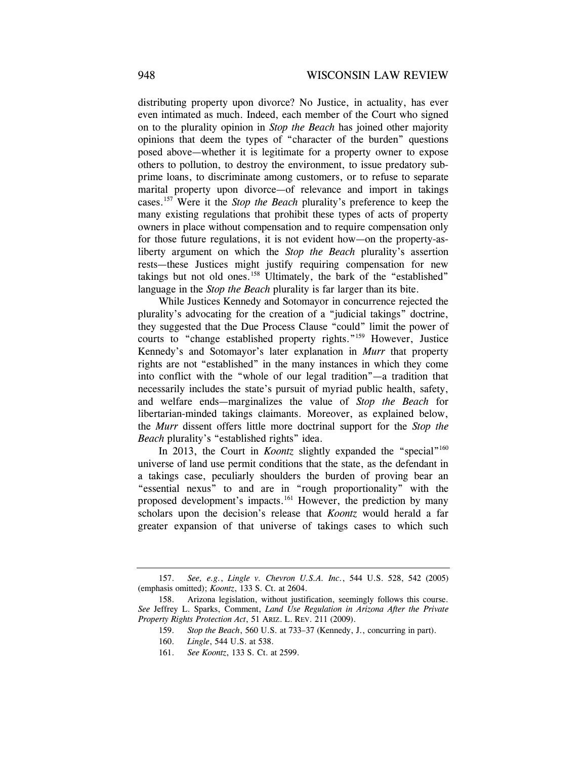distributing property upon divorce? No Justice, in actuality, has ever even intimated as much. Indeed, each member of the Court who signed on to the plurality opinion in *Stop the Beach* has joined other majority opinions that deem the types of "character of the burden" questions posed above—whether it is legitimate for a property owner to expose others to pollution, to destroy the environment, to issue predatory sub-prime loans, to discriminate among customers, or to refuse to separate marital property upon divorce—of relevance and import in takings cases.[157] Were it the *Stop the Beach* plurality's preference to keep the many existing regulations that prohibit these types of acts of property owners in place without compensation and to require compensation only for those future regulations, it is not evident how—on the property-as-liberty argument on which the *Stop the Beach* plurality's assertion rests—these Justices might justify requiring compensation for new takings but not old ones.[158] Ultimately, the bark of the "established" language in the *Stop the Beach* plurality is far larger than its bite.

While Justices Kennedy and Sotomayor in concurrence rejected the plurality's advocating for the creation of a "judicial takings" doctrine, they suggested that the Due Process Clause "could" limit the power of courts to "change established property rights."[159] However, Justice Kennedy's and Sotomayor's later explanation in *Murr* that property rights are not "established" in the many instances in which they come into conflict with the "whole of our legal tradition"—a tradition that necessarily includes the state's pursuit of myriad public health, safety, and welfare ends—marginalizes the value of *Stop the Beach* for libertarian-minded takings claimants. Moreover, as explained below, the *Murr* dissent offers little more doctrinal support for the *Stop the Beach* plurality's "established rights" idea.

In 2013, the Court in *Koontz* slightly expanded the "special"[160] universe of land use permit conditions that the state, as the defendant in a takings case, peculiarly shoulders the burden of proving bear an "essential nexus" to and are in "rough proportionality" with the proposed development's impacts.[161] However, the prediction by many scholars upon the decision's release that *Koontz* would herald a far greater expansion of that universe of takings cases to which such

---

157. *See, e.g.*, *Lingle v. Chevron U.S.A. Inc.*, 544 U.S. 528, 542 (2005) (emphasis omitted); *Koontz*, 133 S. Ct. at 2604.

158. Arizona legislation, without justification, seemingly follows this course. *See* Jeffrey L. Sparks, Comment, *Land Use Regulation in Arizona After the Private Property Rights Protection Act*, 51 ARIZ. L. REV. 211 (2009).

159. *Stop the Beach*, 560 U.S. at 733–37 (Kennedy, J., concurring in part).

160. *Lingle*, 544 U.S. at 538.

161. *See Koontz*, 133 S. Ct. at 2599.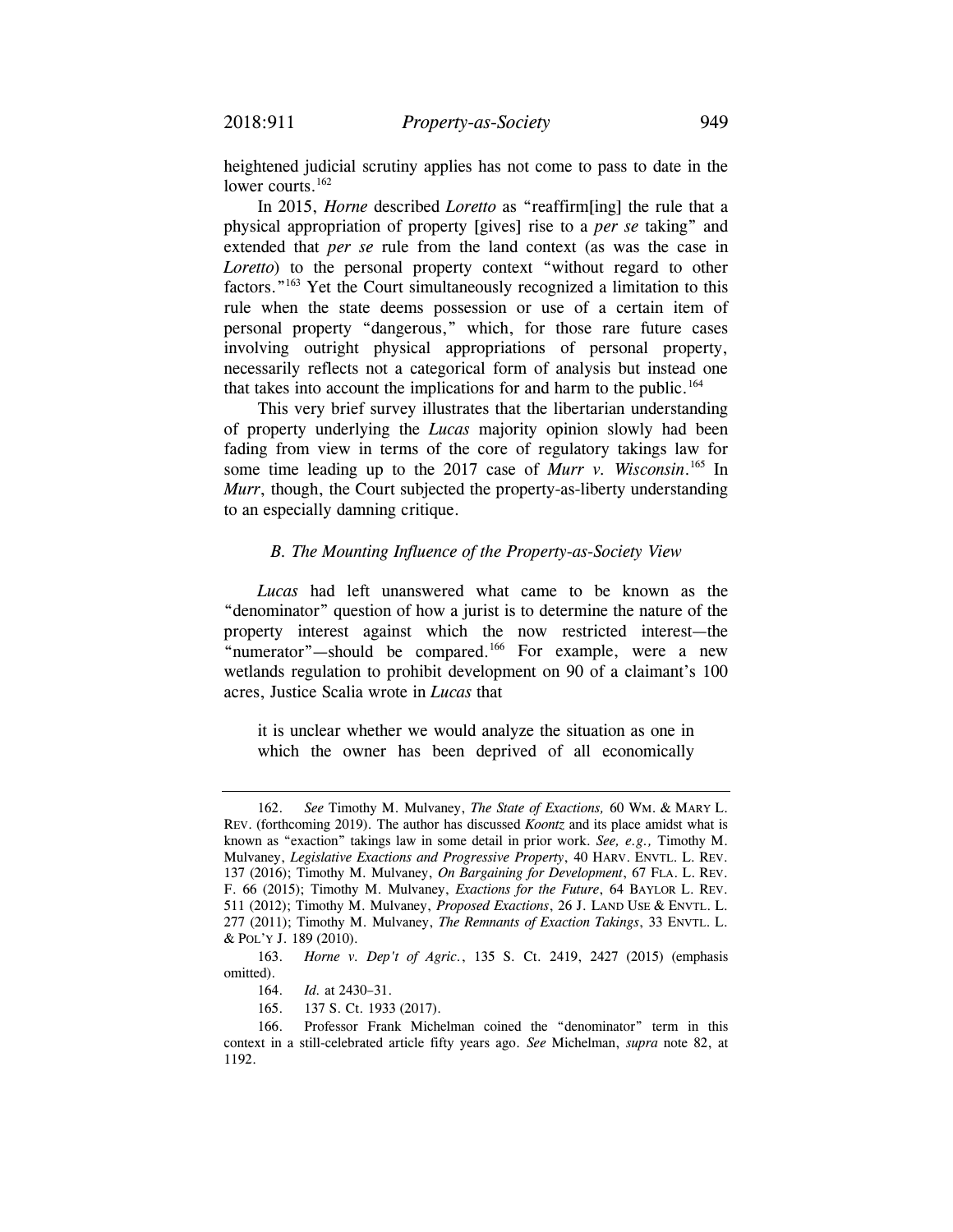heightened judicial scrutiny applies has not come to pass to date in the lower courts.[162]

In 2015, *Horne* described *Loretto* as "reaffirm[ing] the rule that a physical appropriation of property [gives] rise to a *per se* taking" and extended that *per se* rule from the land context (as was the case in *Loretto*) to the personal property context "without regard to other factors."[163] Yet the Court simultaneously recognized a limitation to this rule when the state deems possession or use of a certain item of personal property "dangerous," which, for those rare future cases involving outright physical appropriations of personal property, necessarily reflects not a categorical form of analysis but instead one that takes into account the implications for and harm to the public.[164]

This very brief survey illustrates that the libertarian understanding of property underlying the *Lucas* majority opinion slowly had been fading from view in terms of the core of regulatory takings law for some time leading up to the 2017 case of *Murr v. Wisconsin*.[165] In *Murr*, though, the Court subjected the property-as-liberty understanding to an especially damning critique.

### *B. The Mounting Influence of the Property-as-Society View*

*Lucas* had left unanswered what came to be known as the "denominator" question of how a jurist is to determine the nature of the property interest against which the now restricted interest—the "numerator"—should be compared.[166] For example, were a new wetlands regulation to prohibit development on 90 of a claimant's 100 acres, Justice Scalia wrote in *Lucas* that

> it is unclear whether we would analyze the situation as one in which the owner has been deprived of all economically

---

162. *See* Timothy M. Mulvaney, *The State of Exactions,* 60 WM. & MARY L. REV. (forthcoming 2019). The author has discussed *Koontz* and its place amidst what is known as "exaction" takings law in some detail in prior work. *See, e.g.,* Timothy M. Mulvaney, *Legislative Exactions and Progressive Property*, 40 HARV. ENVTL. L. REV. 137 (2016); Timothy M. Mulvaney, *On Bargaining for Development*, 67 FLA. L. REV. F. 66 (2015); Timothy M. Mulvaney, *Exactions for the Future*, 64 BAYLOR L. REV. 511 (2012); Timothy M. Mulvaney, *Proposed Exactions*, 26 J. LAND USE & ENVTL. L. 277 (2011); Timothy M. Mulvaney, *The Remnants of Exaction Takings*, 33 ENVTL. L. & POL'Y J. 189 (2010).

163. *Horne v. Dep't of Agric.*, 135 S. Ct. 2419, 2427 (2015) (emphasis omitted).

164. *Id.* at 2430–31.

165. 137 S. Ct. 1933 (2017).

166. Professor Frank Michelman coined the "denominator" term in this context in a still-celebrated article fifty years ago. *See* Michelman, *supra* note 82, at 1192.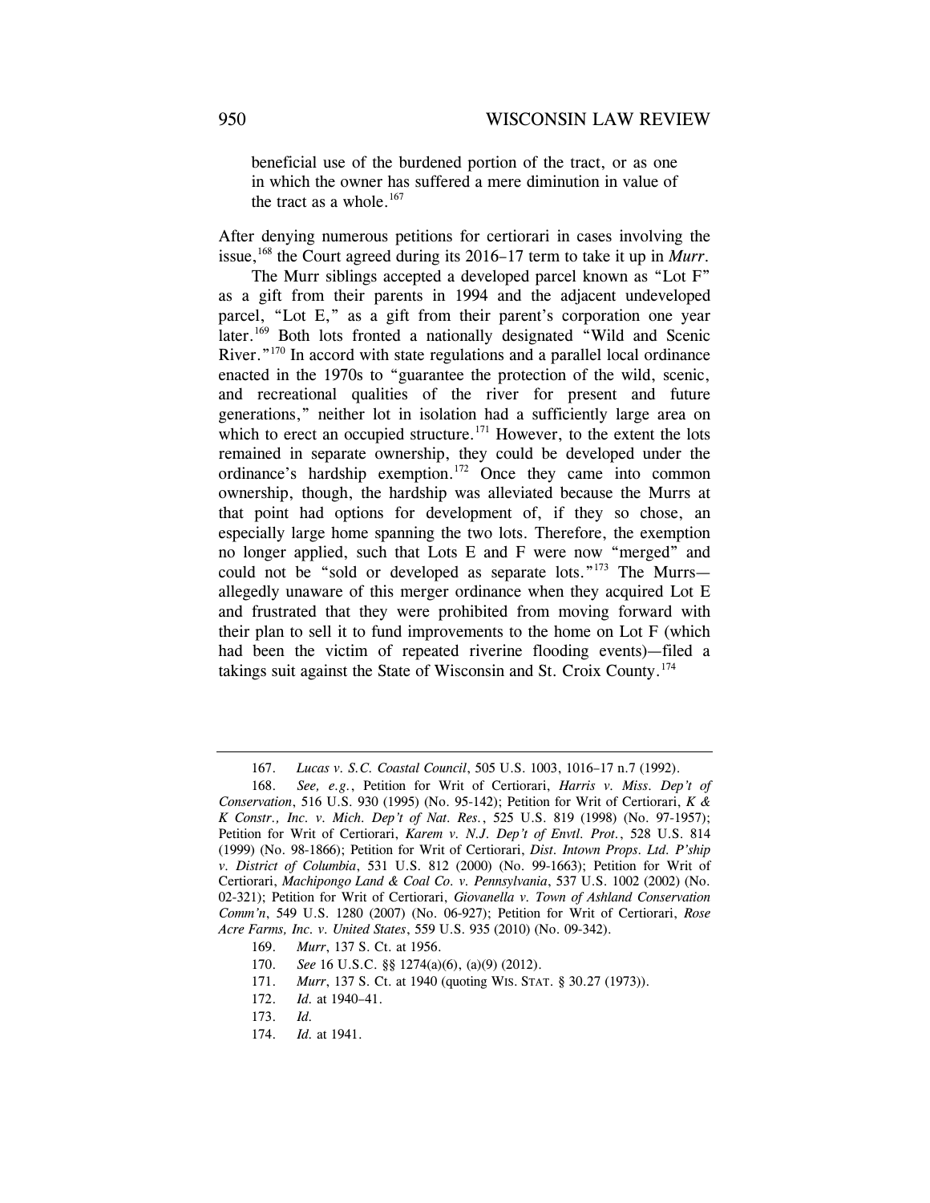> beneficial use of the burdened portion of the tract, or as one in which the owner has suffered a mere diminution in value of the tract as a whole.[167]

After denying numerous petitions for certiorari in cases involving the issue,[168] the Court agreed during its 2016–17 term to take it up in *Murr*.

The Murr siblings accepted a developed parcel known as "Lot F" as a gift from their parents in 1994 and the adjacent undeveloped parcel, "Lot E," as a gift from their parent's corporation one year later.[169] Both lots fronted a nationally designated "Wild and Scenic River."[170] In accord with state regulations and a parallel local ordinance enacted in the 1970s to "guarantee the protection of the wild, scenic, and recreational qualities of the river for present and future generations," neither lot in isolation had a sufficiently large area on which to erect an occupied structure.[171] However, to the extent the lots remained in separate ownership, they could be developed under the ordinance's hardship exemption.[172] Once they came into common ownership, though, the hardship was alleviated because the Murrs at that point had options for development of, if they so chose, an especially large home spanning the two lots. Therefore, the exemption no longer applied, such that Lots E and F were now "merged" and could not be "sold or developed as separate lots."[173] The Murrs—allegedly unaware of this merger ordinance when they acquired Lot E and frustrated that they were prohibited from moving forward with their plan to sell it to fund improvements to the home on Lot F (which had been the victim of repeated riverine flooding events)—filed a takings suit against the State of Wisconsin and St. Croix County.[174]

---

167. *Lucas v. S.C. Coastal Council*, 505 U.S. 1003, 1016–17 n.7 (1992).

168. *See, e.g.*, Petition for Writ of Certiorari, *Harris v. Miss. Dep't of Conservation*, 516 U.S. 930 (1995) (No. 95-142); Petition for Writ of Certiorari, *K & K Constr., Inc. v. Mich. Dep't of Nat. Res.*, 525 U.S. 819 (1998) (No. 97-1957); Petition for Writ of Certiorari, *Karem v. N.J. Dep't of Envtl. Prot.*, 528 U.S. 814 (1999) (No. 98-1866); Petition for Writ of Certiorari, *Dist. Intown Props. Ltd. P'ship v. District of Columbia*, 531 U.S. 812 (2000) (No. 99-1663); Petition for Writ of Certiorari, *Machipongo Land & Coal Co. v. Pennsylvania*, 537 U.S. 1002 (2002) (No. 02-321); Petition for Writ of Certiorari, *Giovanella v. Town of Ashland Conservation Comm'n*, 549 U.S. 1280 (2007) (No. 06-927); Petition for Writ of Certiorari, *Rose Acre Farms, Inc. v. United States*, 559 U.S. 935 (2010) (No. 09-342).

169. *Murr*, 137 S. Ct. at 1956.

170. *See* 16 U.S.C. §§ 1274(a)(6), (a)(9) (2012).

171. *Murr*, 137 S. Ct. at 1940 (quoting WIS. STAT. § 30.27 (1973)).

172. *Id.* at 1940–41.

173. *Id.*

174. *Id.* at 1941.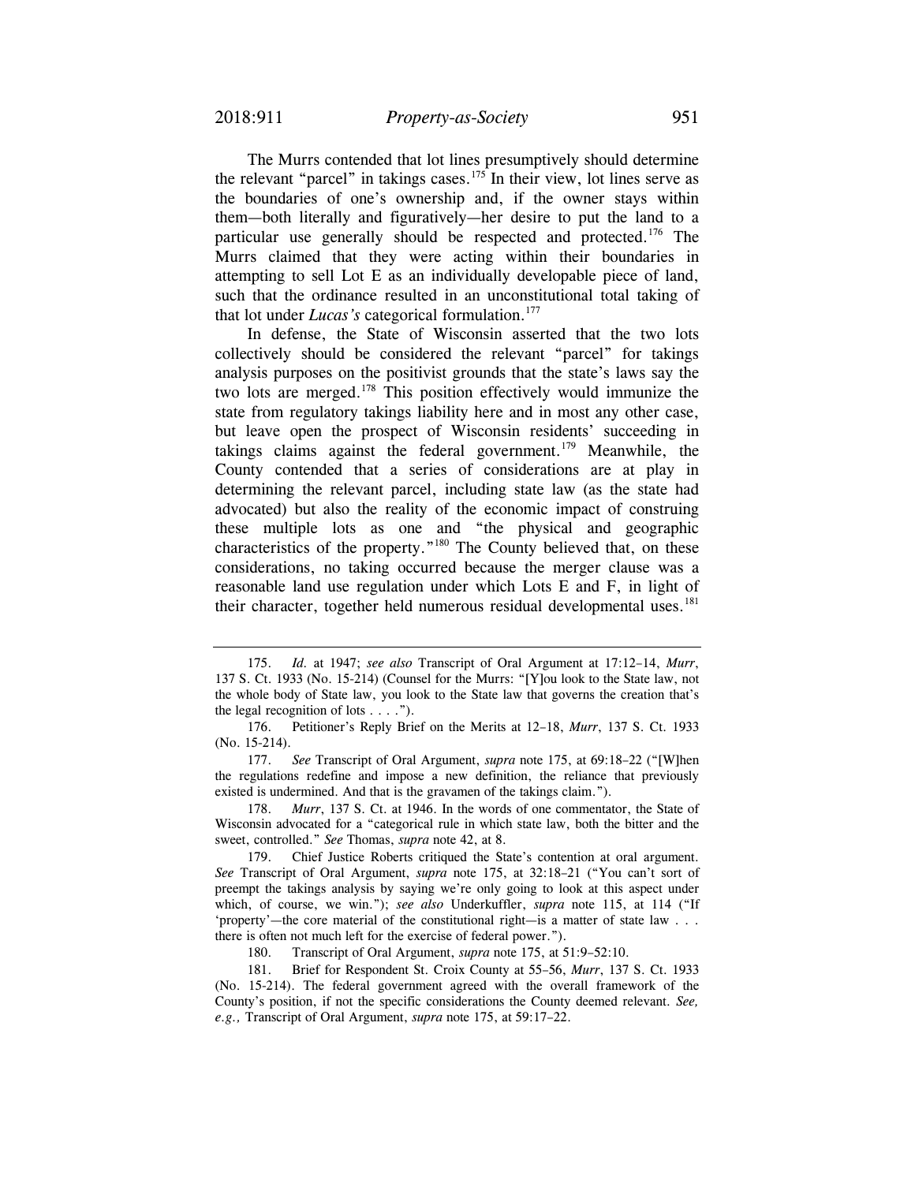The Murrs contended that lot lines presumptively should determine the relevant "parcel" in takings cases.[175] In their view, lot lines serve as the boundaries of one's ownership and, if the owner stays within them—both literally and figuratively—her desire to put the land to a particular use generally should be respected and protected.[176] The Murrs claimed that they were acting within their boundaries in attempting to sell Lot E as an individually developable piece of land, such that the ordinance resulted in an unconstitutional total taking of that lot under *Lucas's* categorical formulation.[177]

In defense, the State of Wisconsin asserted that the two lots collectively should be considered the relevant "parcel" for takings analysis purposes on the positivist grounds that the state's laws say the two lots are merged.[178] This position effectively would immunize the state from regulatory takings liability here and in most any other case, but leave open the prospect of Wisconsin residents' succeeding in takings claims against the federal government.[179] Meanwhile, the County contended that a series of considerations are at play in determining the relevant parcel, including state law (as the state had advocated) but also the reality of the economic impact of construing these multiple lots as one and "the physical and geographic characteristics of the property."[180] The County believed that, on these considerations, no taking occurred because the merger clause was a reasonable land use regulation under which Lots E and F, in light of their character, together held numerous residual developmental uses.[181]

---

175. *Id.* at 1947; *see also* Transcript of Oral Argument at 17:12–14, *Murr*, 137 S. Ct. 1933 (No. 15-214) (Counsel for the Murrs: "[Y]ou look to the State law, not the whole body of State law, you look to the State law that governs the creation that's the legal recognition of lots . . . .").

176. Petitioner's Reply Brief on the Merits at 12–18, *Murr*, 137 S. Ct. 1933 (No. 15-214).

177. *See* Transcript of Oral Argument, *supra* note 175, at 69:18–22 ("[W]hen the regulations redefine and impose a new definition, the reliance that previously existed is undermined. And that is the gravamen of the takings claim.").

178. *Murr*, 137 S. Ct. at 1946. In the words of one commentator, the State of Wisconsin advocated for a "categorical rule in which state law, both the bitter and the sweet, controlled." *See* Thomas, *supra* note 42, at 8.

179. Chief Justice Roberts critiqued the State's contention at oral argument. *See* Transcript of Oral Argument, *supra* note 175, at 32:18–21 ("You can't sort of preempt the takings analysis by saying we're only going to look at this aspect under which, of course, we win."); *see also* Underkuffler, *supra* note 115, at 114 ("If 'property'—the core material of the constitutional right—is a matter of state law . . . there is often not much left for the exercise of federal power.").

180. Transcript of Oral Argument, *supra* note 175, at 51:9–52:10.

181. Brief for Respondent St. Croix County at 55–56, *Murr*, 137 S. Ct. 1933 (No. 15-214). The federal government agreed with the overall framework of the County's position, if not the specific considerations the County deemed relevant. *See, e.g.,* Transcript of Oral Argument, *supra* note 175, at 59:17–22.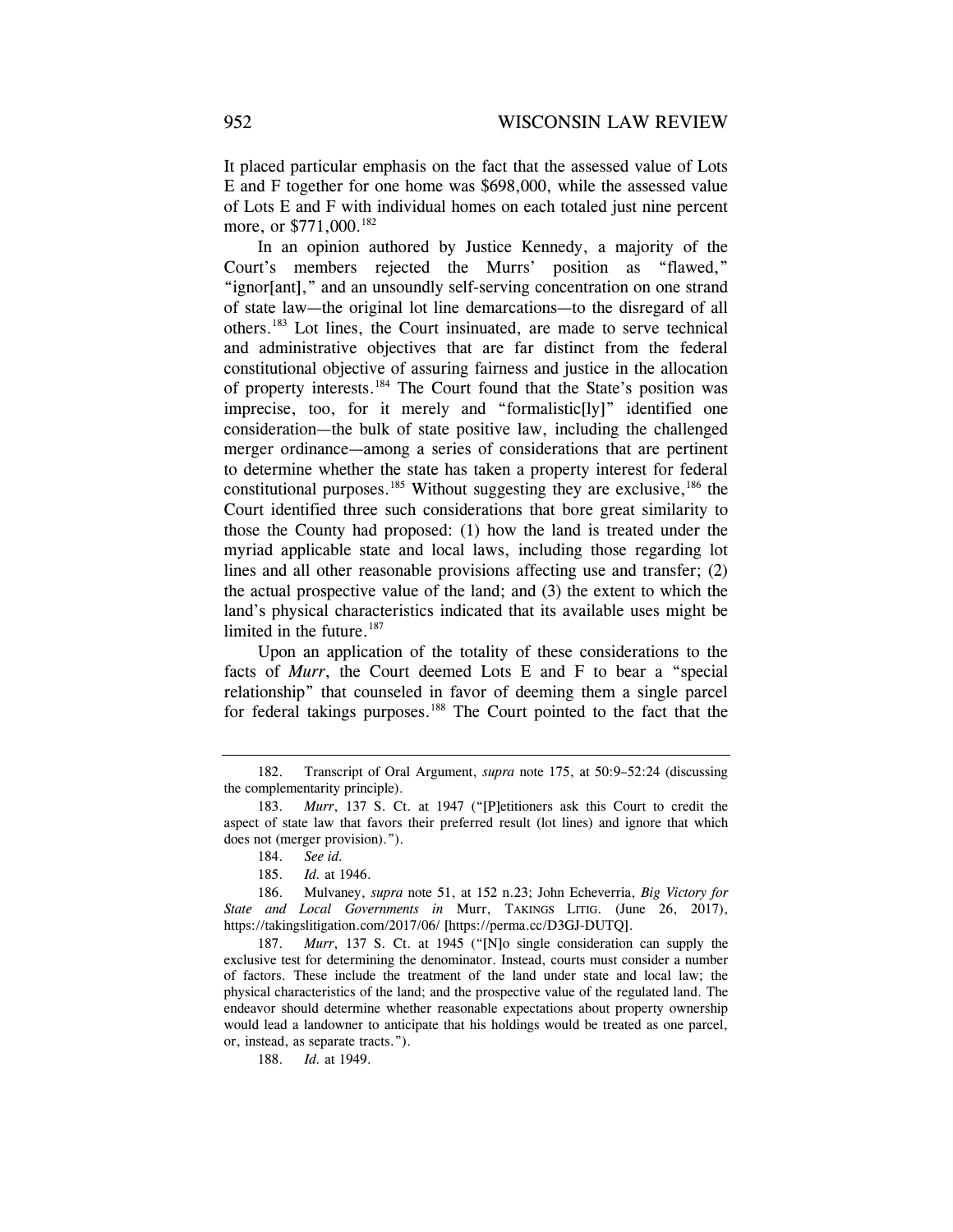It placed particular emphasis on the fact that the assessed value of Lots E and F together for one home was \$698,000, while the assessed value of Lots E and F with individual homes on each totaled just nine percent more, or \$771,000.[182]

In an opinion authored by Justice Kennedy, a majority of the Court's members rejected the Murrs' position as "flawed," "ignor[ant]," and an unsoundly self-serving concentration on one strand of state law—the original lot line demarcations—to the disregard of all others.[183] Lot lines, the Court insinuated, are made to serve technical and administrative objectives that are far distinct from the federal constitutional objective of assuring fairness and justice in the allocation of property interests.[184] The Court found that the State's position was imprecise, too, for it merely and "formalistic[ly]" identified one consideration—the bulk of state positive law, including the challenged merger ordinance—among a series of considerations that are pertinent to determine whether the state has taken a property interest for federal constitutional purposes.[185] Without suggesting they are exclusive,[186] the Court identified three such considerations that bore great similarity to those the County had proposed: (1) how the land is treated under the myriad applicable state and local laws, including those regarding lot lines and all other reasonable provisions affecting use and transfer; (2) the actual prospective value of the land; and (3) the extent to which the land's physical characteristics indicated that its available uses might be limited in the future.[187]

Upon an application of the totality of these considerations to the facts of *Murr*, the Court deemed Lots E and F to bear a "special relationship" that counseled in favor of deeming them a single parcel for federal takings purposes.[188] The Court pointed to the fact that the

---

182. Transcript of Oral Argument, *supra* note 175, at 50:9–52:24 (discussing the complementarity principle).

183. *Murr*, 137 S. Ct. at 1947 ("[P]etitioners ask this Court to credit the aspect of state law that favors their preferred result (lot lines) and ignore that which does not (merger provision).").

184. *See id.*

185. *Id.* at 1946.

186. Mulvaney, *supra* note 51, at 152 n.23; John Echeverria, *Big Victory for State and Local Governments in* Murr, TAKINGS LITIG. (June 26, 2017), https://takingslitigation.com/2017/06/ [https://perma.cc/D3GJ-DUTQ].

187. *Murr*, 137 S. Ct. at 1945 ("[N]o single consideration can supply the exclusive test for determining the denominator. Instead, courts must consider a number of factors. These include the treatment of the land under state and local law; the physical characteristics of the land; and the prospective value of the regulated land. The endeavor should determine whether reasonable expectations about property ownership would lead a landowner to anticipate that his holdings would be treated as one parcel, or, instead, as separate tracts.").

188. *Id.* at 1949.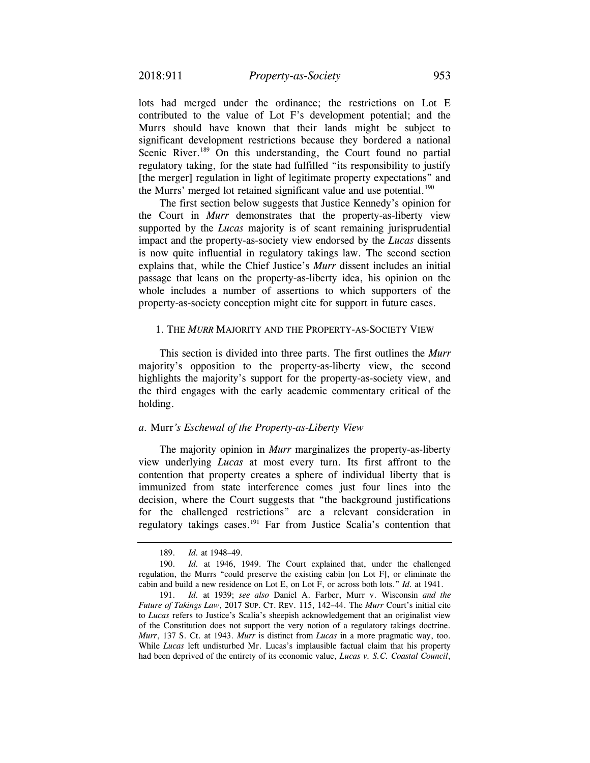lots had merged under the ordinance; the restrictions on Lot E contributed to the value of Lot F's development potential; and the Murrs should have known that their lands might be subject to significant development restrictions because they bordered a national Scenic River.[189] On this understanding, the Court found no partial regulatory taking, for the state had fulfilled "its responsibility to justify [the merger] regulation in light of legitimate property expectations" and the Murrs' merged lot retained significant value and use potential.[190]

The first section below suggests that Justice Kennedy's opinion for the Court in *Murr* demonstrates that the property-as-liberty view supported by the *Lucas* majority is of scant remaining jurisprudential impact and the property-as-society view endorsed by the *Lucas* dissents is now quite influential in regulatory takings law. The second section explains that, while the Chief Justice's *Murr* dissent includes an initial passage that leans on the property-as-liberty idea, his opinion on the whole includes a number of assertions to which supporters of the property-as-society conception might cite for support in future cases.

### 1. The *Murr* Majority and the Property-as-Society View

This section is divided into three parts. The first outlines the *Murr* majority's opposition to the property-as-liberty view, the second highlights the majority's support for the property-as-society view, and the third engages with the early academic commentary critical of the holding.

#### *a.* Murr*'s Eschewal of the Property-as-Liberty View*

The majority opinion in *Murr* marginalizes the property-as-liberty view underlying *Lucas* at most every turn. Its first affront to the contention that property creates a sphere of individual liberty that is immunized from state interference comes just four lines into the decision, where the Court suggests that "the background justifications for the challenged restrictions" are a relevant consideration in regulatory takings cases.[191] Far from Justice Scalia's contention that

---

189. *Id.* at 1948–49.

190. *Id.* at 1946, 1949. The Court explained that, under the challenged regulation, the Murrs "could preserve the existing cabin [on Lot F], or eliminate the cabin and build a new residence on Lot E, on Lot F, or across both lots." *Id.* at 1941.

191. *Id.* at 1939; *see also* Daniel A. Farber, Murr v. Wisconsin *and the Future of Takings Law*, 2017 SUP. CT. REV. 115, 142–44. The *Murr* Court's initial cite to *Lucas* refers to Justice's Scalia's sheepish acknowledgement that an originalist view of the Constitution does not support the very notion of a regulatory takings doctrine. *Murr*, 137 S. Ct. at 1943. *Murr* is distinct from *Lucas* in a more pragmatic way, too. While *Lucas* left undisturbed Mr. Lucas's implausible factual claim that his property had been deprived of the entirety of its economic value, *Lucas v. S.C. Coastal Council*,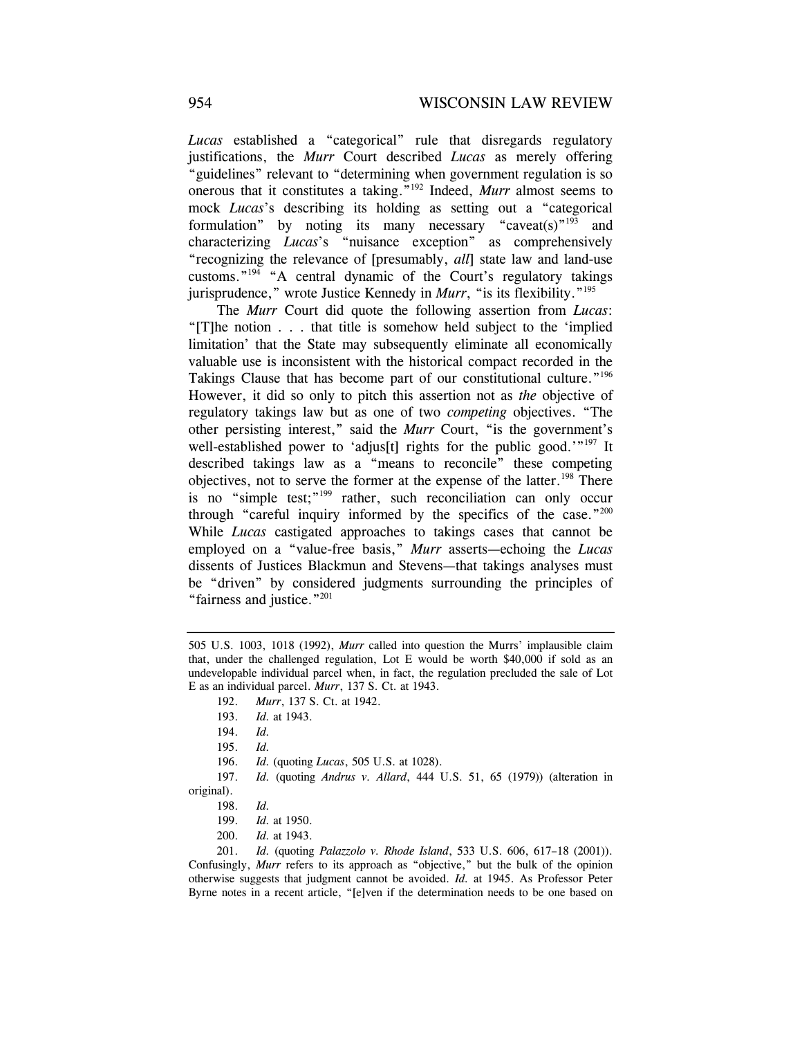*Lucas* established a "categorical" rule that disregards regulatory justifications, the *Murr* Court described *Lucas* as merely offering "guidelines" relevant to "determining when government regulation is so onerous that it constitutes a taking."[192] Indeed, *Murr* almost seems to mock *Lucas*'s describing its holding as setting out a "categorical formulation" by noting its many necessary "caveat(s)"[193] and characterizing *Lucas*'s "nuisance exception" as comprehensively "recognizing the relevance of [presumably, *all*] state law and land-use customs."[194] "A central dynamic of the Court's regulatory takings jurisprudence," wrote Justice Kennedy in *Murr*, "is its flexibility."[195]

The *Murr* Court did quote the following assertion from *Lucas*: "[T]he notion . . . that title is somehow held subject to the 'implied limitation' that the State may subsequently eliminate all economically valuable use is inconsistent with the historical compact recorded in the Takings Clause that has become part of our constitutional culture."[196] However, it did so only to pitch this assertion not as *the* objective of regulatory takings law but as one of two *competing* objectives. "The other persisting interest," said the *Murr* Court, "is the government's well-established power to 'adjus[t] rights for the public good.'"[197] It described takings law as a "means to reconcile" these competing objectives, not to serve the former at the expense of the latter.[198] There is no "simple test;"[199] rather, such reconciliation can only occur through "careful inquiry informed by the specifics of the case."[200] While *Lucas* castigated approaches to takings cases that cannot be employed on a "value-free basis," *Murr* asserts—echoing the *Lucas* dissents of Justices Blackmun and Stevens—that takings analyses must be "driven" by considered judgments surrounding the principles of "fairness and justice."[201]

---

505 U.S. 1003, 1018 (1992), *Murr* called into question the Murrs' implausible claim that, under the challenged regulation, Lot E would be worth $40,000 if sold as an undevelopable individual parcel when, in fact, the regulation precluded the sale of Lot E as an individual parcel. *Murr*, 137 S. Ct. at 1943.

192. *Murr*, 137 S. Ct. at 1942.

193. *Id.* at 1943.

194. *Id.*

195. *Id.*

196. *Id.* (quoting *Lucas*, 505 U.S. at 1028).

197. *Id.* (quoting *Andrus v. Allard*, 444 U.S. 51, 65 (1979)) (alteration in original).

198. *Id.*

199. *Id.* at 1950.

200. *Id.* at 1943.

201. *Id.* (quoting *Palazzolo v. Rhode Island*, 533 U.S. 606, 617–18 (2001)). Confusingly, *Murr* refers to its approach as "objective," but the bulk of the opinion otherwise suggests that judgment cannot be avoided. *Id.* at 1945. As Professor Peter Byrne notes in a recent article, "[e]ven if the determination needs to be one based on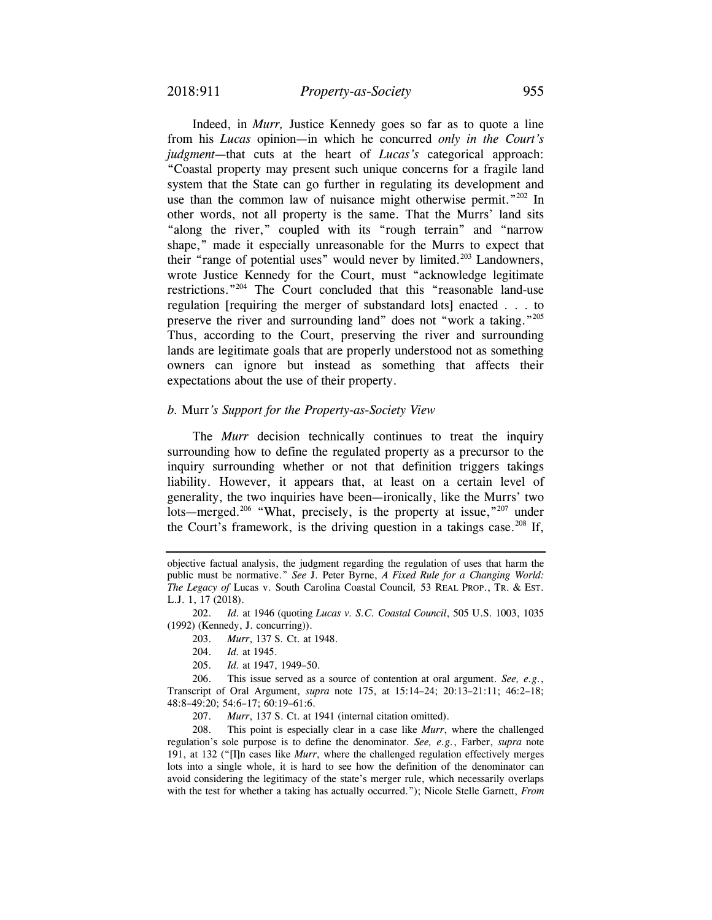Indeed, in *Murr,* Justice Kennedy goes so far as to quote a line from his *Lucas* opinion—in which he concurred *only in the Court's judgment*—that cuts at the heart of *Lucas's* categorical approach: "Coastal property may present such unique concerns for a fragile land system that the State can go further in regulating its development and use than the common law of nuisance might otherwise permit."[202] In other words, not all property is the same. That the Murrs' land sits "along the river," coupled with its "rough terrain" and "narrow shape," made it especially unreasonable for the Murrs to expect that their "range of potential uses" would never by limited.[203] Landowners, wrote Justice Kennedy for the Court, must "acknowledge legitimate restrictions."[204] The Court concluded that this "reasonable land-use regulation [requiring the merger of substandard lots] enacted . . . to preserve the river and surrounding land" does not "work a taking."[205] Thus, according to the Court, preserving the river and surrounding lands are legitimate goals that are properly understood not as something owners can ignore but instead as something that affects their expectations about the use of their property.

### *b.* Murr*'s Support for the Property-as-Society View*

The *Murr* decision technically continues to treat the inquiry surrounding how to define the regulated property as a precursor to the inquiry surrounding whether or not that definition triggers takings liability. However, it appears that, at least on a certain level of generality, the two inquiries have been—ironically, like the Murrs' two lots—merged.[206] "What, precisely, is the property at issue,"[207] under the Court's framework, is the driving question in a takings case.[208] If,

---

objective factual analysis, the judgment regarding the regulation of uses that harm the public must be normative." *See* J. Peter Byrne, *A Fixed Rule for a Changing World: The Legacy of* Lucas v. South Carolina Coastal Council*,* 53 REAL PROP., TR. & EST. L.J. 1, 17 (2018).

202. *Id.* at 1946 (quoting *Lucas v. S.C. Coastal Council*, 505 U.S. 1003, 1035 (1992) (Kennedy, J. concurring)).

203. *Murr*, 137 S. Ct. at 1948.

204. *Id.* at 1945.

205. *Id.* at 1947, 1949–50.

206. This issue served as a source of contention at oral argument. *See, e.g.*, Transcript of Oral Argument, *supra* note 175, at 15:14–24; 20:13–21:11; 46:2–18; 48:8–49:20; 54:6–17; 60:19–61:6.

207. *Murr*, 137 S. Ct. at 1941 (internal citation omitted).

208. This point is especially clear in a case like *Murr*, where the challenged regulation's sole purpose is to define the denominator. *See, e.g.*, Farber, *supra* note 191, at 132 ("[I]n cases like *Murr*, where the challenged regulation effectively merges lots into a single whole, it is hard to see how the definition of the denominator can avoid considering the legitimacy of the state's merger rule, which necessarily overlaps with the test for whether a taking has actually occurred."); Nicole Stelle Garnett, *From*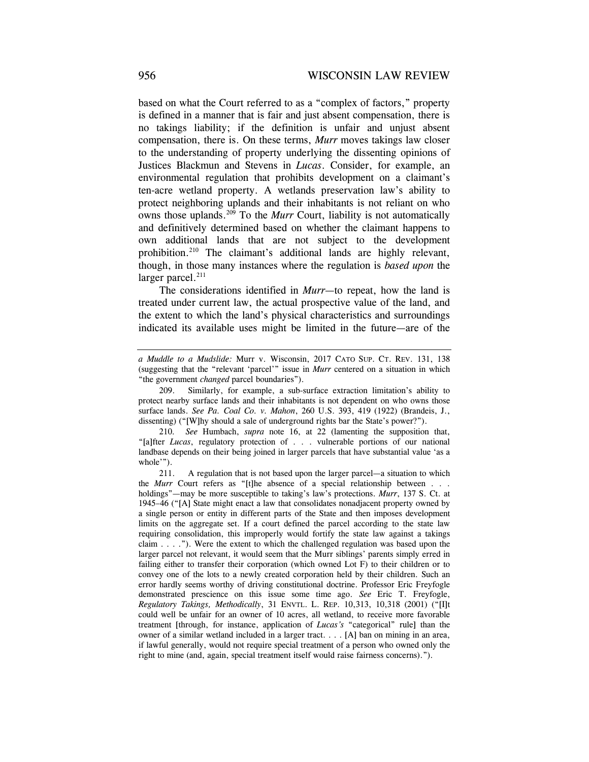based on what the Court referred to as a "complex of factors," property is defined in a manner that is fair and just absent compensation, there is no takings liability; if the definition is unfair and unjust absent compensation, there is. On these terms, *Murr* moves takings law closer to the understanding of property underlying the dissenting opinions of Justices Blackmun and Stevens in *Lucas*. Consider, for example, an environmental regulation that prohibits development on a claimant's ten-acre wetland property. A wetlands preservation law's ability to protect neighboring uplands and their inhabitants is not reliant on who owns those uplands.[209] To the *Murr* Court, liability is not automatically and definitively determined based on whether the claimant happens to own additional lands that are not subject to the development prohibition.[210] The claimant's additional lands are highly relevant, though, in those many instances where the regulation is *based upon* the larger parcel.[211]

The considerations identified in *Murr*—to repeat, how the land is treated under current law, the actual prospective value of the land, and the extent to which the land's physical characteristics and surroundings indicated its available uses might be limited in the future—are of the

---

*a Muddle to a Mudslide:* Murr v. Wisconsin, 2017 CATO SUP. CT. REV. 131, 138 (suggesting that the "relevant 'parcel'" issue in *Murr* centered on a situation in which "the government *changed* parcel boundaries").

209. Similarly, for example, a sub-surface extraction limitation's ability to protect nearby surface lands and their inhabitants is not dependent on who owns those surface lands. *See Pa. Coal Co. v. Mahon*, 260 U.S. 393, 419 (1922) (Brandeis, J., dissenting) ("[W]hy should a sale of underground rights bar the State's power?").

210. *See* Humbach, *supra* note 16, at 22 (lamenting the supposition that, "[a]fter *Lucas*, regulatory protection of . . . vulnerable portions of our national landbase depends on their being joined in larger parcels that have substantial value 'as a whole'").

211. A regulation that is not based upon the larger parcel—a situation to which the *Murr* Court refers as "[t]he absence of a special relationship between . . . holdings"—may be more susceptible to taking's law's protections. *Murr*, 137 S. Ct. at 1945–46 ("[A] State might enact a law that consolidates nonadjacent property owned by a single person or entity in different parts of the State and then imposes development limits on the aggregate set. If a court defined the parcel according to the state law requiring consolidation, this improperly would fortify the state law against a takings claim . . . ."). Were the extent to which the challenged regulation was based upon the larger parcel not relevant, it would seem that the Murr siblings' parents simply erred in failing either to transfer their corporation (which owned Lot F) to their children or to convey one of the lots to a newly created corporation held by their children. Such an error hardly seems worthy of driving constitutional doctrine. Professor Eric Freyfogle demonstrated prescience on this issue some time ago. *See* Eric T. Freyfogle, *Regulatory Takings, Methodically*, 31 ENVTL. L. REP. 10,313, 10,318 (2001) ("[I]t could well be unfair for an owner of 10 acres, all wetland, to receive more favorable treatment [through, for instance, application of *Lucas's* "categorical" rule] than the owner of a similar wetland included in a larger tract. . . . [A] ban on mining in an area, if lawful generally, would not require special treatment of a person who owned only the right to mine (and, again, special treatment itself would raise fairness concerns).").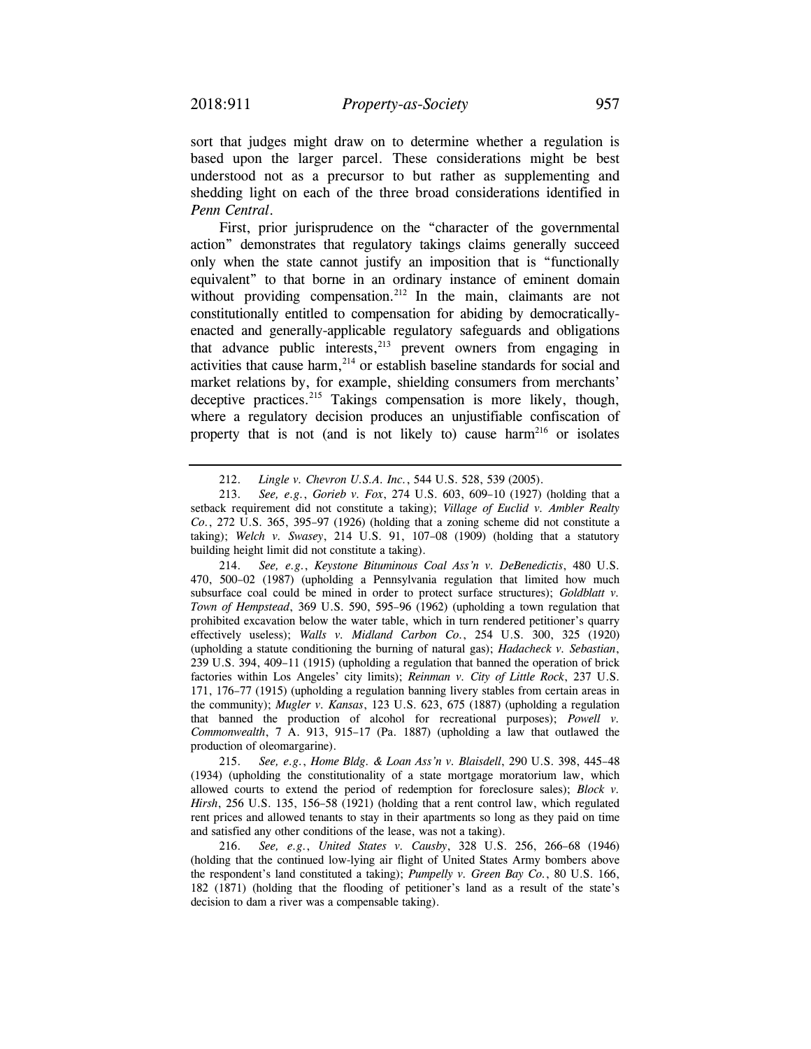sort that judges might draw on to determine whether a regulation is based upon the larger parcel. These considerations might be best understood not as a precursor to but rather as supplementing and shedding light on each of the three broad considerations identified in *Penn Central*.

First, prior jurisprudence on the "character of the governmental action" demonstrates that regulatory takings claims generally succeed only when the state cannot justify an imposition that is "functionally equivalent" to that borne in an ordinary instance of eminent domain without providing compensation.[212] In the main, claimants are not constitutionally entitled to compensation for abiding by democratically-enacted and generally-applicable regulatory safeguards and obligations that advance public interests,[213] prevent owners from engaging in activities that cause harm,[214] or establish baseline standards for social and market relations by, for example, shielding consumers from merchants' deceptive practices.[215] Takings compensation is more likely, though, where a regulatory decision produces an unjustifiable confiscation of property that is not (and is not likely to) cause harm[216] or isolates

---

212. *Lingle v. Chevron U.S.A. Inc.*, 544 U.S. 528, 539 (2005).

213. *See, e.g.*, *Gorieb v. Fox*, 274 U.S. 603, 609–10 (1927) (holding that a setback requirement did not constitute a taking); *Village of Euclid v. Ambler Realty Co.*, 272 U.S. 365, 395–97 (1926) (holding that a zoning scheme did not constitute a taking); *Welch v. Swasey*, 214 U.S. 91, 107–08 (1909) (holding that a statutory building height limit did not constitute a taking).

214. *See, e.g.*, *Keystone Bituminous Coal Ass'n v. DeBenedictis*, 480 U.S. 470, 500–02 (1987) (upholding a Pennsylvania regulation that limited how much subsurface coal could be mined in order to protect surface structures); *Goldblatt v. Town of Hempstead*, 369 U.S. 590, 595–96 (1962) (upholding a town regulation that prohibited excavation below the water table, which in turn rendered petitioner's quarry effectively useless); *Walls v. Midland Carbon Co.*, 254 U.S. 300, 325 (1920) (upholding a statute conditioning the burning of natural gas); *Hadacheck v. Sebastian*, 239 U.S. 394, 409–11 (1915) (upholding a regulation that banned the operation of brick factories within Los Angeles' city limits); *Reinman v. City of Little Rock*, 237 U.S. 171, 176–77 (1915) (upholding a regulation banning livery stables from certain areas in the community); *Mugler v. Kansas*, 123 U.S. 623, 675 (1887) (upholding a regulation that banned the production of alcohol for recreational purposes); *Powell v. Commonwealth*, 7 A. 913, 915–17 (Pa. 1887) (upholding a law that outlawed the production of oleomargarine).

215. *See, e.g.*, *Home Bldg. & Loan Ass'n v. Blaisdell*, 290 U.S. 398, 445–48 (1934) (upholding the constitutionality of a state mortgage moratorium law, which allowed courts to extend the period of redemption for foreclosure sales); *Block v. Hirsh*, 256 U.S. 135, 156–58 (1921) (holding that a rent control law, which regulated rent prices and allowed tenants to stay in their apartments so long as they paid on time and satisfied any other conditions of the lease, was not a taking).

216. *See, e.g.*, *United States v. Causby*, 328 U.S. 256, 266–68 (1946) (holding that the continued low-lying air flight of United States Army bombers above the respondent's land constituted a taking); *Pumpelly v. Green Bay Co.*, 80 U.S. 166, 182 (1871) (holding that the flooding of petitioner's land as a result of the state's decision to dam a river was a compensable taking).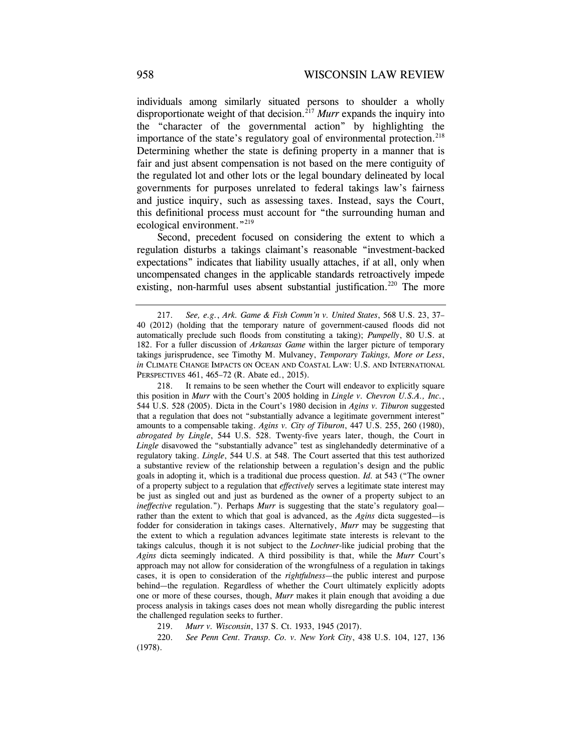individuals among similarly situated persons to shoulder a wholly disproportionate weight of that decision.[217] *Murr* expands the inquiry into the "character of the governmental action" by highlighting the importance of the state's regulatory goal of environmental protection.[218] Determining whether the state is defining property in a manner that is fair and just absent compensation is not based on the mere contiguity of the regulated lot and other lots or the legal boundary delineated by local governments for purposes unrelated to federal takings law's fairness and justice inquiry, such as assessing taxes. Instead, says the Court, this definitional process must account for "the surrounding human and ecological environment."[219]

Second, precedent focused on considering the extent to which a regulation disturbs a takings claimant's reasonable "investment-backed expectations" indicates that liability usually attaches, if at all, only when uncompensated changes in the applicable standards retroactively impede existing, non-harmful uses absent substantial justification.[220] The more

---

217. *See, e.g.*, *Ark. Game & Fish Comm'n v. United States*, 568 U.S. 23, 37–40 (2012) (holding that the temporary nature of government-caused floods did not automatically preclude such floods from constituting a taking); *Pumpelly*, 80 U.S. at 182. For a fuller discussion of *Arkansas Game* within the larger picture of temporary takings jurisprudence, see Timothy M. Mulvaney, *Temporary Takings, More or Less*, *in* CLIMATE CHANGE IMPACTS ON OCEAN AND COASTAL LAW: U.S. AND INTERNATIONAL PERSPECTIVES 461, 465–72 (R. Abate ed., 2015).

218. It remains to be seen whether the Court will endeavor to explicitly square this position in *Murr* with the Court's 2005 holding in *Lingle v. Chevron U.S.A., Inc.*, 544 U.S. 528 (2005). Dicta in the Court's 1980 decision in *Agins v. Tiburon* suggested that a regulation that does not "substantially advance a legitimate government interest" amounts to a compensable taking. *Agins v. City of Tiburon*, 447 U.S. 255, 260 (1980), *abrogated by Lingle*, 544 U.S. 528. Twenty-five years later, though, the Court in *Lingle* disavowed the "substantially advance" test as singlehandedly determinative of a regulatory taking. *Lingle*, 544 U.S. at 548. The Court asserted that this test authorized a substantive review of the relationship between a regulation's design and the public goals in adopting it, which is a traditional due process question. *Id.* at 543 ("The owner of a property subject to a regulation that *effectively* serves a legitimate state interest may be just as singled out and just as burdened as the owner of a property subject to an *ineffective* regulation."). Perhaps *Murr* is suggesting that the state's regulatory goal—rather than the extent to which that goal is advanced, as the *Agins* dicta suggested—is fodder for consideration in takings cases. Alternatively, *Murr* may be suggesting that the extent to which a regulation advances legitimate state interests is relevant to the takings calculus, though it is not subject to the *Lochner*-like judicial probing that the *Agins* dicta seemingly indicated. A third possibility is that, while the *Murr* Court's approach may not allow for consideration of the wrongfulness of a regulation in takings cases, it is open to consideration of the *rightfulness*—the public interest and purpose behind—the regulation. Regardless of whether the Court ultimately explicitly adopts one or more of these courses, though, *Murr* makes it plain enough that avoiding a due process analysis in takings cases does not mean wholly disregarding the public interest the challenged regulation seeks to further.

219. *Murr v. Wisconsin*, 137 S. Ct. 1933, 1945 (2017).

220. *See Penn Cent. Transp. Co. v. New York City*, 438 U.S. 104, 127, 136 (1978).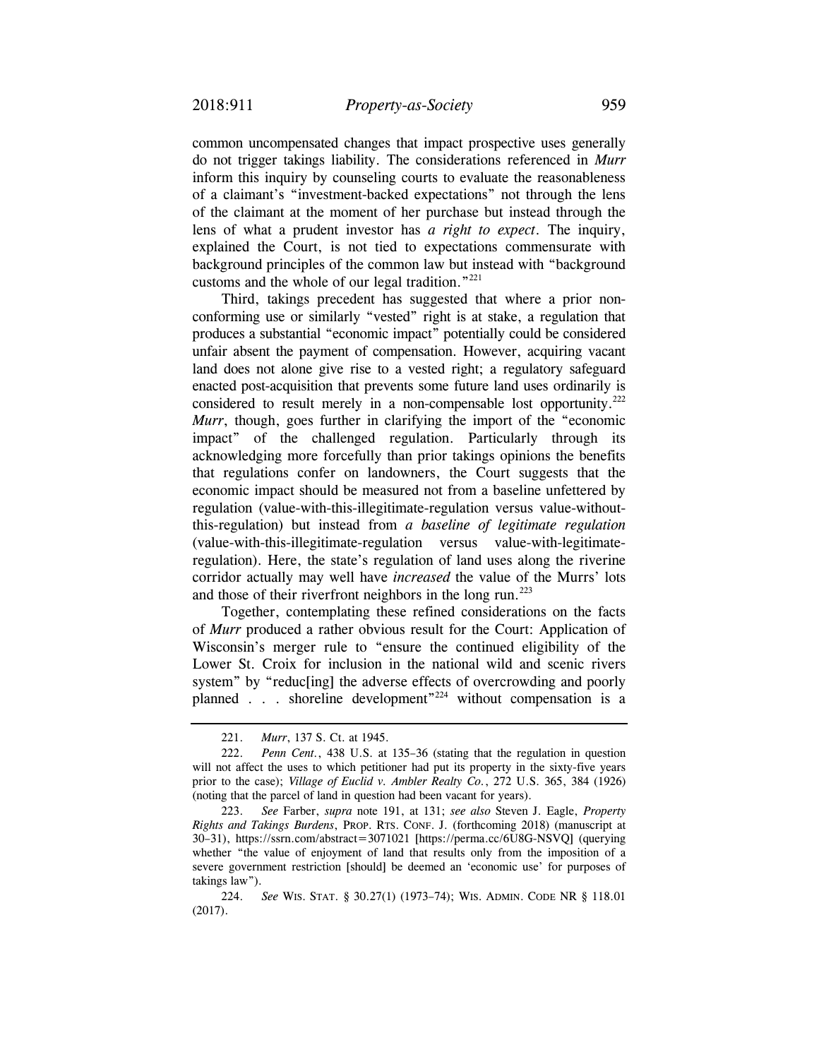common uncompensated changes that impact prospective uses generally do not trigger takings liability. The considerations referenced in *Murr* inform this inquiry by counseling courts to evaluate the reasonableness of a claimant's "investment-backed expectations" not through the lens of the claimant at the moment of her purchase but instead through the lens of what a prudent investor has *a right to expect*. The inquiry, explained the Court, is not tied to expectations commensurate with background principles of the common law but instead with "background customs and the whole of our legal tradition."[221]

Third, takings precedent has suggested that where a prior non-conforming use or similarly "vested" right is at stake, a regulation that produces a substantial "economic impact" potentially could be considered unfair absent the payment of compensation. However, acquiring vacant land does not alone give rise to a vested right; a regulatory safeguard enacted post-acquisition that prevents some future land uses ordinarily is considered to result merely in a non-compensable lost opportunity.[222] *Murr*, though, goes further in clarifying the import of the "economic impact" of the challenged regulation. Particularly through its acknowledging more forcefully than prior takings opinions the benefits that regulations confer on landowners, the Court suggests that the economic impact should be measured not from a baseline unfettered by regulation (value-with-this-illegitimate-regulation versus value-without-this-regulation) but instead from *a baseline of legitimate regulation* (value-with-this-illegitimate-regulation versus value-with-legitimate-regulation). Here, the state's regulation of land uses along the riverine corridor actually may well have *increased* the value of the Murrs' lots and those of their riverfront neighbors in the long run.[223]

Together, contemplating these refined considerations on the facts of *Murr* produced a rather obvious result for the Court: Application of Wisconsin's merger rule to "ensure the continued eligibility of the Lower St. Croix for inclusion in the national wild and scenic rivers system" by "reduc[ing] the adverse effects of overcrowding and poorly planned . . . shoreline development"[224] without compensation is a

---

221. *Murr*, 137 S. Ct. at 1945.

222. *Penn Cent.*, 438 U.S. at 135–36 (stating that the regulation in question will not affect the uses to which petitioner had put its property in the sixty-five years prior to the case); *Village of Euclid v. Ambler Realty Co.*, 272 U.S. 365, 384 (1926) (noting that the parcel of land in question had been vacant for years).

223. *See* Farber, *supra* note 191, at 131; *see also* Steven J. Eagle, *Property Rights and Takings Burdens*, PROP. RTS. CONF. J. (forthcoming 2018) (manuscript at 30–31), https://ssrn.com/abstract=3071021 [https://perma.cc/6U8G-NSVQ] (querying whether "the value of enjoyment of land that results only from the imposition of a severe government restriction [should] be deemed an 'economic use' for purposes of takings law").

224. *See* WIS. STAT. § 30.27(1) (1973–74); WIS. ADMIN. CODE NR § 118.01 (2017).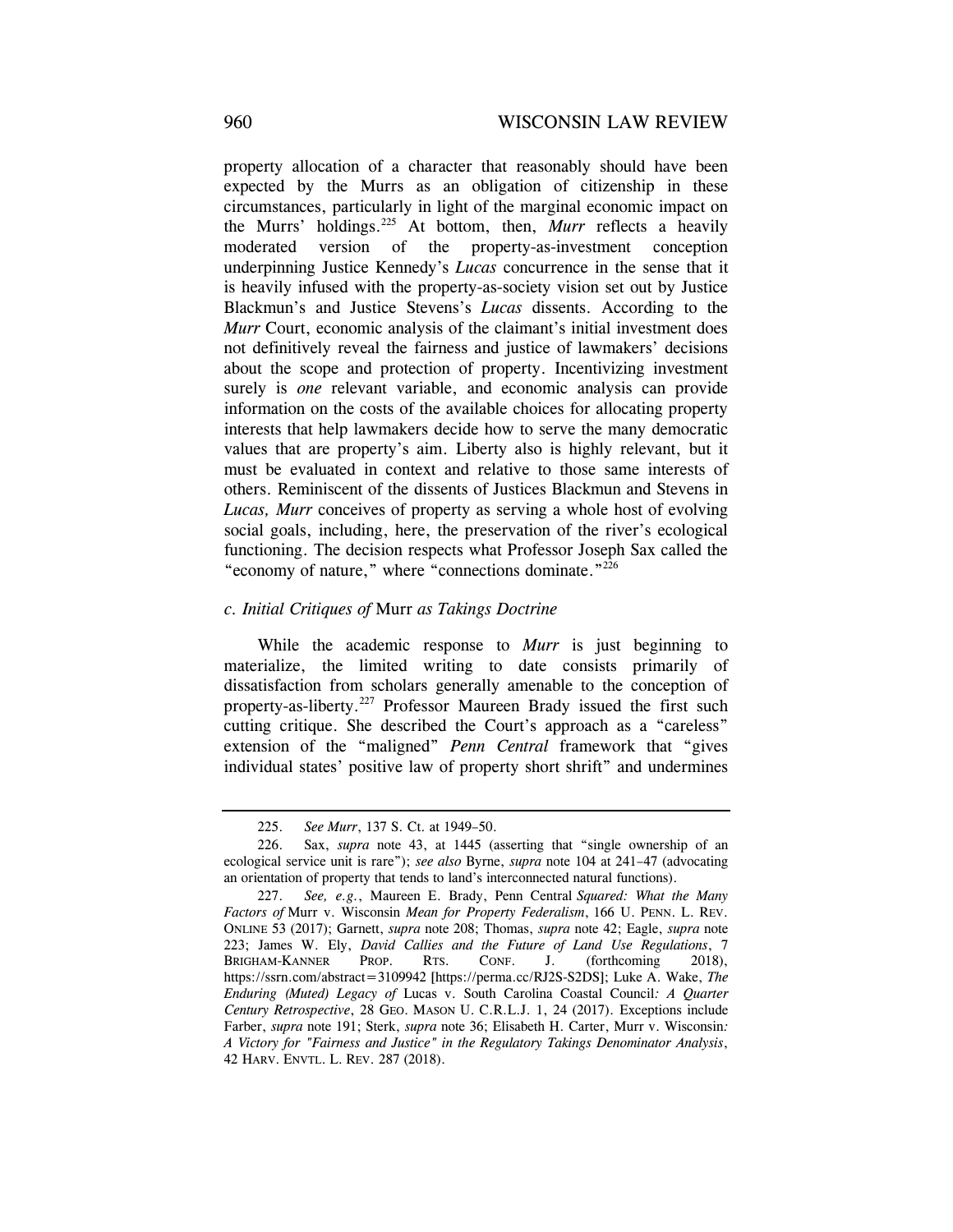property allocation of a character that reasonably should have been expected by the Murrs as an obligation of citizenship in these circumstances, particularly in light of the marginal economic impact on the Murrs' holdings.[225] At bottom, then, *Murr* reflects a heavily moderated version of the property-as-investment conception underpinning Justice Kennedy's *Lucas* concurrence in the sense that it is heavily infused with the property-as-society vision set out by Justice Blackmun's and Justice Stevens's *Lucas* dissents. According to the *Murr* Court, economic analysis of the claimant's initial investment does not definitively reveal the fairness and justice of lawmakers' decisions about the scope and protection of property. Incentivizing investment surely is *one* relevant variable, and economic analysis can provide information on the costs of the available choices for allocating property interests that help lawmakers decide how to serve the many democratic values that are property's aim. Liberty also is highly relevant, but it must be evaluated in context and relative to those same interests of others. Reminiscent of the dissents of Justices Blackmun and Stevens in *Lucas, Murr* conceives of property as serving a whole host of evolving social goals, including, here, the preservation of the river's ecological functioning. The decision respects what Professor Joseph Sax called the "economy of nature," where "connections dominate."[226]

### *c. Initial Critiques of* Murr *as Takings Doctrine*

While the academic response to *Murr* is just beginning to materialize, the limited writing to date consists primarily of dissatisfaction from scholars generally amenable to the conception of property-as-liberty.[227] Professor Maureen Brady issued the first such cutting critique. She described the Court's approach as a "careless" extension of the "maligned" *Penn Central* framework that "gives individual states' positive law of property short shrift" and undermines

---

225. *See Murr*, 137 S. Ct. at 1949–50.

226. Sax, *supra* note 43, at 1445 (asserting that "single ownership of an ecological service unit is rare"); *see also* Byrne, *supra* note 104 at 241–47 (advocating an orientation of property that tends to land's interconnected natural functions).

227. *See, e.g.*, Maureen E. Brady, Penn Central *Squared: What the Many Factors of* Murr v. Wisconsin *Mean for Property Federalism*, 166 U. PENN. L. REV. ONLINE 53 (2017); Garnett, *supra* note 208; Thomas, *supra* note 42; Eagle, *supra* note 223; James W. Ely, *David Callies and the Future of Land Use Regulations*, 7 BRIGHAM-KANNER PROP. RTS. CONF. J. (forthcoming 2018), https://ssrn.com/abstract=3109942 [https://perma.cc/RJ2S-S2DS]; Luke A. Wake, *The Enduring (Muted) Legacy of* Lucas v. South Carolina Coastal Council*: A Quarter Century Retrospective*, 28 GEO. MASON U. C.R.L.J. 1, 24 (2017). Exceptions include Farber, *supra* note 191; Sterk, *supra* note 36; Elisabeth H. Carter, Murr v. Wisconsin*: A Victory for "Fairness and Justice" in the Regulatory Takings Denominator Analysis*, 42 HARV. ENVTL. L. REV. 287 (2018).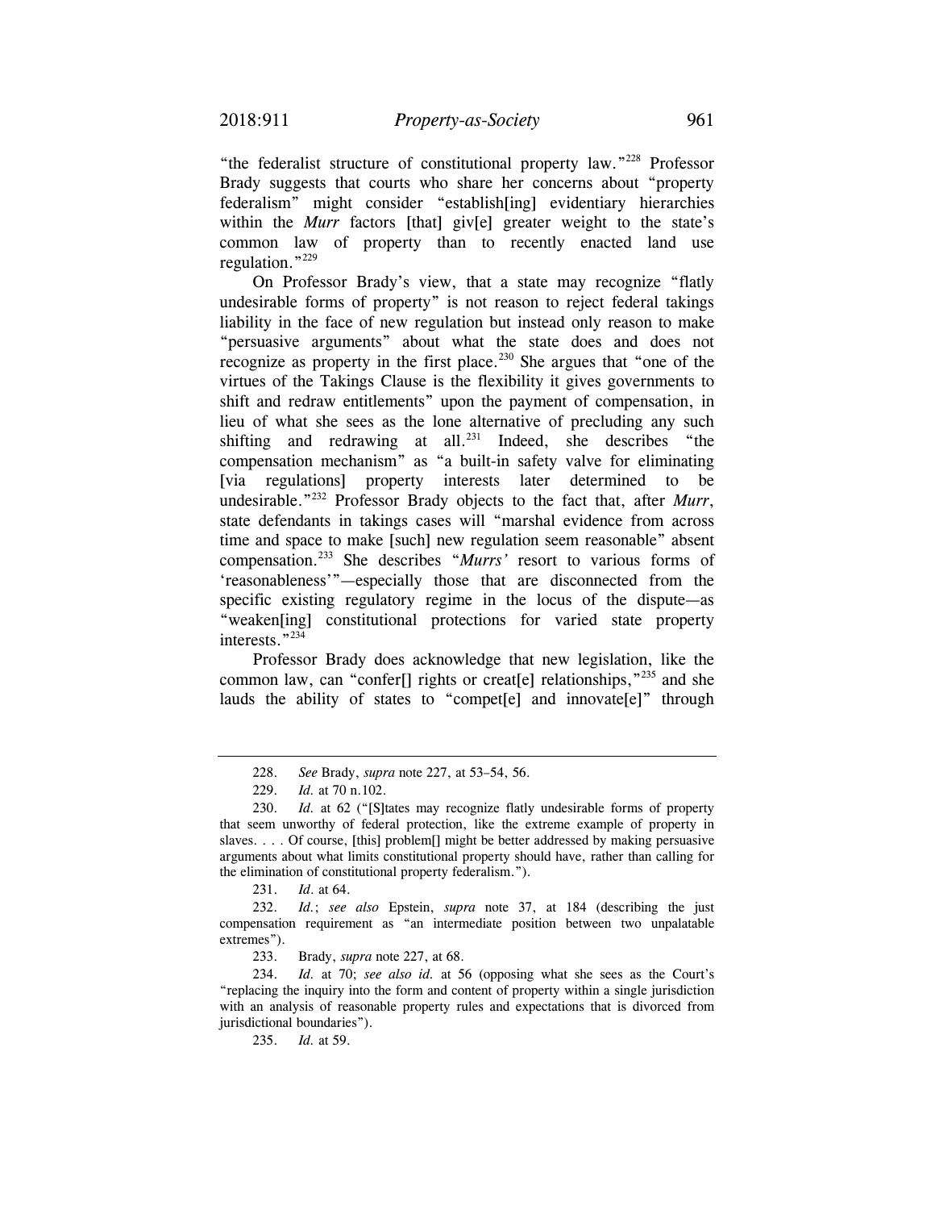"the federalist structure of constitutional property law."[228] Professor Brady suggests that courts who share her concerns about "property federalism" might consider "establish[ing] evidentiary hierarchies within the *Murr* factors [that] giv[e] greater weight to the state's common law of property than to recently enacted land use regulation."[229]

On Professor Brady's view, that a state may recognize "flatly undesirable forms of property" is not reason to reject federal takings liability in the face of new regulation but instead only reason to make "persuasive arguments" about what the state does and does not recognize as property in the first place.[230] She argues that "one of the virtues of the Takings Clause is the flexibility it gives governments to shift and redraw entitlements" upon the payment of compensation, in lieu of what she sees as the lone alternative of precluding any such shifting and redrawing at all.[231] Indeed, she describes "the compensation mechanism" as "a built-in safety valve for eliminating [via regulations] property interests later determined to be undesirable."[232] Professor Brady objects to the fact that, after *Murr*, state defendants in takings cases will "marshal evidence from across time and space to make [such] new regulation seem reasonable" absent compensation.[233] She describes "*Murrs'* resort to various forms of 'reasonableness'"—especially those that are disconnected from the specific existing regulatory regime in the locus of the dispute—as "weaken[ing] constitutional protections for varied state property interests."[234]

Professor Brady does acknowledge that new legislation, like the common law, can "confer[] rights or creat[e] relationships,"[235] and she lauds the ability of states to "compet[e] and innovate[e]" through

---

228. *See* Brady, *supra* note 227, at 53–54, 56.

229. *Id.* at 70 n.102.

230. *Id.* at 62 ("[S]tates may recognize flatly undesirable forms of property that seem unworthy of federal protection, like the extreme example of property in slaves. . . . Of course, [this] problem[] might be better addressed by making persuasive arguments about what limits constitutional property should have, rather than calling for the elimination of constitutional property federalism.").

231. *Id.* at 64.

232. *Id.*; *see also* Epstein, *supra* note 37, at 184 (describing the just compensation requirement as "an intermediate position between two unpalatable extremes").

233. Brady, *supra* note 227, at 68.

234. *Id.* at 70; *see also id.* at 56 (opposing what she sees as the Court's "replacing the inquiry into the form and content of property within a single jurisdiction with an analysis of reasonable property rules and expectations that is divorced from jurisdictional boundaries").

235. *Id.* at 59.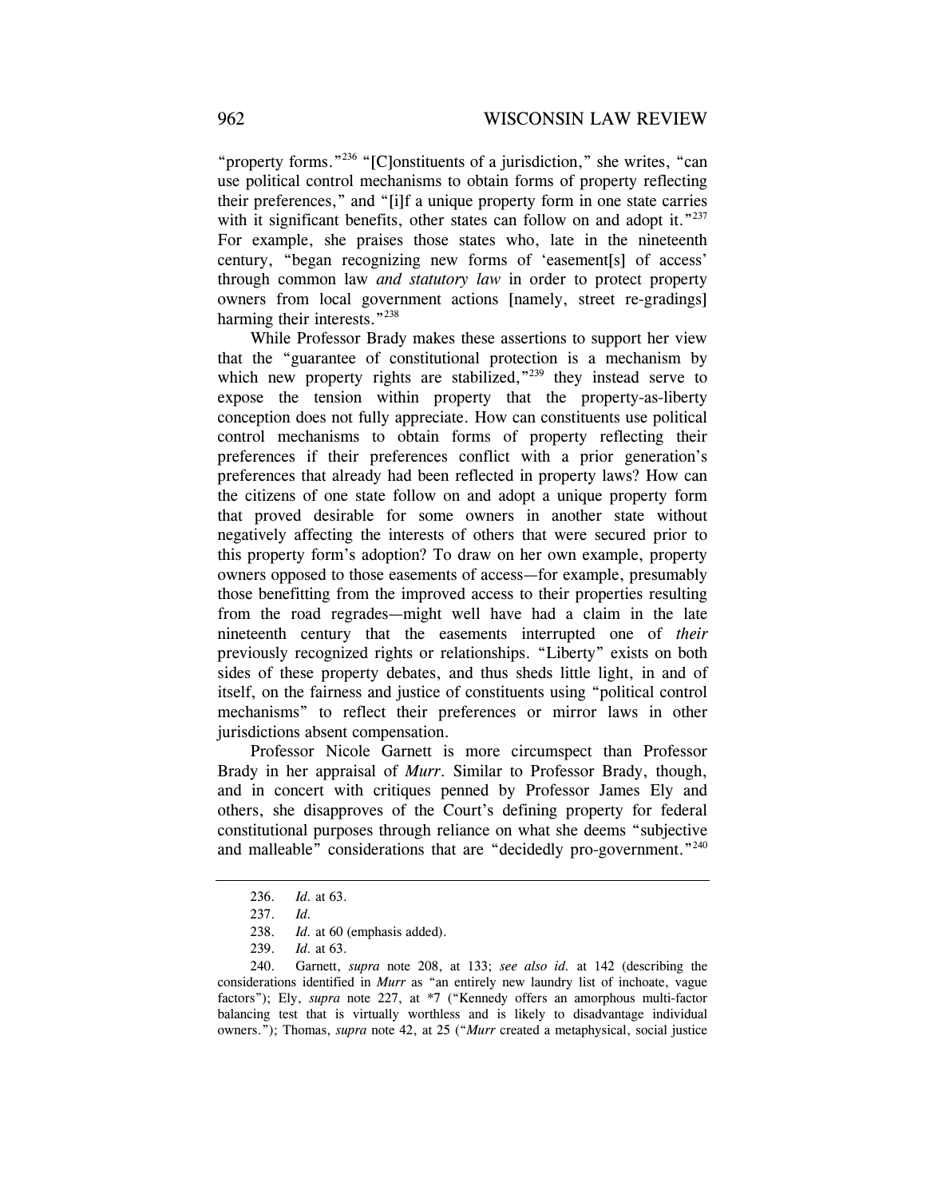"property forms."[236] "[C]onstituents of a jurisdiction," she writes, "can use political control mechanisms to obtain forms of property reflecting their preferences," and "[i]f a unique property form in one state carries with it significant benefits, other states can follow on and adopt it."[237] For example, she praises those states who, late in the nineteenth century, "began recognizing new forms of 'easement[s] of access' through common law *and statutory law* in order to protect property owners from local government actions [namely, street re-gradings] harming their interests."[238]

While Professor Brady makes these assertions to support her view that the "guarantee of constitutional protection is a mechanism by which new property rights are stabilized,"[239] they instead serve to expose the tension within property that the property-as-liberty conception does not fully appreciate. How can constituents use political control mechanisms to obtain forms of property reflecting their preferences if their preferences conflict with a prior generation's preferences that already had been reflected in property laws? How can the citizens of one state follow on and adopt a unique property form that proved desirable for some owners in another state without negatively affecting the interests of others that were secured prior to this property form's adoption? To draw on her own example, property owners opposed to those easements of access—for example, presumably those benefitting from the improved access to their properties resulting from the road regrades—might well have had a claim in the late nineteenth century that the easements interrupted one of *their* previously recognized rights or relationships. "Liberty" exists on both sides of these property debates, and thus sheds little light, in and of itself, on the fairness and justice of constituents using "political control mechanisms" to reflect their preferences or mirror laws in other jurisdictions absent compensation.

Professor Nicole Garnett is more circumspect than Professor Brady in her appraisal of *Murr*. Similar to Professor Brady, though, and in concert with critiques penned by Professor James Ely and others, she disapproves of the Court's defining property for federal constitutional purposes through reliance on what she deems "subjective and malleable" considerations that are "decidedly pro-government."[240]

---

236. *Id.* at 63.

237. *Id.*

238. *Id.* at 60 (emphasis added).

239. *Id.* at 63.

240. Garnett, *supra* note 208, at 133; *see also id.* at 142 (describing the considerations identified in *Murr* as "an entirely new laundry list of inchoate, vague factors"); Ely, *supra* note 227, at *7 ("Kennedy offers an amorphous multi-factor balancing test that is virtually worthless and is likely to disadvantage individual owners."); Thomas, *supra* note 42, at 25 ("*Murr* created a metaphysical, social justice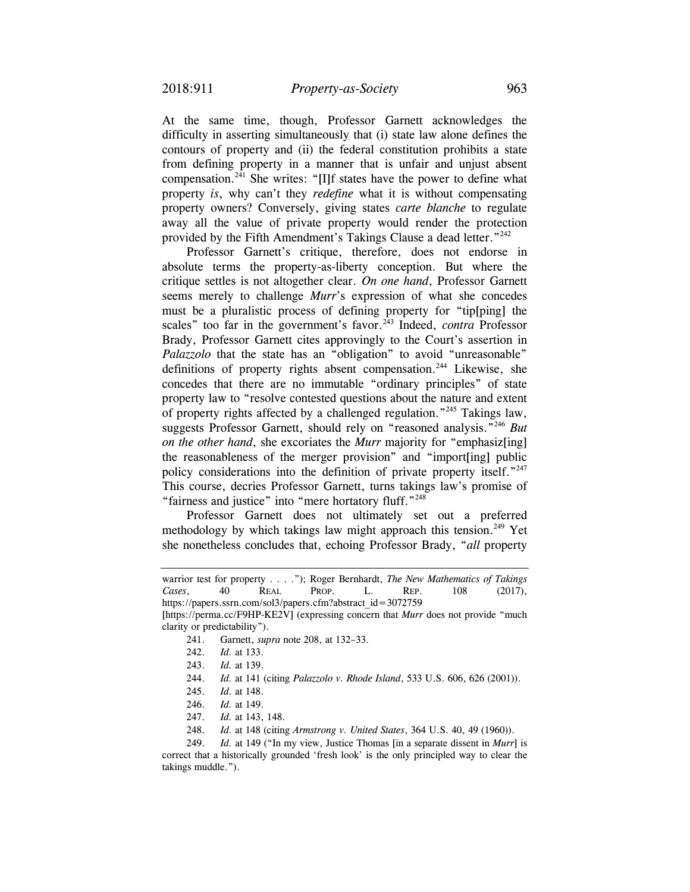At the same time, though, Professor Garnett acknowledges the difficulty in asserting simultaneously that (i) state law alone defines the contours of property and (ii) the federal constitution prohibits a state from defining property in a manner that is unfair and unjust absent compensation.[241] She writes: "[I]f states have the power to define what property *is*, why can't they *redefine* what it is without compensating property owners? Conversely, giving states *carte blanche* to regulate away all the value of private property would render the protection provided by the Fifth Amendment's Takings Clause a dead letter."[242]

Professor Garnett's critique, therefore, does not endorse in absolute terms the property-as-liberty conception. But where the critique settles is not altogether clear. *On one hand*, Professor Garnett seems merely to challenge *Murr*'s expression of what she concedes must be a pluralistic process of defining property for "tip[ping] the scales" too far in the government's favor.[243] Indeed, *contra* Professor Brady, Professor Garnett cites approvingly to the Court's assertion in *Palazzolo* that the state has an "obligation" to avoid "unreasonable" definitions of property rights absent compensation.[244] Likewise, she concedes that there are no immutable "ordinary principles" of state property law to "resolve contested questions about the nature and extent of property rights affected by a challenged regulation."[245] Takings law, suggests Professor Garnett, should rely on "reasoned analysis."[246] *But on the other hand*, she excoriates the *Murr* majority for "emphasiz[ing] the reasonableness of the merger provision" and "import[ing] public policy considerations into the definition of private property itself."[247] This course, decries Professor Garnett, turns takings law's promise of "fairness and justice" into "mere hortatory fluff."[248]

Professor Garnett does not ultimately set out a preferred methodology by which takings law might approach this tension.[249] Yet she nonetheless concludes that, echoing Professor Brady, "*all* property

---

warrior test for property . . . ."); Roger Bernhardt, *The New Mathematics of Takings Cases*, 40 REAL PROP. L. REP. 108 (2017), https://papers.ssrn.com/sol3/papers.cfm?abstract_id=3072759 [https://perma.cc/F9HP-KE2V] (expressing concern that *Murr* does not provide "much clarity or predictability").

241. Garnett, *supra* note 208, at 132–33.

242. *Id.* at 133.

243. *Id.* at 139.

244. *Id.* at 141 (citing *Palazzolo v. Rhode Island*, 533 U.S. 606, 626 (2001)).

245. *Id.* at 148.

246. *Id.* at 149.

247. *Id.* at 143, 148.

248. *Id.* at 148 (citing *Armstrong v. United States*, 364 U.S. 40, 49 (1960)).

249. *Id.* at 149 ("In my view, Justice Thomas [in a separate dissent in *Murr*] is correct that a historically grounded 'fresh look' is the only principled way to clear the takings muddle.").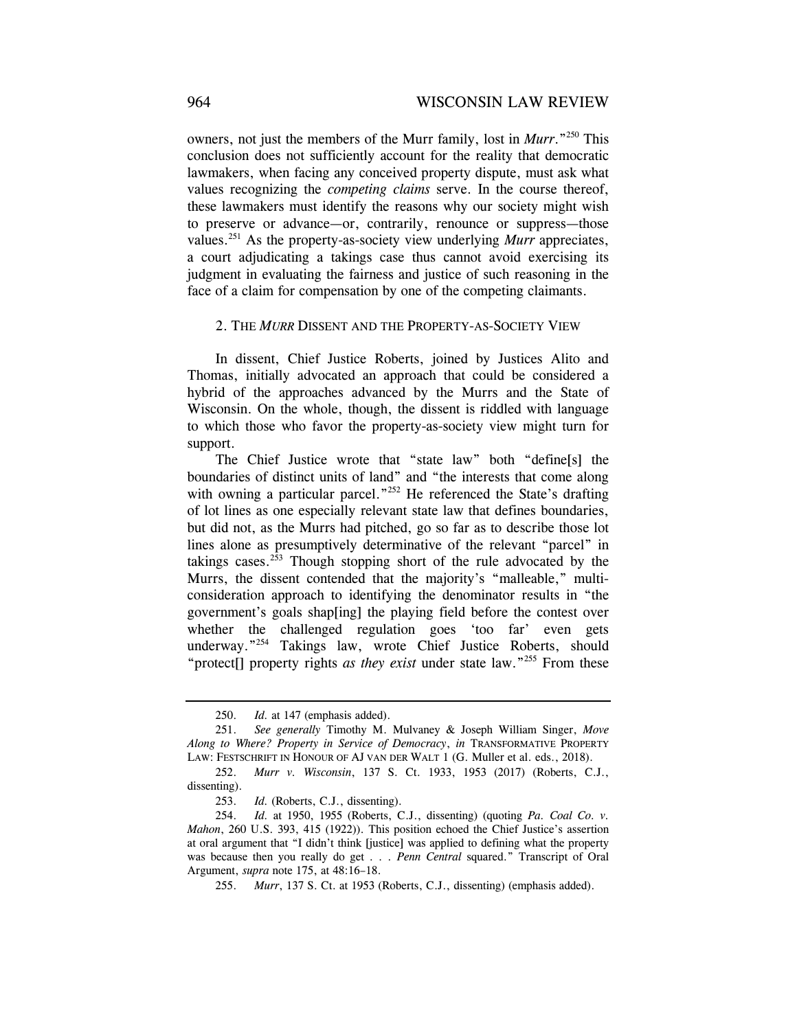owners, not just the members of the Murr family, lost in *Murr*."[250] This conclusion does not sufficiently account for the reality that democratic lawmakers, when facing any conceived property dispute, must ask what values recognizing the *competing claims* serve. In the course thereof, these lawmakers must identify the reasons why our society might wish to preserve or advance—or, contrarily, renounce or suppress—those values.[251] As the property-as-society view underlying *Murr* appreciates, a court adjudicating a takings case thus cannot avoid exercising its judgment in evaluating the fairness and justice of such reasoning in the face of a claim for compensation by one of the competing claimants.

### 2. The *Murr* Dissent and the Property-as-Society View

In dissent, Chief Justice Roberts, joined by Justices Alito and Thomas, initially advocated an approach that could be considered a hybrid of the approaches advanced by the Murrs and the State of Wisconsin. On the whole, though, the dissent is riddled with language to which those who favor the property-as-society view might turn for support.

The Chief Justice wrote that "state law" both "define[s] the boundaries of distinct units of land" and "the interests that come along with owning a particular parcel."[252] He referenced the State's drafting of lot lines as one especially relevant state law that defines boundaries, but did not, as the Murrs had pitched, go so far as to describe those lot lines alone as presumptively determinative of the relevant "parcel" in takings cases.[253] Though stopping short of the rule advocated by the Murrs, the dissent contended that the majority's "malleable," multi-consideration approach to identifying the denominator results in "the government's goals shap[ing] the playing field before the contest over whether the challenged regulation goes 'too far' even gets underway."[254] Takings law, wrote Chief Justice Roberts, should "protect[] property rights *as they exist* under state law."[255] From these

---

250. *Id.* at 147 (emphasis added).

251. *See generally* Timothy M. Mulvaney & Joseph William Singer, *Move Along to Where? Property in Service of Democracy*, *in* TRANSFORMATIVE PROPERTY LAW: FESTSCHRIFT IN HONOUR OF AJ VAN DER WALT 1 (G. Muller et al. eds., 2018).

252. *Murr v. Wisconsin*, 137 S. Ct. 1933, 1953 (2017) (Roberts, C.J., dissenting).

253. *Id.* (Roberts, C.J., dissenting).

254. *Id.* at 1950, 1955 (Roberts, C.J., dissenting) (quoting *Pa. Coal Co. v. Mahon*, 260 U.S. 393, 415 (1922)). This position echoed the Chief Justice's assertion at oral argument that "I didn't think [justice] was applied to defining what the property was because then you really do get . . . *Penn Central* squared." Transcript of Oral Argument, *supra* note 175, at 48:16–18.

255. *Murr*, 137 S. Ct. at 1953 (Roberts, C.J., dissenting) (emphasis added).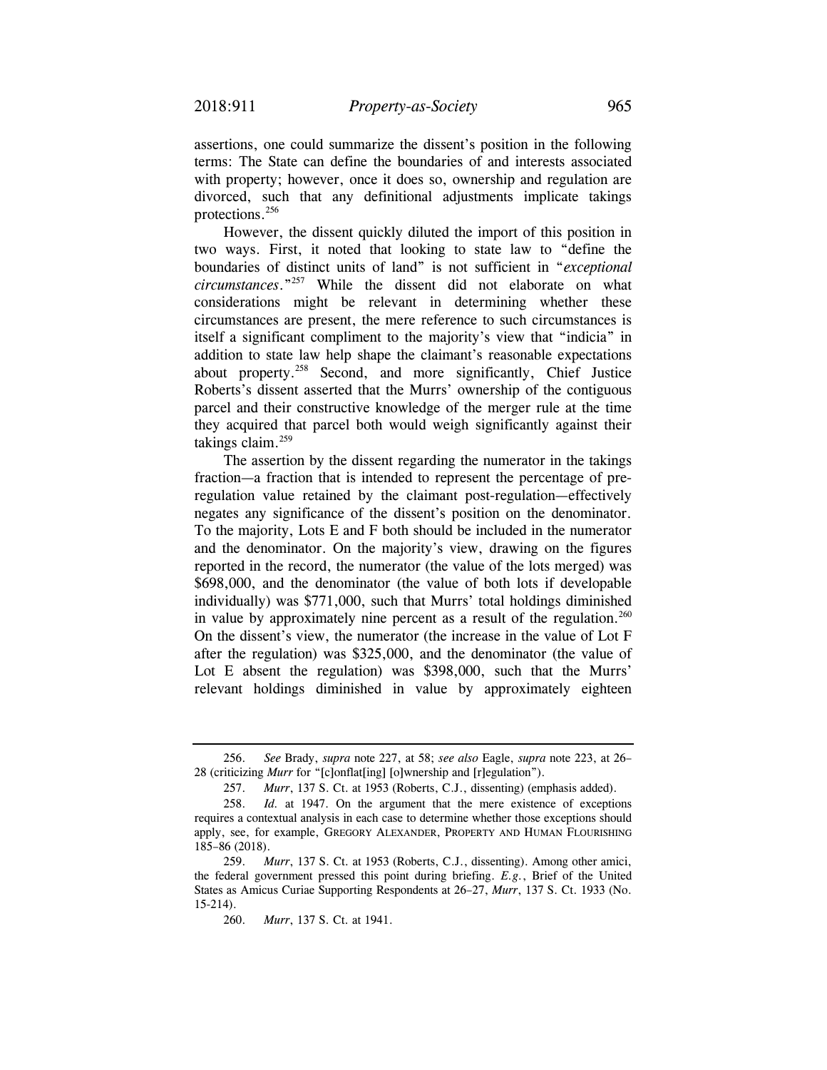assertions, one could summarize the dissent's position in the following terms: The State can define the boundaries of and interests associated with property; however, once it does so, ownership and regulation are divorced, such that any definitional adjustments implicate takings protections.[256]

However, the dissent quickly diluted the import of this position in two ways. First, it noted that looking to state law to "define the boundaries of distinct units of land" is not sufficient in "*exceptional circumstances*."[257] While the dissent did not elaborate on what considerations might be relevant in determining whether these circumstances are present, the mere reference to such circumstances is itself a significant compliment to the majority's view that "indicia" in addition to state law help shape the claimant's reasonable expectations about property.[258] Second, and more significantly, Chief Justice Roberts's dissent asserted that the Murrs' ownership of the contiguous parcel and their constructive knowledge of the merger rule at the time they acquired that parcel both would weigh significantly against their takings claim.[259]

The assertion by the dissent regarding the numerator in the takings fraction—a fraction that is intended to represent the percentage of pre-regulation value retained by the claimant post-regulation—effectively negates any significance of the dissent's position on the denominator. To the majority, Lots E and F both should be included in the numerator and the denominator. On the majority's view, drawing on the figures reported in the record, the numerator (the value of the lots merged) was \$698,000, and the denominator (the value of both lots if developable individually) was \$771,000, such that Murrs' total holdings diminished in value by approximately nine percent as a result of the regulation.[260] On the dissent's view, the numerator (the increase in the value of Lot F after the regulation) was \$325,000, and the denominator (the value of Lot E absent the regulation) was \$398,000, such that the Murrs' relevant holdings diminished in value by approximately eighteen

---

256. *See* Brady, *supra* note 227, at 58; *see also* Eagle, *supra* note 223, at 26–28 (criticizing *Murr* for "[c]onflat[ing] [o]wnership and [r]egulation").

257. *Murr*, 137 S. Ct. at 1953 (Roberts, C.J., dissenting) (emphasis added).

258. *Id.* at 1947. On the argument that the mere existence of exceptions requires a contextual analysis in each case to determine whether those exceptions should apply, see, for example, GREGORY ALEXANDER, PROPERTY AND HUMAN FLOURISHING 185–86 (2018).

259. *Murr*, 137 S. Ct. at 1953 (Roberts, C.J., dissenting). Among other amici, the federal government pressed this point during briefing. *E.g.*, Brief of the United States as Amicus Curiae Supporting Respondents at 26–27, *Murr*, 137 S. Ct. 1933 (No. 15-214).

260. *Murr*, 137 S. Ct. at 1941.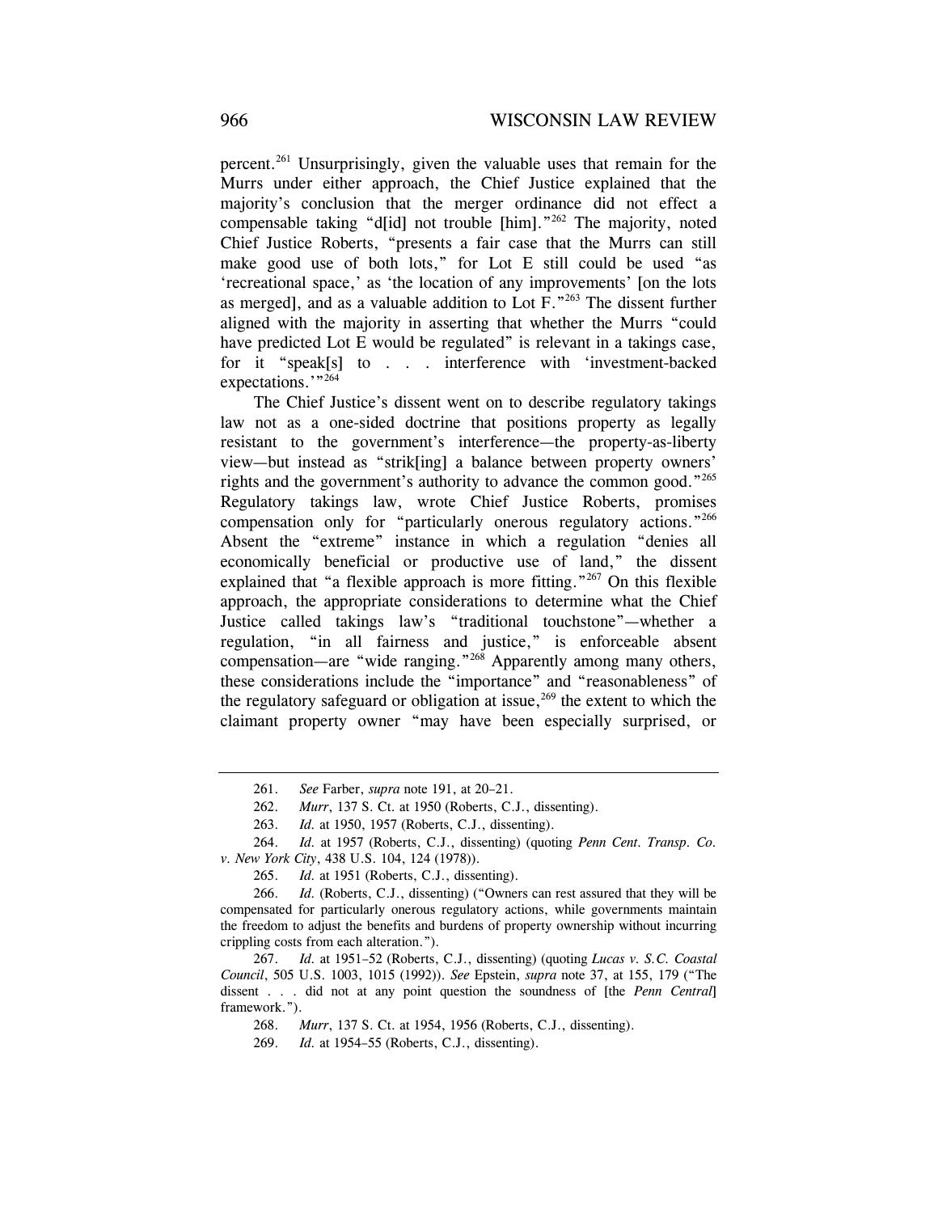percent.[261] Unsurprisingly, given the valuable uses that remain for the Murrs under either approach, the Chief Justice explained that the majority's conclusion that the merger ordinance did not effect a compensable taking "d[id] not trouble [him]."[262] The majority, noted Chief Justice Roberts, "presents a fair case that the Murrs can still make good use of both lots," for Lot E still could be used "as 'recreational space,' as 'the location of any improvements' [on the lots as merged], and as a valuable addition to Lot F."[263] The dissent further aligned with the majority in asserting that whether the Murrs "could have predicted Lot E would be regulated" is relevant in a takings case, for it "speak[s] to . . . interference with 'investment-backed expectations.'"[264]

The Chief Justice's dissent went on to describe regulatory takings law not as a one-sided doctrine that positions property as legally resistant to the government's interference—the property-as-liberty view—but instead as "strik[ing] a balance between property owners' rights and the government's authority to advance the common good."[265] Regulatory takings law, wrote Chief Justice Roberts, promises compensation only for "particularly onerous regulatory actions."[266] Absent the "extreme" instance in which a regulation "denies all economically beneficial or productive use of land," the dissent explained that "a flexible approach is more fitting."[267] On this flexible approach, the appropriate considerations to determine what the Chief Justice called takings law's "traditional touchstone"—whether a regulation, "in all fairness and justice," is enforceable absent compensation—are "wide ranging."[268] Apparently among many others, these considerations include the "importance" and "reasonableness" of the regulatory safeguard or obligation at issue,[269] the extent to which the claimant property owner "may have been especially surprised, or

---

261. *See* Farber, *supra* note 191, at 20–21.

262. *Murr*, 137 S. Ct. at 1950 (Roberts, C.J., dissenting).

263. *Id.* at 1950, 1957 (Roberts, C.J., dissenting).

264. *Id.* at 1957 (Roberts, C.J., dissenting) (quoting *Penn Cent. Transp. Co. v. New York City*, 438 U.S. 104, 124 (1978)).

265. *Id.* at 1951 (Roberts, C.J., dissenting).

266. *Id.* (Roberts, C.J., dissenting) ("Owners can rest assured that they will be compensated for particularly onerous regulatory actions, while governments maintain the freedom to adjust the benefits and burdens of property ownership without incurring crippling costs from each alteration.").

267. *Id.* at 1951–52 (Roberts, C.J., dissenting) (quoting *Lucas v. S.C. Coastal Council*, 505 U.S. 1003, 1015 (1992)). *See* Epstein, *supra* note 37, at 155, 179 ("The dissent . . . did not at any point question the soundness of [the *Penn Central*] framework.").

268. *Murr*, 137 S. Ct. at 1954, 1956 (Roberts, C.J., dissenting).

269. *Id.* at 1954–55 (Roberts, C.J., dissenting).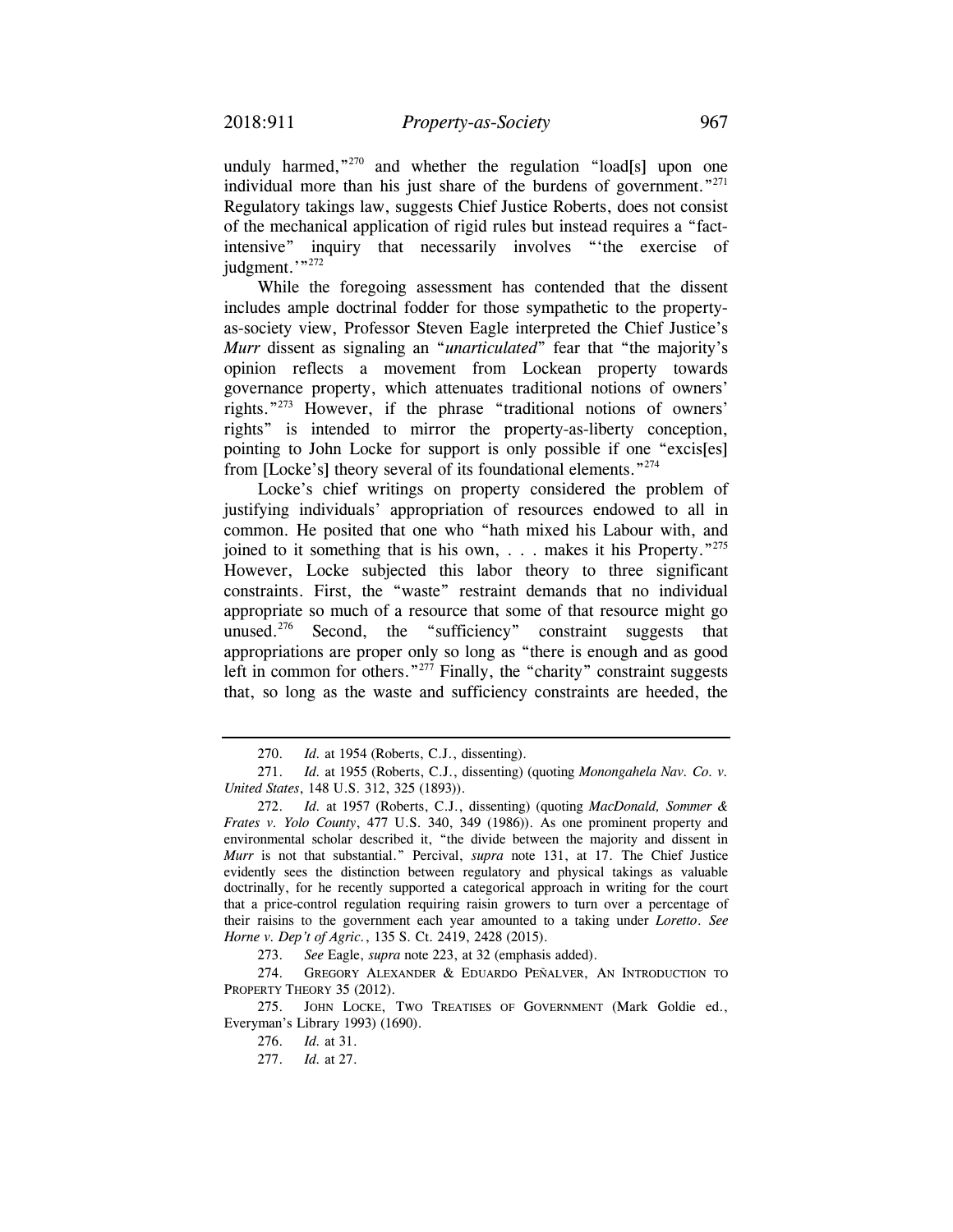unduly harmed,"[270] and whether the regulation "load[s] upon one individual more than his just share of the burdens of government."[271] Regulatory takings law, suggests Chief Justice Roberts, does not consist of the mechanical application of rigid rules but instead requires a "fact-intensive" inquiry that necessarily involves "'the exercise of judgment.'"[272]

While the foregoing assessment has contended that the dissent includes ample doctrinal fodder for those sympathetic to the property-as-society view, Professor Steven Eagle interpreted the Chief Justice's *Murr* dissent as signaling an "*unarticulated*" fear that "the majority's opinion reflects a movement from Lockean property towards governance property, which attenuates traditional notions of owners' rights."[273] However, if the phrase "traditional notions of owners' rights" is intended to mirror the property-as-liberty conception, pointing to John Locke for support is only possible if one "excis[es] from [Locke's] theory several of its foundational elements."[274]

Locke's chief writings on property considered the problem of justifying individuals' appropriation of resources endowed to all in common. He posited that one who "hath mixed his Labour with, and joined to it something that is his own, . . . makes it his Property."[275] However, Locke subjected this labor theory to three significant constraints. First, the "waste" restraint demands that no individual appropriate so much of a resource that some of that resource might go unused.[276] Second, the "sufficiency" constraint suggests that appropriations are proper only so long as "there is enough and as good left in common for others."[277] Finally, the "charity" constraint suggests that, so long as the waste and sufficiency constraints are heeded, the

---

270. *Id.* at 1954 (Roberts, C.J., dissenting).

271. *Id.* at 1955 (Roberts, C.J., dissenting) (quoting *Monongahela Nav. Co. v. United States*, 148 U.S. 312, 325 (1893)).

272. *Id.* at 1957 (Roberts, C.J., dissenting) (quoting *MacDonald, Sommer & Frates v. Yolo County*, 477 U.S. 340, 349 (1986)). As one prominent property and environmental scholar described it, "the divide between the majority and dissent in *Murr* is not that substantial." Percival, *supra* note 131, at 17. The Chief Justice evidently sees the distinction between regulatory and physical takings as valuable doctrinally, for he recently supported a categorical approach in writing for the court that a price-control regulation requiring raisin growers to turn over a percentage of their raisins to the government each year amounted to a taking under *Loretto*. *See Horne v. Dep't of Agric.*, 135 S. Ct. 2419, 2428 (2015).

273. *See* Eagle, *supra* note 223, at 32 (emphasis added).

274. GREGORY ALEXANDER & EDUARDO PEÑALVER, AN INTRODUCTION TO PROPERTY THEORY 35 (2012).

275. JOHN LOCKE, TWO TREATISES OF GOVERNMENT (Mark Goldie ed., Everyman's Library 1993) (1690).

276. *Id.* at 31.

277. *Id.* at 27.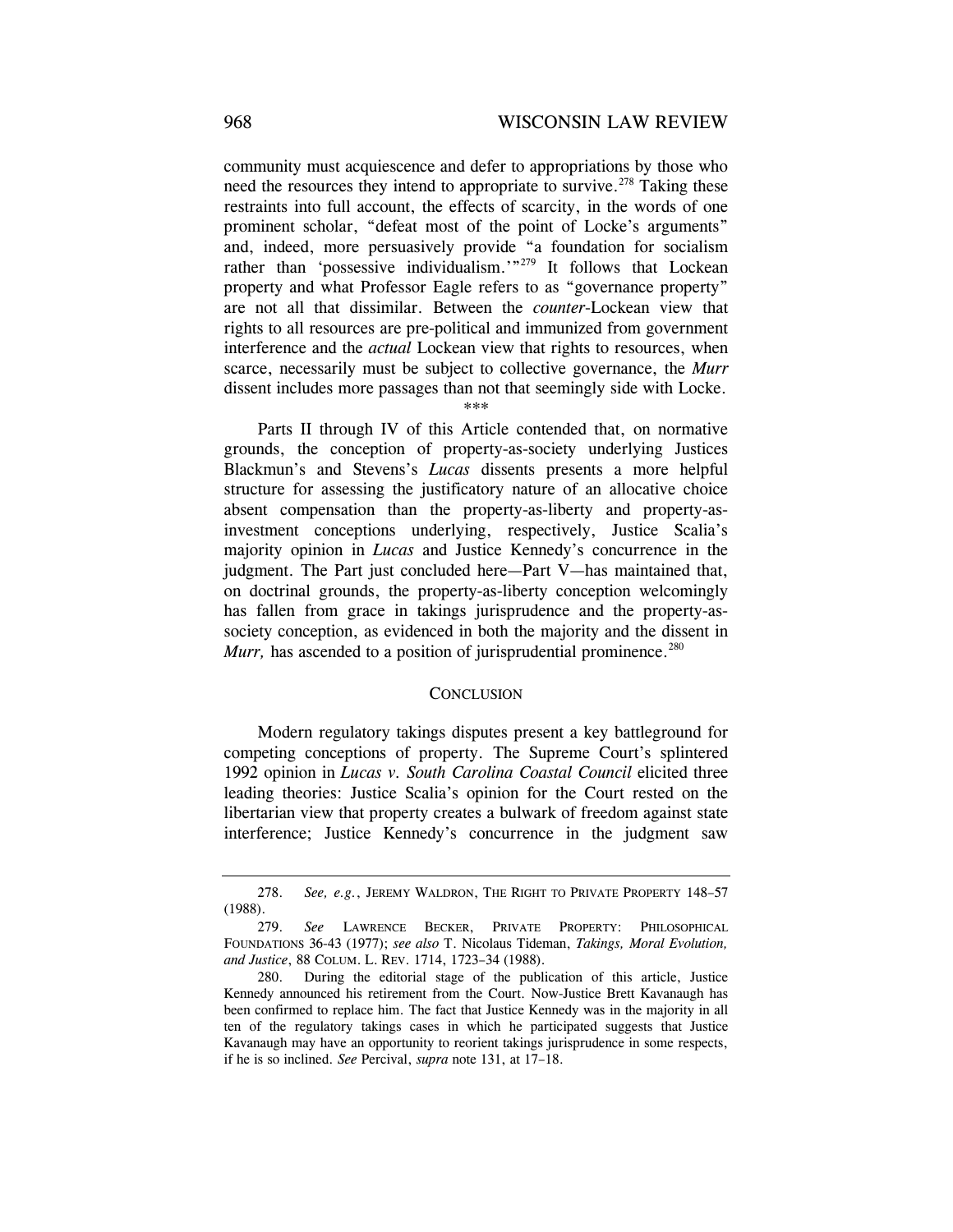community must acquiescence and defer to appropriations by those who need the resources they intend to appropriate to survive.[278] Taking these restraints into full account, the effects of scarcity, in the words of one prominent scholar, "defeat most of the point of Locke's arguments" and, indeed, more persuasively provide "a foundation for socialism rather than 'possessive individualism.'"[279] It follows that Lockean property and what Professor Eagle refers to as "governance property" are not all that dissimilar. Between the *counter*-Lockean view that rights to all resources are pre-political and immunized from government interference and the *actual* Lockean view that rights to resources, when scarce, necessarily must be subject to collective governance, the *Murr* dissent includes more passages than not that seemingly side with Locke.

\*\*\*

Parts II through IV of this Article contended that, on normative grounds, the conception of property-as-society underlying Justices Blackmun's and Stevens's *Lucas* dissents presents a more helpful structure for assessing the justificatory nature of an allocative choice absent compensation than the property-as-liberty and property-as-investment conceptions underlying, respectively, Justice Scalia's majority opinion in *Lucas* and Justice Kennedy's concurrence in the judgment. The Part just concluded here—Part V—has maintained that, on doctrinal grounds, the property-as-liberty conception welcomingly has fallen from grace in takings jurisprudence and the property-as-society conception, as evidenced in both the majority and the dissent in *Murr,* has ascended to a position of jurisprudential prominence.[280]

## CONCLUSION

Modern regulatory takings disputes present a key battleground for competing conceptions of property. The Supreme Court's splintered 1992 opinion in *Lucas v. South Carolina Coastal Council* elicited three leading theories: Justice Scalia's opinion for the Court rested on the libertarian view that property creates a bulwark of freedom against state interference; Justice Kennedy's concurrence in the judgment saw

---

278. *See, e.g.*, JEREMY WALDRON, THE RIGHT TO PRIVATE PROPERTY 148–57 (1988).

279. *See* LAWRENCE BECKER, PRIVATE PROPERTY: PHILOSOPHICAL FOUNDATIONS 36-43 (1977); *see also* T. Nicolaus Tideman, *Takings, Moral Evolution, and Justice*, 88 COLUM. L. REV. 1714, 1723–34 (1988).

280. During the editorial stage of the publication of this article, Justice Kennedy announced his retirement from the Court. Now-Justice Brett Kavanaugh has been confirmed to replace him. The fact that Justice Kennedy was in the majority in all ten of the regulatory takings cases in which he participated suggests that Justice Kavanaugh may have an opportunity to reorient takings jurisprudence in some respects, if he is so inclined. *See* Percival, *supra* note 131, at 17–18.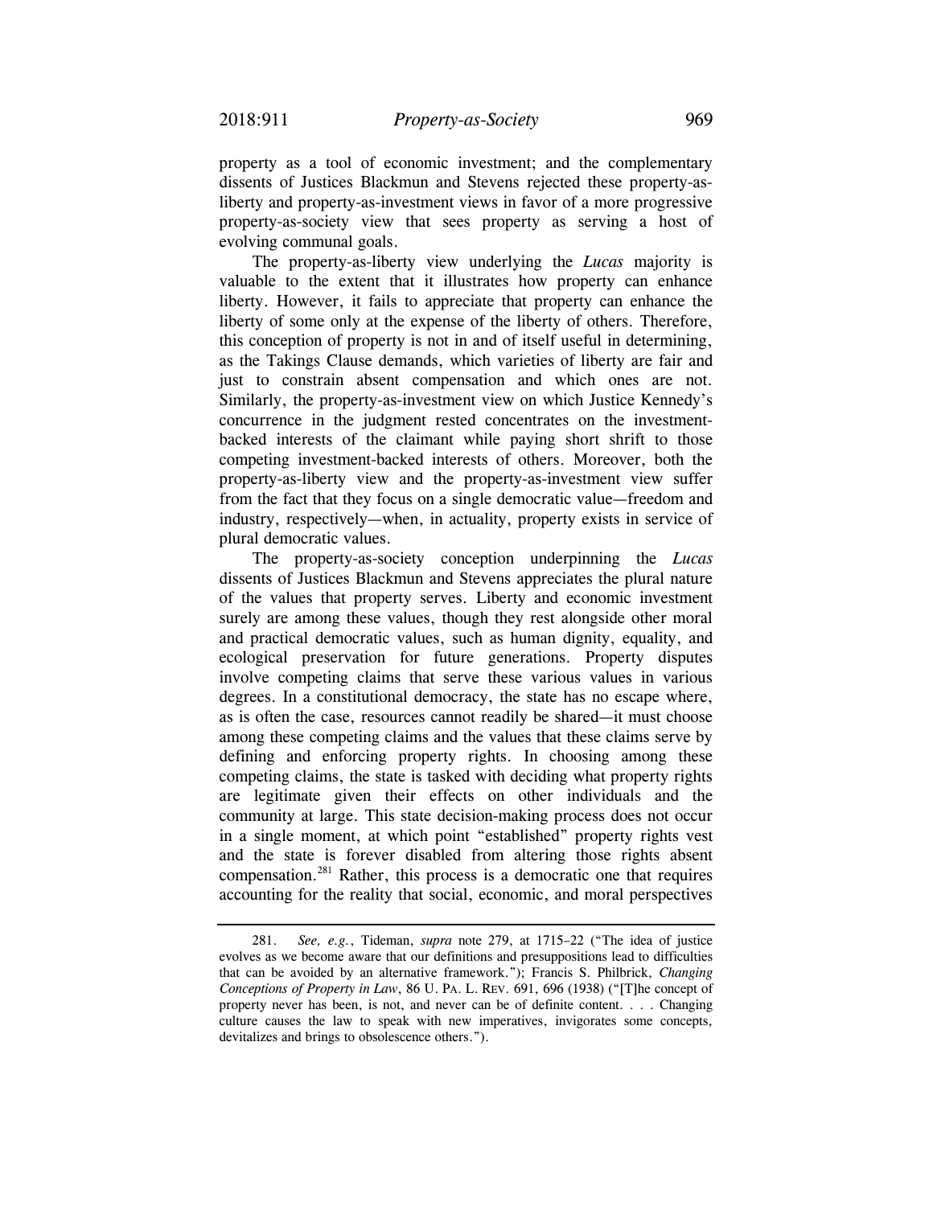property as a tool of economic investment; and the complementary dissents of Justices Blackmun and Stevens rejected these property-as-liberty and property-as-investment views in favor of a more progressive property-as-society view that sees property as serving a host of evolving communal goals.

The property-as-liberty view underlying the *Lucas* majority is valuable to the extent that it illustrates how property can enhance liberty. However, it fails to appreciate that property can enhance the liberty of some only at the expense of the liberty of others. Therefore, this conception of property is not in and of itself useful in determining, as the Takings Clause demands, which varieties of liberty are fair and just to constrain absent compensation and which ones are not. Similarly, the property-as-investment view on which Justice Kennedy's concurrence in the judgment rested concentrates on the investment-backed interests of the claimant while paying short shrift to those competing investment-backed interests of others. Moreover, both the property-as-liberty view and the property-as-investment view suffer from the fact that they focus on a single democratic value—freedom and industry, respectively—when, in actuality, property exists in service of plural democratic values.

The property-as-society conception underpinning the *Lucas* dissents of Justices Blackmun and Stevens appreciates the plural nature of the values that property serves. Liberty and economic investment surely are among these values, though they rest alongside other moral and practical democratic values, such as human dignity, equality, and ecological preservation for future generations. Property disputes involve competing claims that serve these various values in various degrees. In a constitutional democracy, the state has no escape where, as is often the case, resources cannot readily be shared—it must choose among these competing claims and the values that these claims serve by defining and enforcing property rights. In choosing among these competing claims, the state is tasked with deciding what property rights are legitimate given their effects on other individuals and the community at large. This state decision-making process does not occur in a single moment, at which point "established" property rights vest and the state is forever disabled from altering those rights absent compensation.[281] Rather, this process is a democratic one that requires accounting for the reality that social, economic, and moral perspectives

---

281. *See, e.g.*, Tideman, *supra* note 279, at 1715–22 ("The idea of justice evolves as we become aware that our definitions and presuppositions lead to difficulties that can be avoided by an alternative framework."); Francis S. Philbrick, *Changing Conceptions of Property in Law*, 86 U. PA. L. REV. 691, 696 (1938) ("[T]he concept of property never has been, is not, and never can be of definite content. . . . Changing culture causes the law to speak with new imperatives, invigorates some concepts, devitalizes and brings to obsolescence others.").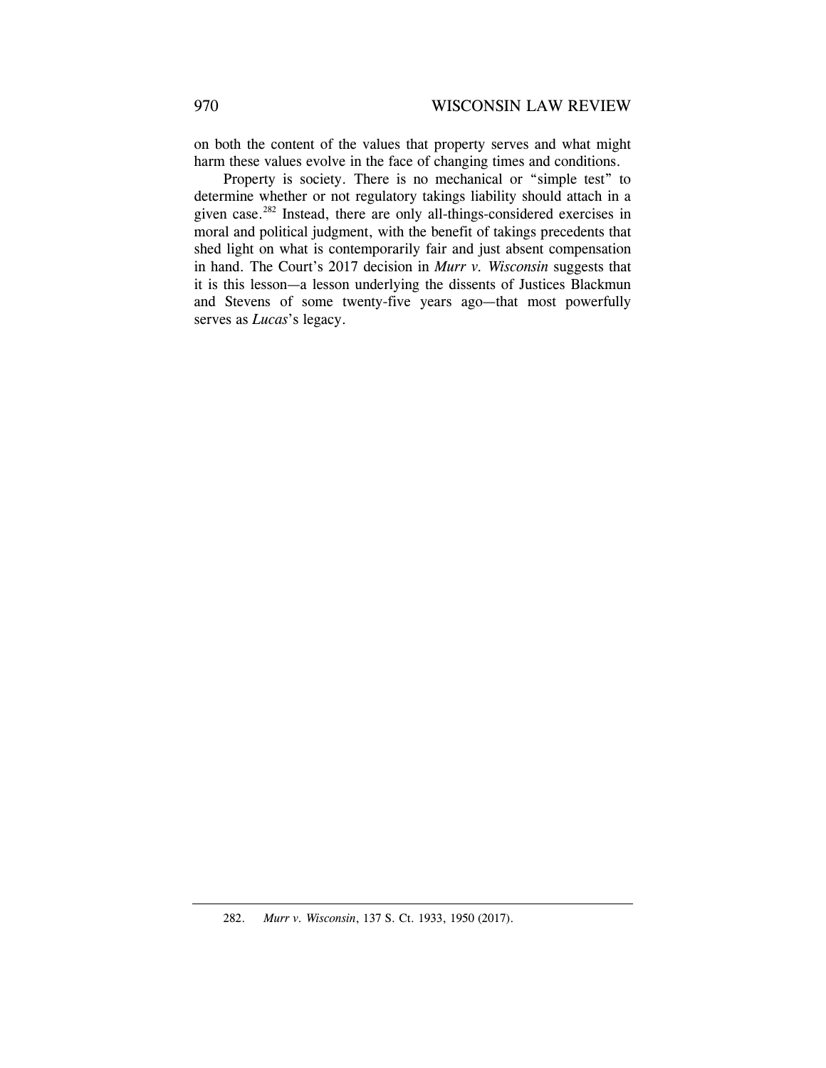on both the content of the values that property serves and what might harm these values evolve in the face of changing times and conditions.

Property is society. There is no mechanical or "simple test" to determine whether or not regulatory takings liability should attach in a given case.[282] Instead, there are only all-things-considered exercises in moral and political judgment, with the benefit of takings precedents that shed light on what is contemporarily fair and just absent compensation in hand. The Court's 2017 decision in *Murr v. Wisconsin* suggests that it is this lesson—a lesson underlying the dissents of Justices Blackmun and Stevens of some twenty-five years ago—that most powerfully serves as *Lucas*'s legacy.

---

282. *Murr v. Wisconsin*, 137 S. Ct. 1933, 1950 (2017).